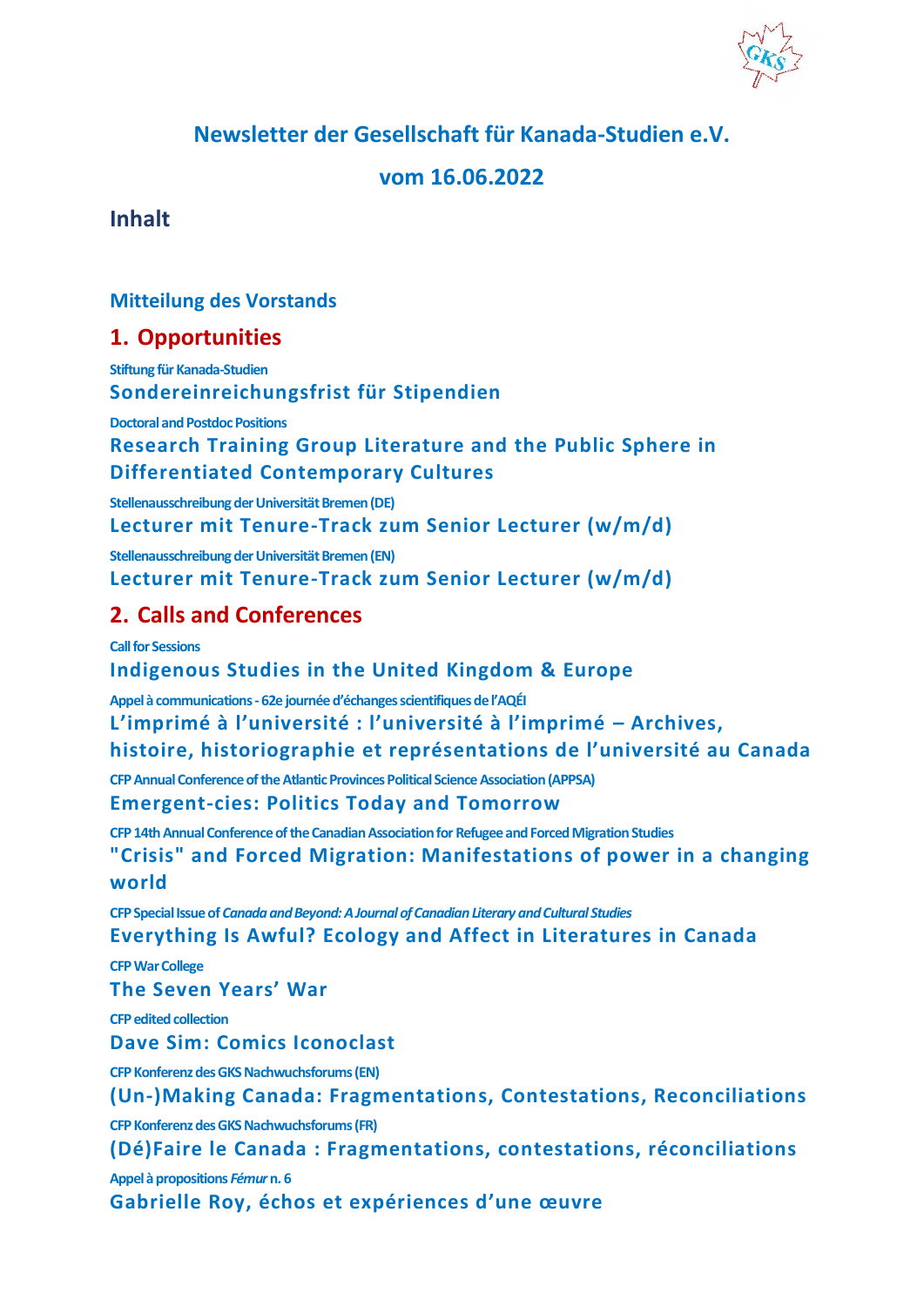# Newsletter der Gesellschaft für Kanada-Studien e.V.

# vom 16.06.2022

## Inhalt

### Mitteilung des Vorstands

## 1. Opportunities

Stiftung für Kanada-Studien

**Sondereinreichungsfrist für Stipendien**

Doctoral and Postdoc Positions

**Research Training Group Literature and the Public Sphere in Differentiated Contemporary Cultures**

Stellenausschreibung der Universität Bremen (DE)

**Lecturer mit Tenure-Track zum Senior Lecturer (w/m/d)**

Stellenausschreibung der Universität Bremen (EN)

**Lecturer mit Tenure-Track zum Senior Lecturer (w/m/d)**

## 2. Calls and Conferences

Call for Sessions

**Indigenous Studies in the United Kingdom & Europe**

Appel à communications - 62e journée d'échanges scientifiques de l'AQÉI

**L'imprimé à l'université : l'université à l'imprimé – Archives, histoire, historiographie et représentations de l'université au Canada**

CFP Annual Conference of the Atlantic Provinces Political Science Association (APPSA)

**Emergent-cies: Politics Today and Tomorrow**

CFP 14th Annual Conference of the Canadian Association for Refugee and Forced Migration Studies

**"Crisis" and Forced Migration: Manifestations of power in a changing world**

CFP Special Issue of *Canada and Beyond: A Journal of Canadian Literary and Cultural Studies*

**Everything Is Awful? Ecology and Affect in Literatures in Canada**

CFP War College

**The Seven Years' War**

CFP edited collection

**Dave Sim: Comics Iconoclast**

CFP Konferenz des GKS Nachwuchsforums (EN)

**(Un-)Making Canada: Fragmentations, Contestations, Reconciliations**

CFP Konferenz des GKS Nachwuchsforums (FR)

**(Dé)Faire le Canada : Fragmentations, contestations, réconciliations**

Appel à propositions *Fémur* n. 6

**Gabrielle Roy, échos et expériences d'une œuvre**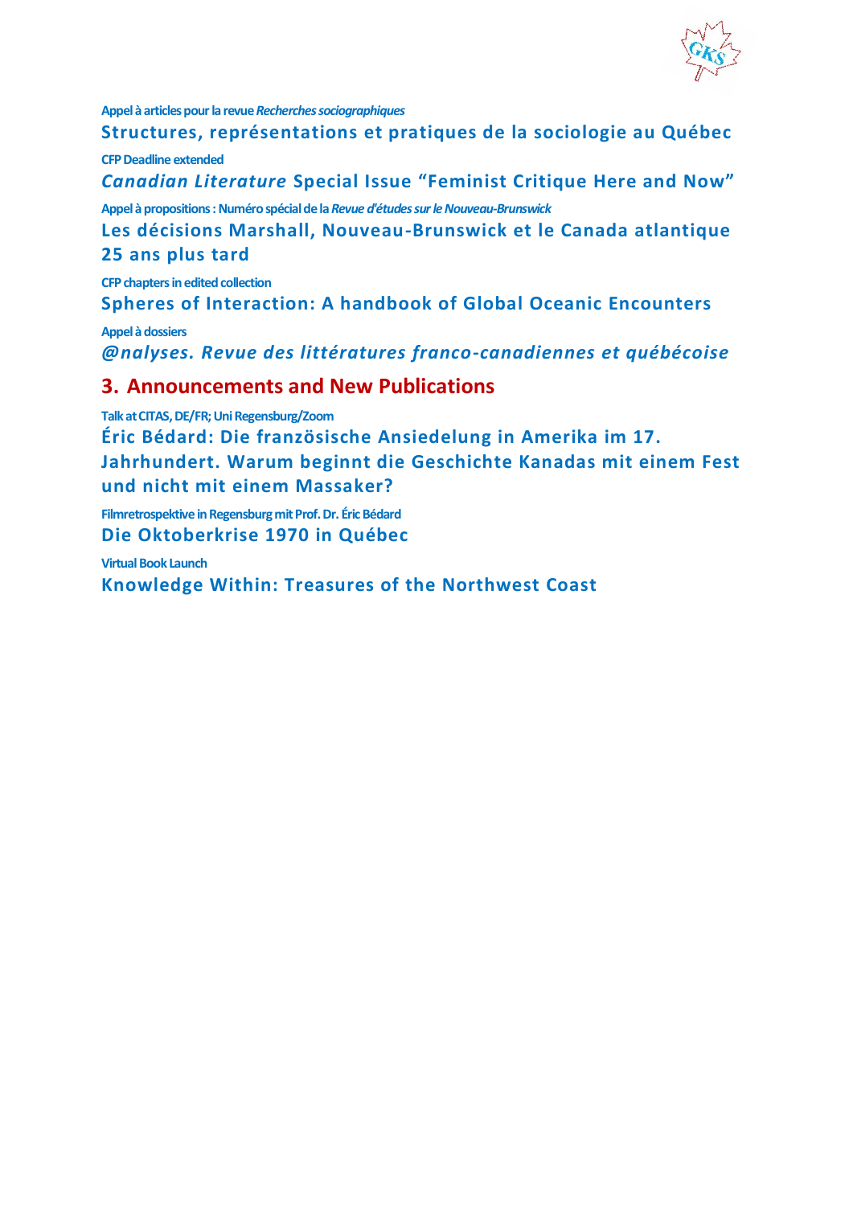Appel à articles pour la revue *Recherches sociographiques*

**Structures, représentations et pratiques de la sociologie au Québec**

CFP Deadline extended

***Canadian Literature* Special Issue "Feminist Critique Here and Now"**

Appel à propositions : Numéro spécial de la *Revue d'études sur le Nouveau-Brunswick*

**Les décisions Marshall, Nouveau-Brunswick et le Canada atlantique 25 ans plus tard**

CFP chapters in edited collection

**Spheres of Interaction: A handbook of Global Oceanic Encounters**

Appel à dossiers

***@nalyses. Revue des littératures franco-canadiennes et québécoise***

## 3. Announcements and New Publications

Talk at CITAS, DE/FR; Uni Regensburg/Zoom

**Éric Bédard: Die französische Ansiedelung in Amerika im 17. Jahrhundert. Warum beginnt die Geschichte Kanadas mit einem Fest und nicht mit einem Massaker?**

Filmretrospektive in Regensburg mit Prof. Dr. Éric Bédard

**Die Oktoberkrise 1970 in Québec**

Virtual Book Launch

**Knowledge Within: Treasures of the Northwest Coast**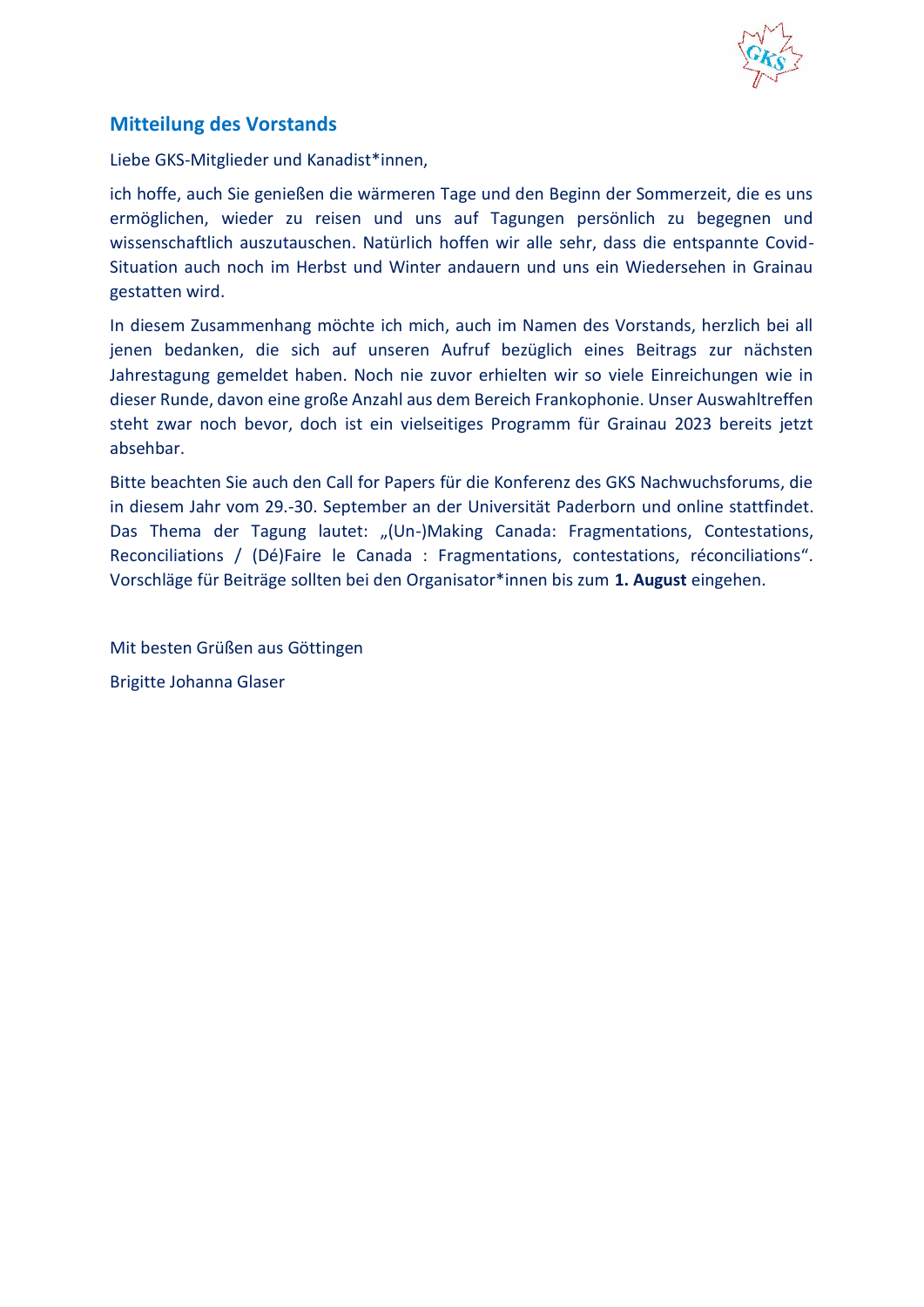## Mitteilung des Vorstands

Liebe GKS-Mitglieder und Kanadist*innen,

ich hoffe, auch Sie genießen die wärmeren Tage und den Beginn der Sommerzeit, die es uns ermöglichen, wieder zu reisen und uns auf Tagungen persönlich zu begegnen und wissenschaftlich auszutauschen. Natürlich hoffen wir alle sehr, dass die entspannte Covid-Situation auch noch im Herbst und Winter andauern und uns ein Wiedersehen in Grainau gestatten wird.

In diesem Zusammenhang möchte ich mich, auch im Namen des Vorstands, herzlich bei all jenen bedanken, die sich auf unseren Aufruf bezüglich eines Beitrags zur nächsten Jahrestagung gemeldet haben. Noch nie zuvor erhielten wir so viele Einreichungen wie in dieser Runde, davon eine große Anzahl aus dem Bereich Frankophonie. Unser Auswahltreffen steht zwar noch bevor, doch ist ein vielseitiges Programm für Grainau 2023 bereits jetzt absehbar.

Bitte beachten Sie auch den Call for Papers für die Konferenz des GKS Nachwuchsforums, die in diesem Jahr vom 29.-30. September an der Universität Paderborn und online stattfindet. Das Thema der Tagung lautet: „(Un-)Making Canada: Fragmentations, Contestations, Reconciliations / (Dé)Faire le Canada : Fragmentations, contestations, réconciliations“. Vorschläge für Beiträge sollten bei den Organisator*innen bis zum **1. August** eingehen.

Mit besten Grüßen aus Göttingen

Brigitte Johanna Glaser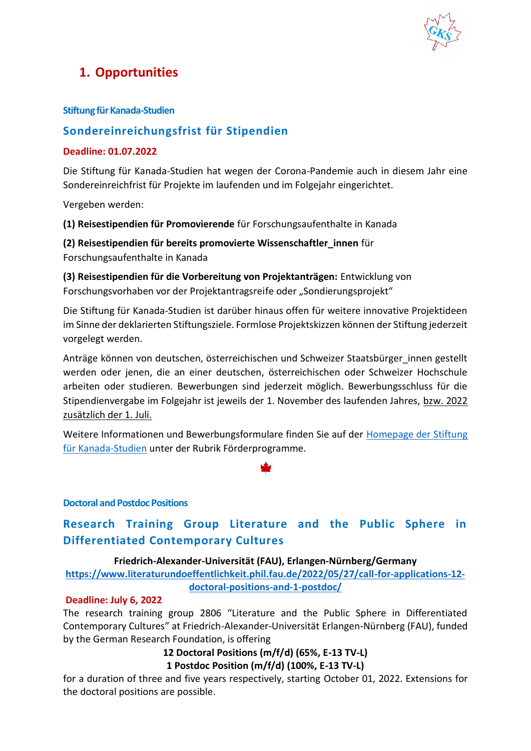# 1. Opportunities

### Stiftung für Kanada-Studien

## Sondereinreichungsfrist für Stipendien

**Deadline: 01.07.2022**

Die Stiftung für Kanada-Studien hat wegen der Corona-Pandemie auch in diesem Jahr eine Sondereinreichfrist für Projekte im laufenden und im Folgejahr eingerichtet.

Vergeben werden:

**(1) Reisestipendien für Promovierende** für Forschungsaufenthalte in Kanada

**(2) Reisestipendien für bereits promovierte Wissenschaftler_innen** für Forschungsaufenthalte in Kanada

**(3) Reisestipendien für die Vorbereitung von Projektanträgen:** Entwicklung von Forschungsvorhaben vor der Projektantragsreife oder „Sondierungsprojekt"

Die Stiftung für Kanada-Studien ist darüber hinaus offen für weitere innovative Projektideen im Sinne der deklarierten Stiftungsziele. Formlose Projektskizzen können der Stiftung jederzeit vorgelegt werden.

Anträge können von deutschen, österreichischen und Schweizer Staatsbürger_innen gestellt werden oder jenen, die an einer deutschen, österreichischen oder Schweizer Hochschule arbeiten oder studieren. Bewerbungen sind jederzeit möglich. Bewerbungsschluss für die Stipendienvergabe im Folgejahr ist jeweils der 1. November des laufenden Jahres, bzw. 2022 zusätzlich der 1. Juli.

Weitere Informationen und Bewerbungsformulare finden Sie auf der Homepage der Stiftung für Kanada-Studien unter der Rubrik Förderprogramme.

### Doctoral and Postdoc Positions

## Research Training Group Literature and the Public Sphere in Differentiated Contemporary Cultures

**Friedrich-Alexander-Universität (FAU), Erlangen-Nürnberg/Germany**
**https://www.literaturundoeffentlichkeit.phil.fau.de/2022/05/27/call-for-applications-12-doctoral-positions-and-1-postdoc/**

**Deadline: July 6, 2022**

The research training group 2806 "Literature and the Public Sphere in Differentiated Contemporary Cultures" at Friedrich-Alexander-Universität Erlangen-Nürnberg (FAU), funded by the German Research Foundation, is offering

**12 Doctoral Positions (m/f/d) (65%, E-13 TV-L)**
**1 Postdoc Position (m/f/d) (100%, E-13 TV-L)**

for a duration of three and five years respectively, starting October 01, 2022. Extensions for the doctoral positions are possible.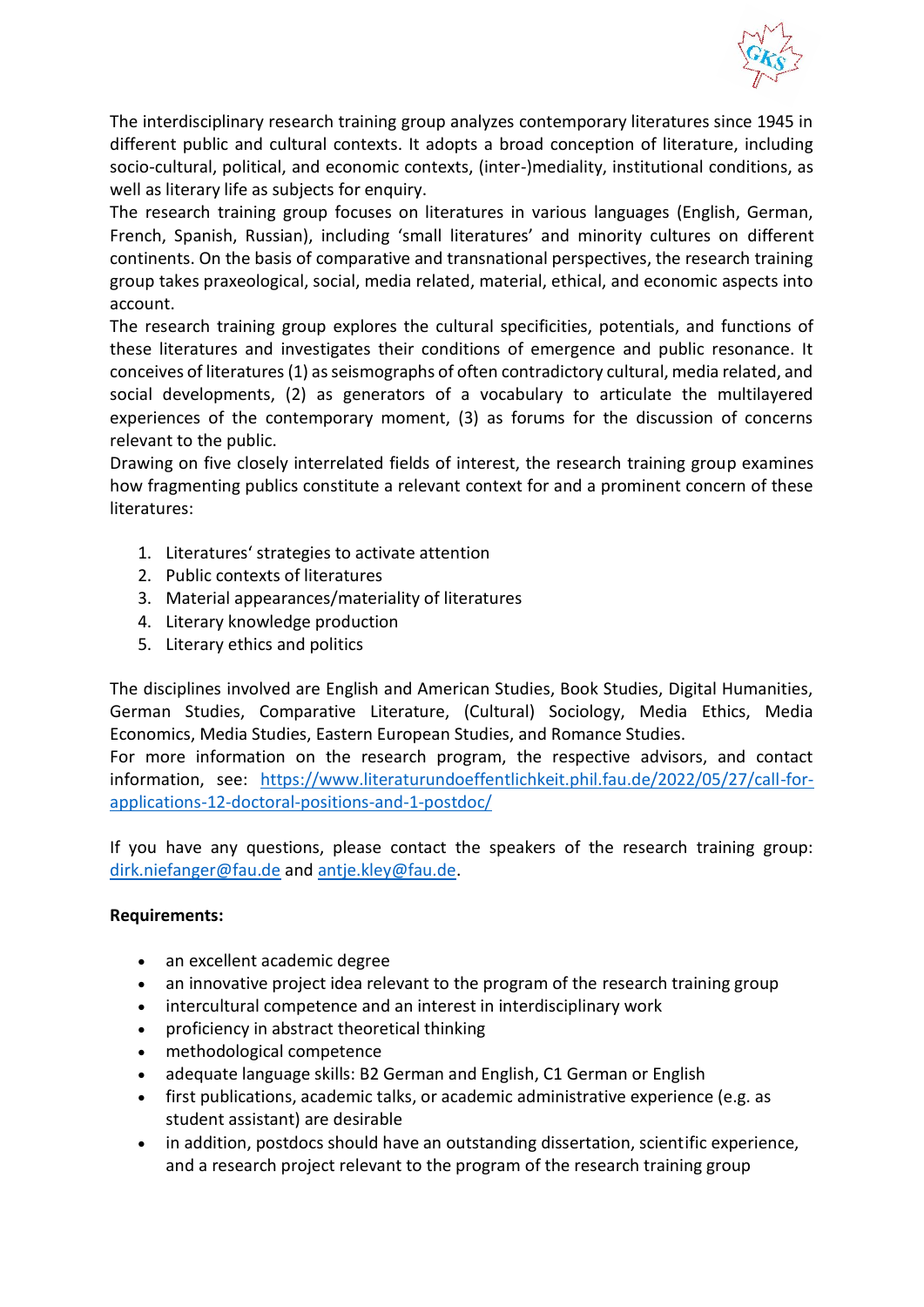The interdisciplinary research training group analyzes contemporary literatures since 1945 in different public and cultural contexts. It adopts a broad conception of literature, including socio-cultural, political, and economic contexts, (inter-)mediality, institutional conditions, as well as literary life as subjects for enquiry.

The research training group focuses on literatures in various languages (English, German, French, Spanish, Russian), including 'small literatures' and minority cultures on different continents. On the basis of comparative and transnational perspectives, the research training group takes praxeological, social, media related, material, ethical, and economic aspects into account.

The research training group explores the cultural specificities, potentials, and functions of these literatures and investigates their conditions of emergence and public resonance. It conceives of literatures (1) as seismographs of often contradictory cultural, media related, and social developments, (2) as generators of a vocabulary to articulate the multilayered experiences of the contemporary moment, (3) as forums for the discussion of concerns relevant to the public.

Drawing on five closely interrelated fields of interest, the research training group examines how fragmenting publics constitute a relevant context for and a prominent concern of these literatures:

1. Literatures' strategies to activate attention
2. Public contexts of literatures
3. Material appearances/materiality of literatures
4. Literary knowledge production
5. Literary ethics and politics

The disciplines involved are English and American Studies, Book Studies, Digital Humanities, German Studies, Comparative Literature, (Cultural) Sociology, Media Ethics, Media Economics, Media Studies, Eastern European Studies, and Romance Studies.

For more information on the research program, the respective advisors, and contact information, see: https://www.literaturundoeffentlichkeit.phil.fau.de/2022/05/27/call-for-applications-12-doctoral-positions-and-1-postdoc/

If you have any questions, please contact the speakers of the research training group: dirk.niefanger@fau.de and antje.kley@fau.de.

**Requirements:**

- an excellent academic degree
- an innovative project idea relevant to the program of the research training group
- intercultural competence and an interest in interdisciplinary work
- proficiency in abstract theoretical thinking
- methodological competence
- adequate language skills: B2 German and English, C1 German or English
- first publications, academic talks, or academic administrative experience (e.g. as student assistant) are desirable
- in addition, postdocs should have an outstanding dissertation, scientific experience, and a research project relevant to the program of the research training group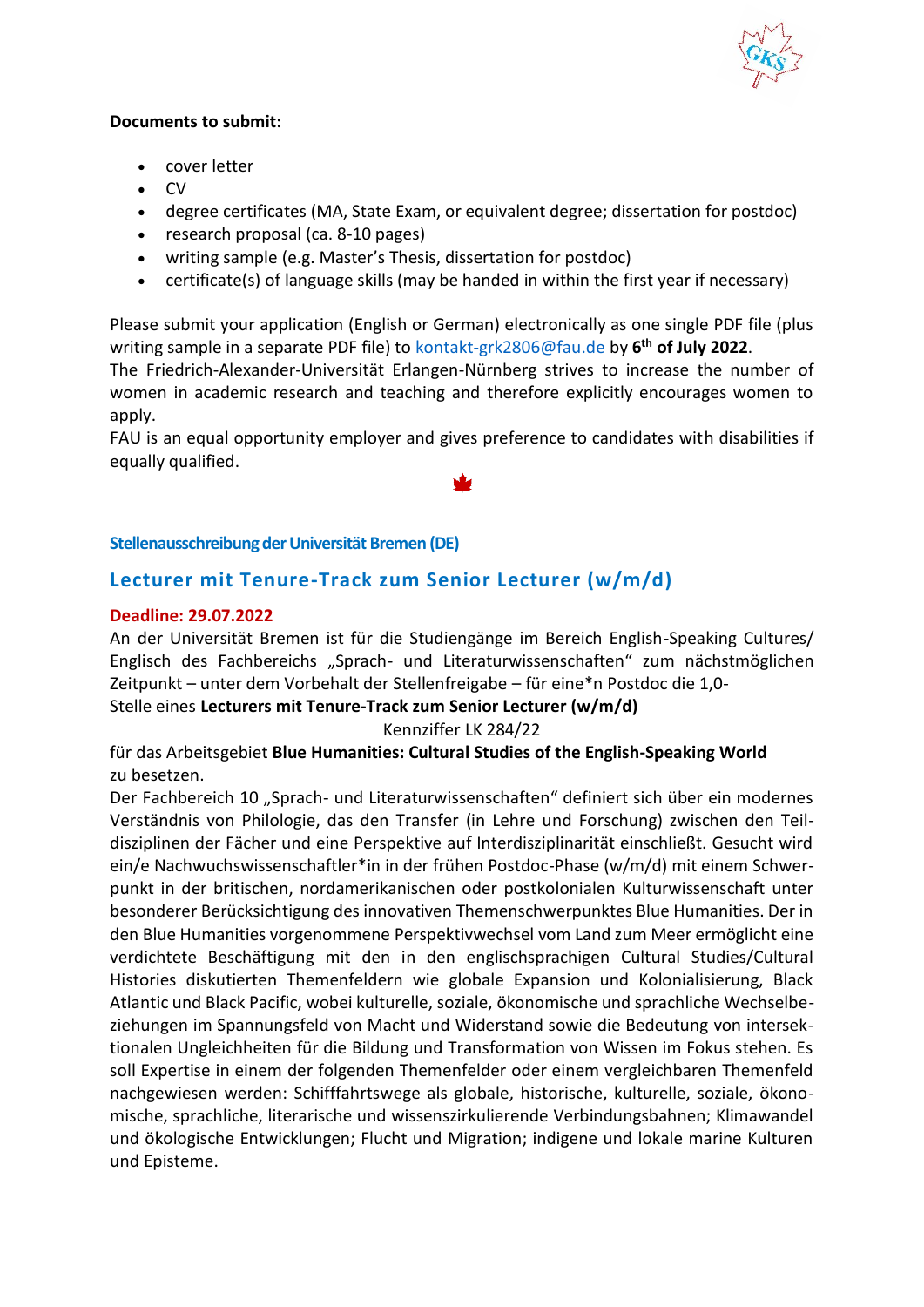**Documents to submit:**

- cover letter
- CV
- degree certificates (MA, State Exam, or equivalent degree; dissertation for postdoc)
- research proposal (ca. 8-10 pages)
- writing sample (e.g. Master's Thesis, dissertation for postdoc)
- certificate(s) of language skills (may be handed in within the first year if necessary)

Please submit your application (English or German) electronically as one single PDF file (plus writing sample in a separate PDF file) to kontakt-grk2806@fau.de by **6th of July 2022**.
The Friedrich-Alexander-Universität Erlangen-Nürnberg strives to increase the number of women in academic research and teaching and therefore explicitly encourages women to apply.
FAU is an equal opportunity employer and gives preference to candidates with disabilities if equally qualified.

### Stellenausschreibung der Universität Bremen (DE)

## Lecturer mit Tenure-Track zum Senior Lecturer (w/m/d)

**Deadline: 29.07.2022**

An der Universität Bremen ist für die Studiengänge im Bereich English-Speaking Cultures/ Englisch des Fachbereichs „Sprach- und Literaturwissenschaften" zum nächstmöglichen Zeitpunkt – unter dem Vorbehalt der Stellenfreigabe – für eine*n Postdoc die 1,0-Stelle eines **Lecturers mit Tenure-Track zum Senior Lecturer (w/m/d)**

Kennziffer LK 284/22

für das Arbeitsgebiet **Blue Humanities: Cultural Studies of the English-Speaking World** zu besetzen.

Der Fachbereich 10 „Sprach- und Literaturwissenschaften" definiert sich über ein modernes Verständnis von Philologie, das den Transfer (in Lehre und Forschung) zwischen den Teildisziplinen der Fächer und eine Perspektive auf Interdisziplinarität einschließt. Gesucht wird ein/e Nachwuchswissenschaftler*in in der frühen Postdoc-Phase (w/m/d) mit einem Schwerpunkt in der britischen, nordamerikanischen oder postkolonialen Kulturwissenschaft unter besonderer Berücksichtigung des innovativen Themenschwerpunktes Blue Humanities. Der in den Blue Humanities vorgenommene Perspektivwechsel vom Land zum Meer ermöglicht eine verdichtete Beschäftigung mit den in den englischsprachigen Cultural Studies/Cultural Histories diskutierten Themenfeldern wie globale Expansion und Kolonialisierung, Black Atlantic und Black Pacific, wobei kulturelle, soziale, ökonomische und sprachliche Wechselbeziehungen im Spannungsfeld von Macht und Widerstand sowie die Bedeutung von intersektionalen Ungleichheiten für die Bildung und Transformation von Wissen im Fokus stehen. Es soll Expertise in einem der folgenden Themenfelder oder einem vergleichbaren Themenfeld nachgewiesen werden: Schifffahrtswege als globale, historische, kulturelle, soziale, ökonomische, sprachliche, literarische und wissenszirkulierende Verbindungsbahnen; Klimawandel und ökologische Entwicklungen; Flucht und Migration; indigene und lokale marine Kulturen und Episteme.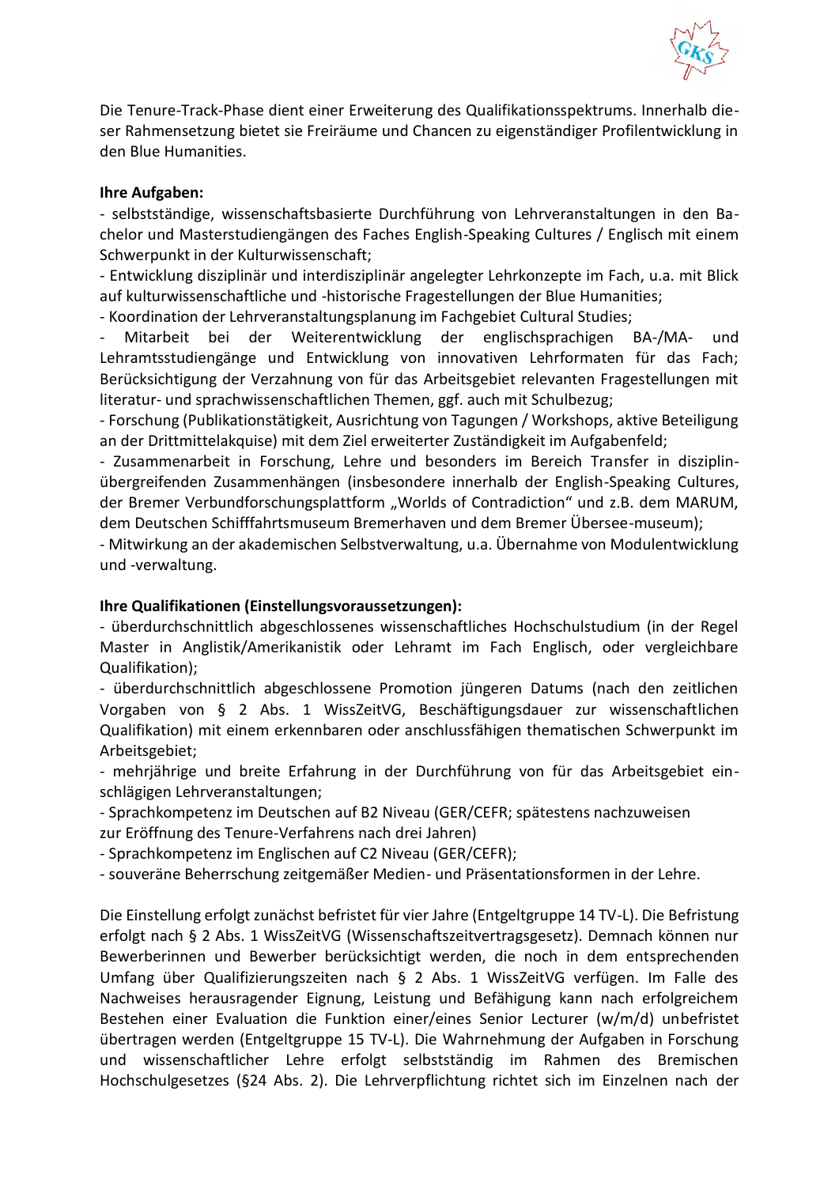Die Tenure-Track-Phase dient einer Erweiterung des Qualifikationsspektrums. Innerhalb dieser Rahmensetzung bietet sie Freiräume und Chancen zu eigenständiger Profilentwicklung in den Blue Humanities.

**Ihre Aufgaben:**

- selbstständige, wissenschaftsbasierte Durchführung von Lehrveranstaltungen in den Bachelor und Masterstudiengängen des Faches English-Speaking Cultures / Englisch mit einem Schwerpunkt in der Kulturwissenschaft;
- Entwicklung disziplinär und interdisziplinär angelegter Lehrkonzepte im Fach, u.a. mit Blick auf kulturwissenschaftliche und -historische Fragestellungen der Blue Humanities;
- Koordination der Lehrveranstaltungsplanung im Fachgebiet Cultural Studies;
- Mitarbeit bei der Weiterentwicklung der englischsprachigen BA-/MA- und Lehramtsstudiengänge und Entwicklung von innovativen Lehrformaten für das Fach; Berücksichtigung der Verzahnung von für das Arbeitsgebiet relevanten Fragestellungen mit literatur- und sprachwissenschaftlichen Themen, ggf. auch mit Schulbezug;
- Forschung (Publikationstätigkeit, Ausrichtung von Tagungen / Workshops, aktive Beteiligung an der Drittmittelakquise) mit dem Ziel erweiterter Zuständigkeit im Aufgabenfeld;
- Zusammenarbeit in Forschung, Lehre und besonders im Bereich Transfer in disziplinübergreifenden Zusammenhängen (insbesondere innerhalb der English-Speaking Cultures, der Bremer Verbundforschungsplattform „Worlds of Contradiction“ und z.B. dem MARUM, dem Deutschen Schifffahrtsmuseum Bremerhaven und dem Bremer Übersee-museum);
- Mitwirkung an der akademischen Selbstverwaltung, u.a. Übernahme von Modulentwicklung und -verwaltung.

**Ihre Qualifikationen (Einstellungsvoraussetzungen):**

- überdurchschnittlich abgeschlossenes wissenschaftliches Hochschulstudium (in der Regel Master in Anglistik/Amerikanistik oder Lehramt im Fach Englisch, oder vergleichbare Qualifikation);
- überdurchschnittlich abgeschlossene Promotion jüngeren Datums (nach den zeitlichen Vorgaben von § 2 Abs. 1 WissZeitVG, Beschäftigungsdauer zur wissenschaftlichen Qualifikation) mit einem erkennbaren oder anschlussfähigen thematischen Schwerpunkt im Arbeitsgebiet;
- mehrjährige und breite Erfahrung in der Durchführung von für das Arbeitsgebiet einschlägigen Lehrveranstaltungen;
- Sprachkompetenz im Deutschen auf B2 Niveau (GER/CEFR; spätestens nachzuweisen zur Eröffnung des Tenure-Verfahrens nach drei Jahren)
- Sprachkompetenz im Englischen auf C2 Niveau (GER/CEFR);
- souveräne Beherrschung zeitgemäßer Medien- und Präsentationsformen in der Lehre.

Die Einstellung erfolgt zunächst befristet für vier Jahre (Entgeltgruppe 14 TV-L). Die Befristung erfolgt nach § 2 Abs. 1 WissZeitVG (Wissenschaftszeitvertragsgesetz). Demnach können nur Bewerberinnen und Bewerber berücksichtigt werden, die noch in dem entsprechenden Umfang über Qualifizierungszeiten nach § 2 Abs. 1 WissZeitVG verfügen. Im Falle des Nachweises herausragender Eignung, Leistung und Befähigung kann nach erfolgreichem Bestehen einer Evaluation die Funktion einer/eines Senior Lecturer (w/m/d) unbefristet übertragen werden (Entgeltgruppe 15 TV-L). Die Wahrnehmung der Aufgaben in Forschung und wissenschaftlicher Lehre erfolgt selbstständig im Rahmen des Bremischen Hochschulgesetzes (§24 Abs. 2). Die Lehrverpflichtung richtet sich im Einzelnen nach der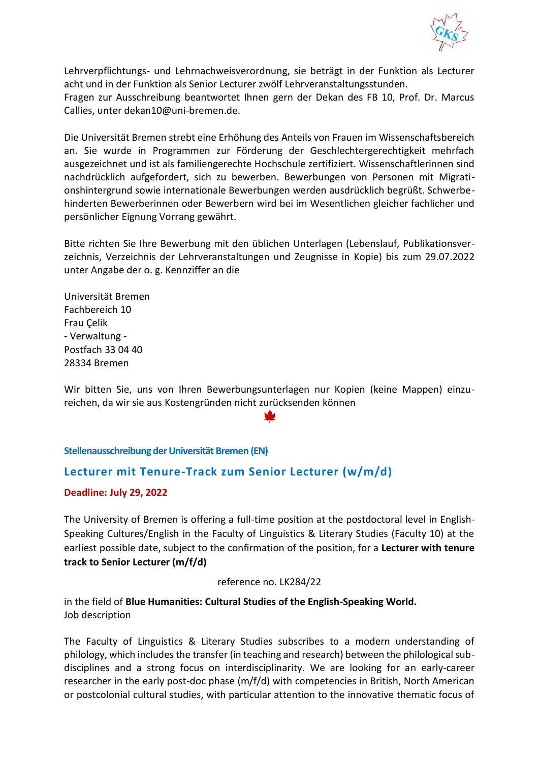Lehrverpflichtungs- und Lehrnachweisverordnung, sie beträgt in der Funktion als Lecturer acht und in der Funktion als Senior Lecturer zwölf Lehrveranstaltungsstunden.
Fragen zur Ausschreibung beantwortet Ihnen gern der Dekan des FB 10, Prof. Dr. Marcus Callies, unter dekan10@uni-bremen.de.

Die Universität Bremen strebt eine Erhöhung des Anteils von Frauen im Wissenschaftsbereich an. Sie wurde in Programmen zur Förderung der Geschlechtergerechtigkeit mehrfach ausgezeichnet und ist als familiengerechte Hochschule zertifiziert. Wissenschaftlerinnen sind nachdrücklich aufgefordert, sich zu bewerben. Bewerbungen von Personen mit Migrationshintergrund sowie internationale Bewerbungen werden ausdrücklich begrüßt. Schwerbehinderten Bewerberinnen oder Bewerbern wird bei im Wesentlichen gleicher fachlicher und persönlicher Eignung Vorrang gewährt.

Bitte richten Sie Ihre Bewerbung mit den üblichen Unterlagen (Lebenslauf, Publikationsverzeichnis, Verzeichnis der Lehrveranstaltungen und Zeugnisse in Kopie) bis zum 29.07.2022 unter Angabe der o. g. Kennziffer an die

Universität Bremen
Fachbereich 10
Frau Çelik
- Verwaltung -
Postfach 33 04 40
28334 Bremen

Wir bitten Sie, uns von Ihren Bewerbungsunterlagen nur Kopien (keine Mappen) einzureichen, da wir sie aus Kostengründen nicht zurücksenden können

### Stellenausschreibung der Universität Bremen (EN)

## Lecturer mit Tenure-Track zum Senior Lecturer (w/m/d)

**Deadline: July 29, 2022**

The University of Bremen is offering a full-time position at the postdoctoral level in English-Speaking Cultures/English in the Faculty of Linguistics & Literary Studies (Faculty 10) at the earliest possible date, subject to the confirmation of the position, for a **Lecturer with tenure track to Senior Lecturer (m/f/d)**

reference no. LK284/22

in the field of **Blue Humanities: Cultural Studies of the English-Speaking World.**
Job description

The Faculty of Linguistics & Literary Studies subscribes to a modern understanding of philology, which includes the transfer (in teaching and research) between the philological sub-disciplines and a strong focus on interdisciplinarity. We are looking for an early-career researcher in the early post-doc phase (m/f/d) with competencies in British, North American or postcolonial cultural studies, with particular attention to the innovative thematic focus of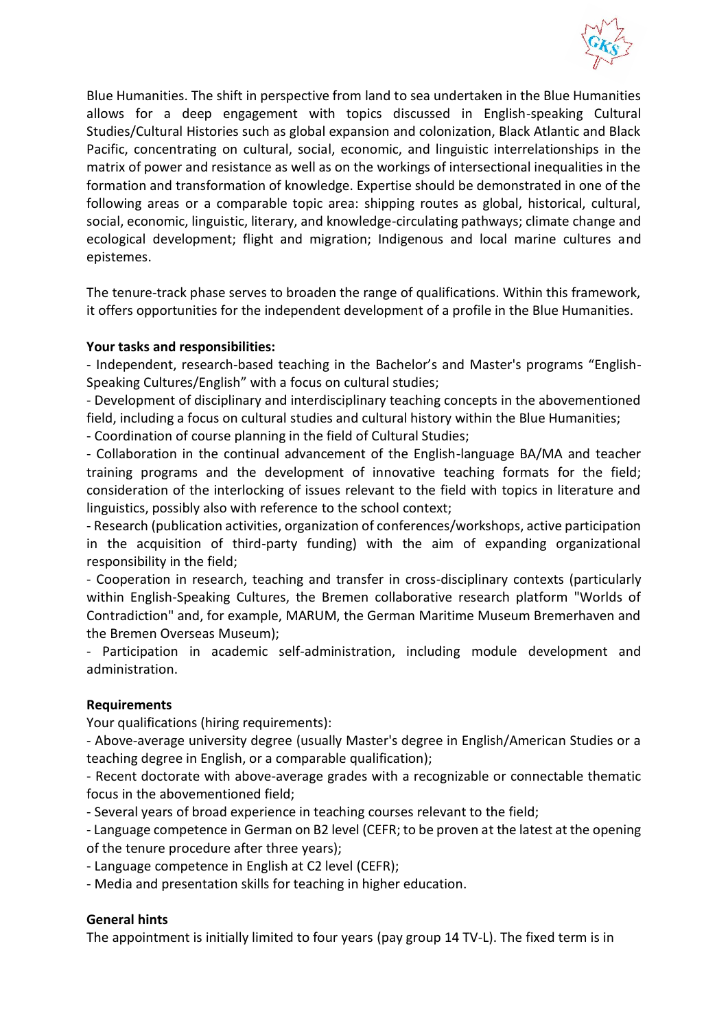Blue Humanities. The shift in perspective from land to sea undertaken in the Blue Humanities allows for a deep engagement with topics discussed in English-speaking Cultural Studies/Cultural Histories such as global expansion and colonization, Black Atlantic and Black Pacific, concentrating on cultural, social, economic, and linguistic interrelationships in the matrix of power and resistance as well as on the workings of intersectional inequalities in the formation and transformation of knowledge. Expertise should be demonstrated in one of the following areas or a comparable topic area: shipping routes as global, historical, cultural, social, economic, linguistic, literary, and knowledge-circulating pathways; climate change and ecological development; flight and migration; Indigenous and local marine cultures and epistemes.

The tenure-track phase serves to broaden the range of qualifications. Within this framework, it offers opportunities for the independent development of a profile in the Blue Humanities.

**Your tasks and responsibilities:**

- Independent, research-based teaching in the Bachelor's and Master's programs "English-Speaking Cultures/English" with a focus on cultural studies;
- Development of disciplinary and interdisciplinary teaching concepts in the abovementioned field, including a focus on cultural studies and cultural history within the Blue Humanities;
- Coordination of course planning in the field of Cultural Studies;
- Collaboration in the continual advancement of the English-language BA/MA and teacher training programs and the development of innovative teaching formats for the field; consideration of the interlocking of issues relevant to the field with topics in literature and linguistics, possibly also with reference to the school context;
- Research (publication activities, organization of conferences/workshops, active participation in the acquisition of third-party funding) with the aim of expanding organizational responsibility in the field;
- Cooperation in research, teaching and transfer in cross-disciplinary contexts (particularly within English-Speaking Cultures, the Bremen collaborative research platform "Worlds of Contradiction" and, for example, MARUM, the German Maritime Museum Bremerhaven and the Bremen Overseas Museum);
- Participation in academic self-administration, including module development and administration.

**Requirements**

Your qualifications (hiring requirements):

- Above-average university degree (usually Master's degree in English/American Studies or a teaching degree in English, or a comparable qualification);
- Recent doctorate with above-average grades with a recognizable or connectable thematic focus in the abovementioned field;
- Several years of broad experience in teaching courses relevant to the field;
- Language competence in German on B2 level (CEFR; to be proven at the latest at the opening of the tenure procedure after three years);
- Language competence in English at C2 level (CEFR);
- Media and presentation skills for teaching in higher education.

**General hints**

The appointment is initially limited to four years (pay group 14 TV-L). The fixed term is in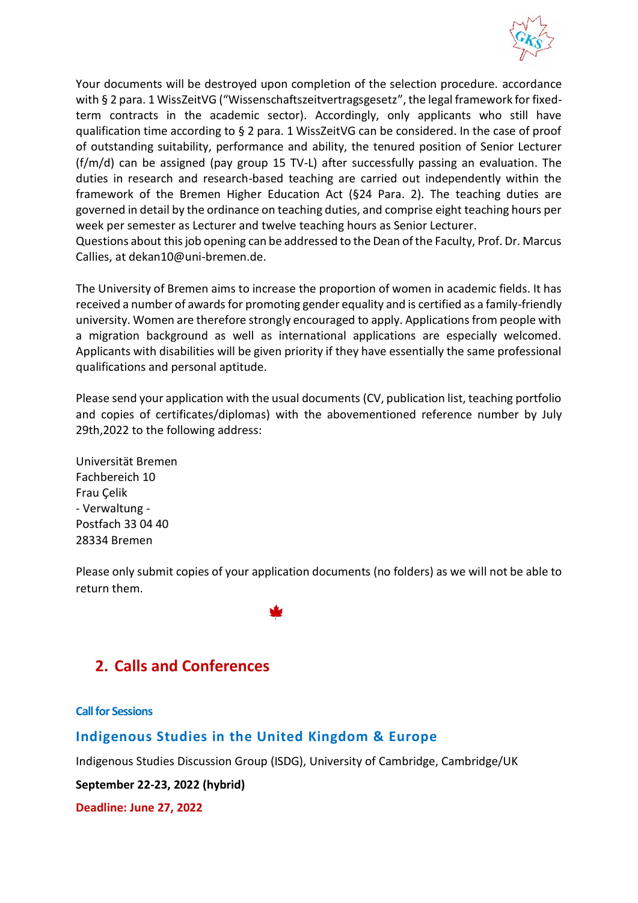Your documents will be destroyed upon completion of the selection procedure. accordance with § 2 para. 1 WissZeitVG ("Wissenschaftszeitvertragsgesetz", the legal framework for fixed-term contracts in the academic sector). Accordingly, only applicants who still have qualification time according to § 2 para. 1 WissZeitVG can be considered. In the case of proof of outstanding suitability, performance and ability, the tenured position of Senior Lecturer (f/m/d) can be assigned (pay group 15 TV-L) after successfully passing an evaluation. The duties in research and research-based teaching are carried out independently within the framework of the Bremen Higher Education Act (§24 Para. 2). The teaching duties are governed in detail by the ordinance on teaching duties, and comprise eight teaching hours per week per semester as Lecturer and twelve teaching hours as Senior Lecturer.
Questions about this job opening can be addressed to the Dean of the Faculty, Prof. Dr. Marcus Callies, at dekan10@uni-bremen.de.

The University of Bremen aims to increase the proportion of women in academic fields. It has received a number of awards for promoting gender equality and is certified as a family-friendly university. Women are therefore strongly encouraged to apply. Applications from people with a migration background as well as international applications are especially welcomed. Applicants with disabilities will be given priority if they have essentially the same professional qualifications and personal aptitude.

Please send your application with the usual documents (CV, publication list, teaching portfolio and copies of certificates/diplomas) with the abovementioned reference number by July 29th,2022 to the following address:

Universität Bremen
Fachbereich 10
Frau Çelik
- Verwaltung -
Postfach 33 04 40
28334 Bremen

Please only submit copies of your application documents (no folders) as we will not be able to return them.

## 2. Calls and Conferences

**Call for Sessions**

### Indigenous Studies in the United Kingdom & Europe

Indigenous Studies Discussion Group (ISDG), University of Cambridge, Cambridge/UK

**September 22-23, 2022 (hybrid)**

**Deadline: June 27, 2022**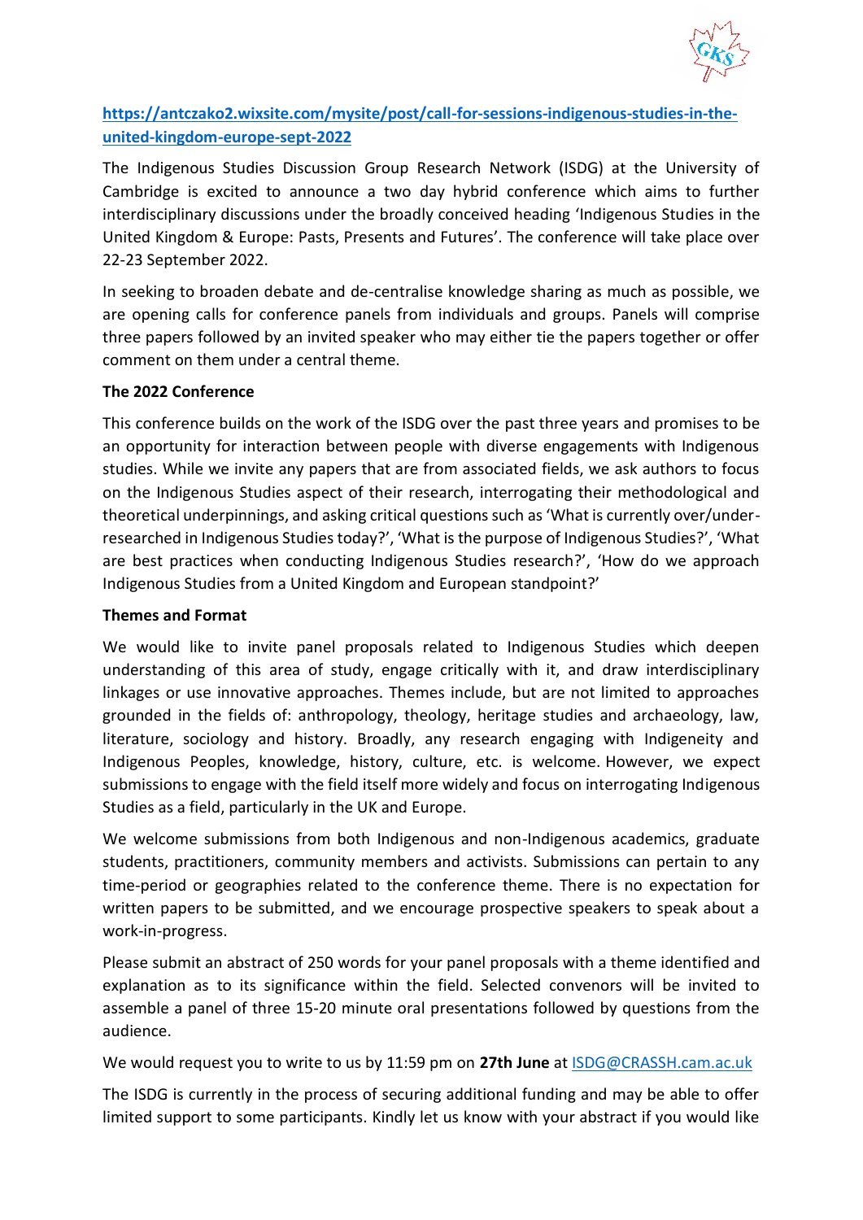[https://antczako2.wixsite.com/mysite/post/call-for-sessions-indigenous-studies-in-the-united-kingdom-europe-sept-2022](https://antczako2.wixsite.com/mysite/post/call-for-sessions-indigenous-studies-in-the-united-kingdom-europe-sept-2022)

The Indigenous Studies Discussion Group Research Network (ISDG) at the University of Cambridge is excited to announce a two day hybrid conference which aims to further interdisciplinary discussions under the broadly conceived heading 'Indigenous Studies in the United Kingdom & Europe: Pasts, Presents and Futures'. The conference will take place over 22-23 September 2022.

In seeking to broaden debate and de-centralise knowledge sharing as much as possible, we are opening calls for conference panels from individuals and groups. Panels will comprise three papers followed by an invited speaker who may either tie the papers together or offer comment on them under a central theme.

**The 2022 Conference**

This conference builds on the work of the ISDG over the past three years and promises to be an opportunity for interaction between people with diverse engagements with Indigenous studies. While we invite any papers that are from associated fields, we ask authors to focus on the Indigenous Studies aspect of their research, interrogating their methodological and theoretical underpinnings, and asking critical questions such as 'What is currently over/under-researched in Indigenous Studies today?', 'What is the purpose of Indigenous Studies?', 'What are best practices when conducting Indigenous Studies research?', 'How do we approach Indigenous Studies from a United Kingdom and European standpoint?'

**Themes and Format**

We would like to invite panel proposals related to Indigenous Studies which deepen understanding of this area of study, engage critically with it, and draw interdisciplinary linkages or use innovative approaches. Themes include, but are not limited to approaches grounded in the fields of: anthropology, theology, heritage studies and archaeology, law, literature, sociology and history. Broadly, any research engaging with Indigeneity and Indigenous Peoples, knowledge, history, culture, etc. is welcome. However, we expect submissions to engage with the field itself more widely and focus on interrogating Indigenous Studies as a field, particularly in the UK and Europe.

We welcome submissions from both Indigenous and non-Indigenous academics, graduate students, practitioners, community members and activists. Submissions can pertain to any time-period or geographies related to the conference theme. There is no expectation for written papers to be submitted, and we encourage prospective speakers to speak about a work-in-progress.

Please submit an abstract of 250 words for your panel proposals with a theme identified and explanation as to its significance within the field. Selected convenors will be invited to assemble a panel of three 15-20 minute oral presentations followed by questions from the audience.

We would request you to write to us by 11:59 pm on **27th June** at [ISDG@CRASSH.cam.ac.uk](mailto:ISDG@CRASSH.cam.ac.uk)

The ISDG is currently in the process of securing additional funding and may be able to offer limited support to some participants. Kindly let us know with your abstract if you would like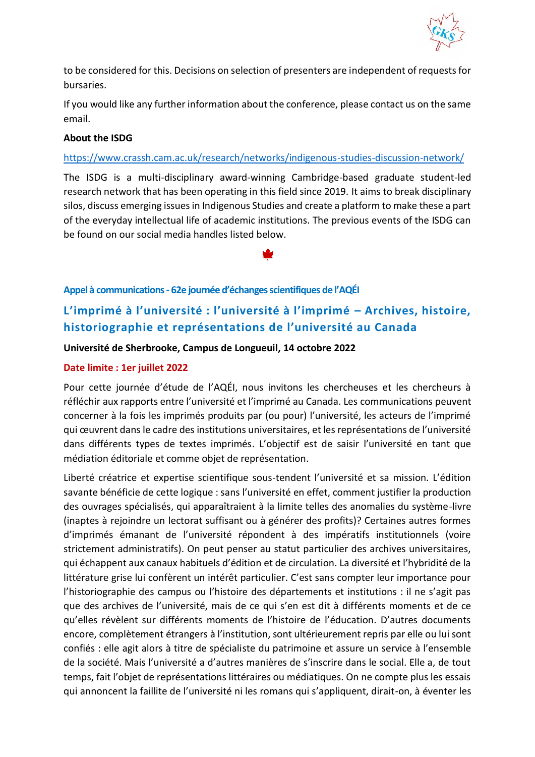to be considered for this. Decisions on selection of presenters are independent of requests for bursaries.

If you would like any further information about the conference, please contact us on the same email.

**About the ISDG**

https://www.crassh.cam.ac.uk/research/networks/indigenous-studies-discussion-network/

The ISDG is a multi-disciplinary award-winning Cambridge-based graduate student-led research network that has been operating in this field since 2019. It aims to break disciplinary silos, discuss emerging issues in Indigenous Studies and create a platform to make these a part of the everyday intellectual life of academic institutions. The previous events of the ISDG can be found on our social media handles listed below.

**Appel à communications - 62e journée d'échanges scientifiques de l'AQÉI**

## L'imprimé à l'université : l'université à l'imprimé – Archives, histoire, historiographie et représentations de l'université au Canada

**Université de Sherbrooke, Campus de Longueuil, 14 octobre 2022**

**Date limite : 1er juillet 2022**

Pour cette journée d'étude de l'AQÉI, nous invitons les chercheuses et les chercheurs à réfléchir aux rapports entre l'université et l'imprimé au Canada. Les communications peuvent concerner à la fois les imprimés produits par (ou pour) l'université, les acteurs de l'imprimé qui œuvrent dans le cadre des institutions universitaires, et les représentations de l'université dans différents types de textes imprimés. L'objectif est de saisir l'université en tant que médiation éditoriale et comme objet de représentation.

Liberté créatrice et expertise scientifique sous-tendent l'université et sa mission. L'édition savante bénéficie de cette logique : sans l'université en effet, comment justifier la production des ouvrages spécialisés, qui apparaîtraient à la limite telles des anomalies du système-livre (inaptes à rejoindre un lectorat suffisant ou à générer des profits)? Certaines autres formes d'imprimés émanant de l'université répondent à des impératifs institutionnels (voire strictement administratifs). On peut penser au statut particulier des archives universitaires, qui échappent aux canaux habituels d'édition et de circulation. La diversité et l'hybridité de la littérature grise lui confèrent un intérêt particulier. C'est sans compter leur importance pour l'historiographie des campus ou l'histoire des départements et institutions : il ne s'agit pas que des archives de l'université, mais de ce qui s'en est dit à différents moments et de ce qu'elles révèlent sur différents moments de l'histoire de l'éducation. D'autres documents encore, complètement étrangers à l'institution, sont ultérieurement repris par elle ou lui sont confiés : elle agit alors à titre de spécialiste du patrimoine et assure un service à l'ensemble de la société. Mais l'université a d'autres manières de s'inscrire dans le social. Elle a, de tout temps, fait l'objet de représentations littéraires ou médiatiques. On ne compte plus les essais qui annoncent la faillite de l'université ni les romans qui s'appliquent, dirait-on, à éventer les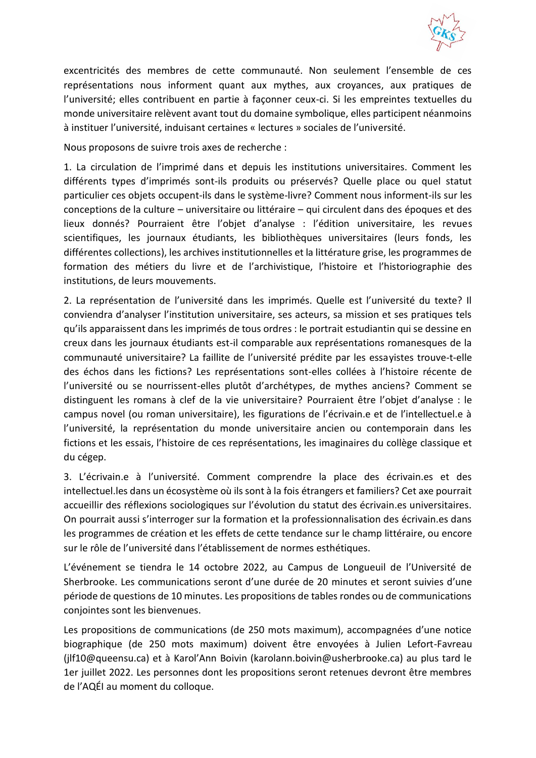excentricités des membres de cette communauté. Non seulement l'ensemble de ces représentations nous informent quant aux mythes, aux croyances, aux pratiques de l'université; elles contribuent en partie à façonner ceux-ci. Si les empreintes textuelles du monde universitaire relèvent avant tout du domaine symbolique, elles participent néanmoins à instituer l'université, induisant certaines « lectures » sociales de l'université.

Nous proposons de suivre trois axes de recherche :

1. La circulation de l'imprimé dans et depuis les institutions universitaires. Comment les différents types d'imprimés sont-ils produits ou préservés? Quelle place ou quel statut particulier ces objets occupent-ils dans le système-livre? Comment nous informent-ils sur les conceptions de la culture – universitaire ou littéraire – qui circulent dans des époques et des lieux donnés? Pourraient être l'objet d'analyse : l'édition universitaire, les revues scientifiques, les journaux étudiants, les bibliothèques universitaires (leurs fonds, les différentes collections), les archives institutionnelles et la littérature grise, les programmes de formation des métiers du livre et de l'archivistique, l'histoire et l'historiographie des institutions, de leurs mouvements.

2. La représentation de l'université dans les imprimés. Quelle est l'université du texte? Il conviendra d'analyser l'institution universitaire, ses acteurs, sa mission et ses pratiques tels qu'ils apparaissent dans les imprimés de tous ordres : le portrait estudiantin qui se dessine en creux dans les journaux étudiants est-il comparable aux représentations romanesques de la communauté universitaire? La faillite de l'université prédite par les essayistes trouve-t-elle des échos dans les fictions? Les représentations sont-elles collées à l'histoire récente de l'université ou se nourrissent-elles plutôt d'archétypes, de mythes anciens? Comment se distinguent les romans à clef de la vie universitaire? Pourraient être l'objet d'analyse : le campus novel (ou roman universitaire), les figurations de l'écrivain.e et de l'intellectuel.e à l'université, la représentation du monde universitaire ancien ou contemporain dans les fictions et les essais, l'histoire de ces représentations, les imaginaires du collège classique et du cégep.

3. L'écrivain.e à l'université. Comment comprendre la place des écrivain.es et des intellectuel.les dans un écosystème où ils sont à la fois étrangers et familiers? Cet axe pourrait accueillir des réflexions sociologiques sur l'évolution du statut des écrivain.es universitaires. On pourrait aussi s'interroger sur la formation et la professionnalisation des écrivain.es dans les programmes de création et les effets de cette tendance sur le champ littéraire, ou encore sur le rôle de l'université dans l'établissement de normes esthétiques.

L'événement se tiendra le 14 octobre 2022, au Campus de Longueuil de l'Université de Sherbrooke. Les communications seront d'une durée de 20 minutes et seront suivies d'une période de questions de 10 minutes. Les propositions de tables rondes ou de communications conjointes sont les bienvenues.

Les propositions de communications (de 250 mots maximum), accompagnées d'une notice biographique (de 250 mots maximum) doivent être envoyées à Julien Lefort-Favreau (jlf10@queensu.ca) et à Karol'Ann Boivin (karolann.boivin@usherbrooke.ca) au plus tard le 1er juillet 2022. Les personnes dont les propositions seront retenues devront être membres de l'AQÉI au moment du colloque.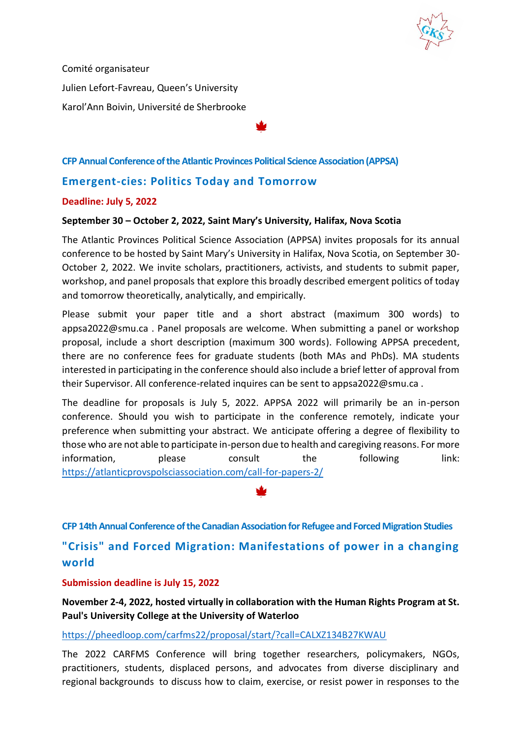Comité organisateur

Julien Lefort-Favreau, Queen's University

Karol'Ann Boivin, Université de Sherbrooke

🍁

**CFP Annual Conference of the Atlantic Provinces Political Science Association (APPSA)**

## Emergent-cies: Politics Today and Tomorrow

**Deadline: July 5, 2022**

**September 30 – October 2, 2022, Saint Mary's University, Halifax, Nova Scotia**

The Atlantic Provinces Political Science Association (APPSA) invites proposals for its annual conference to be hosted by Saint Mary's University in Halifax, Nova Scotia, on September 30-October 2, 2022. We invite scholars, practitioners, activists, and students to submit paper, workshop, and panel proposals that explore this broadly described emergent politics of today and tomorrow theoretically, analytically, and empirically.

Please submit your paper title and a short abstract (maximum 300 words) to appsa2022@smu.ca . Panel proposals are welcome. When submitting a panel or workshop proposal, include a short description (maximum 300 words). Following APPSA precedent, there are no conference fees for graduate students (both MAs and PhDs). MA students interested in participating in the conference should also include a brief letter of approval from their Supervisor. All conference-related inquires can be sent to appsa2022@smu.ca .

The deadline for proposals is July 5, 2022. APPSA 2022 will primarily be an in-person conference. Should you wish to participate in the conference remotely, indicate your preference when submitting your abstract. We anticipate offering a degree of flexibility to those who are not able to participate in-person due to health and caregiving reasons. For more information, please consult the following link: https://atlanticprovspolsciassociation.com/call-for-papers-2/

🍁

**CFP 14th Annual Conference of the Canadian Association for Refugee and Forced Migration Studies**

## "Crisis" and Forced Migration: Manifestations of power in a changing world

**Submission deadline is July 15, 2022**

**November 2-4, 2022, hosted virtually in collaboration with the Human Rights Program at St. Paul's University College at the University of Waterloo**

https://pheedloop.com/carfms22/proposal/start/?call=CALXZ134B27KWAU

The 2022 CARFMS Conference will bring together researchers, policymakers, NGOs, practitioners, students, displaced persons, and advocates from diverse disciplinary and regional backgrounds to discuss how to claim, exercise, or resist power in responses to the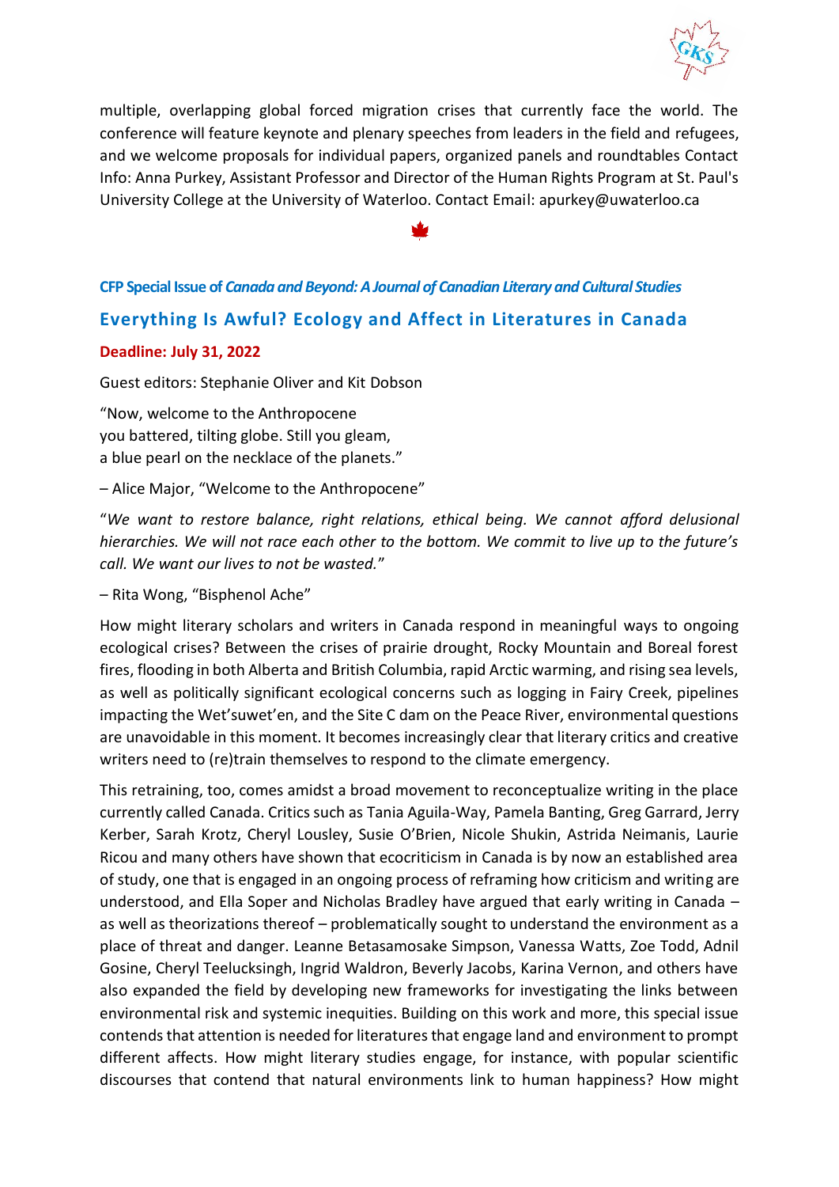multiple, overlapping global forced migration crises that currently face the world. The conference will feature keynote and plenary speeches from leaders in the field and refugees, and we welcome proposals for individual papers, organized panels and roundtables Contact Info: Anna Purkey, Assistant Professor and Director of the Human Rights Program at St. Paul's University College at the University of Waterloo. Contact Email: apurkey@uwaterloo.ca

**CFP Special Issue of *Canada and Beyond: A Journal of Canadian Literary and Cultural Studies***

## Everything Is Awful? Ecology and Affect in Literatures in Canada

**Deadline: July 31, 2022**

Guest editors: Stephanie Oliver and Kit Dobson

"Now, welcome to the Anthropocene
you battered, tilting globe. Still you gleam,
a blue pearl on the necklace of the planets."

– Alice Major, "Welcome to the Anthropocene"

"*We want to restore balance, right relations, ethical being. We cannot afford delusional hierarchies. We will not race each other to the bottom. We commit to live up to the future's call. We want our lives to not be wasted.*"

– Rita Wong, "Bisphenol Ache"

How might literary scholars and writers in Canada respond in meaningful ways to ongoing ecological crises? Between the crises of prairie drought, Rocky Mountain and Boreal forest fires, flooding in both Alberta and British Columbia, rapid Arctic warming, and rising sea levels, as well as politically significant ecological concerns such as logging in Fairy Creek, pipelines impacting the Wet'suwet'en, and the Site C dam on the Peace River, environmental questions are unavoidable in this moment. It becomes increasingly clear that literary critics and creative writers need to (re)train themselves to respond to the climate emergency.

This retraining, too, comes amidst a broad movement to reconceptualize writing in the place currently called Canada. Critics such as Tania Aguila-Way, Pamela Banting, Greg Garrard, Jerry Kerber, Sarah Krotz, Cheryl Lousley, Susie O'Brien, Nicole Shukin, Astrida Neimanis, Laurie Ricou and many others have shown that ecocriticism in Canada is by now an established area of study, one that is engaged in an ongoing process of reframing how criticism and writing are understood, and Ella Soper and Nicholas Bradley have argued that early writing in Canada – as well as theorizations thereof – problematically sought to understand the environment as a place of threat and danger. Leanne Betasamosake Simpson, Vanessa Watts, Zoe Todd, Adnil Gosine, Cheryl Teelucksingh, Ingrid Waldron, Beverly Jacobs, Karina Vernon, and others have also expanded the field by developing new frameworks for investigating the links between environmental risk and systemic inequities. Building on this work and more, this special issue contends that attention is needed for literatures that engage land and environment to prompt different affects. How might literary studies engage, for instance, with popular scientific discourses that contend that natural environments link to human happiness? How might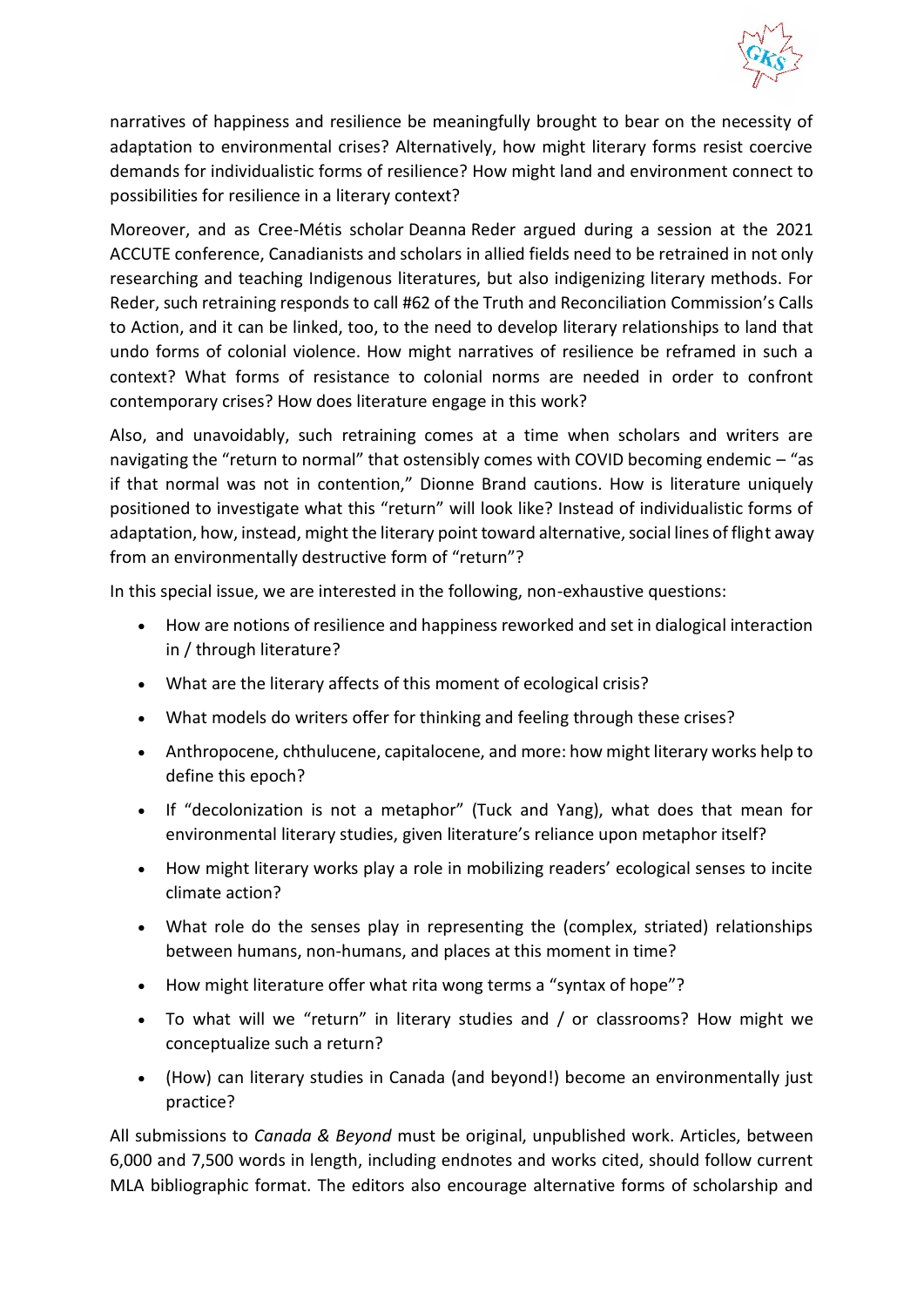narratives of happiness and resilience be meaningfully brought to bear on the necessity of adaptation to environmental crises? Alternatively, how might literary forms resist coercive demands for individualistic forms of resilience? How might land and environment connect to possibilities for resilience in a literary context?

Moreover, and as Cree-Métis scholar Deanna Reder argued during a session at the 2021 ACCUTE conference, Canadianists and scholars in allied fields need to be retrained in not only researching and teaching Indigenous literatures, but also indigenizing literary methods. For Reder, such retraining responds to call #62 of the Truth and Reconciliation Commission's Calls to Action, and it can be linked, too, to the need to develop literary relationships to land that undo forms of colonial violence. How might narratives of resilience be reframed in such a context? What forms of resistance to colonial norms are needed in order to confront contemporary crises? How does literature engage in this work?

Also, and unavoidably, such retraining comes at a time when scholars and writers are navigating the "return to normal" that ostensibly comes with COVID becoming endemic – "as if that normal was not in contention," Dionne Brand cautions. How is literature uniquely positioned to investigate what this "return" will look like? Instead of individualistic forms of adaptation, how, instead, might the literary point toward alternative, social lines of flight away from an environmentally destructive form of "return"?

In this special issue, we are interested in the following, non-exhaustive questions:

- How are notions of resilience and happiness reworked and set in dialogical interaction in / through literature?
- What are the literary affects of this moment of ecological crisis?
- What models do writers offer for thinking and feeling through these crises?
- Anthropocene, chthulucene, capitalocene, and more: how might literary works help to define this epoch?
- If "decolonization is not a metaphor" (Tuck and Yang), what does that mean for environmental literary studies, given literature's reliance upon metaphor itself?
- How might literary works play a role in mobilizing readers' ecological senses to incite climate action?
- What role do the senses play in representing the (complex, striated) relationships between humans, non-humans, and places at this moment in time?
- How might literature offer what rita wong terms a "syntax of hope"?
- To what will we "return" in literary studies and / or classrooms? How might we conceptualize such a return?
- (How) can literary studies in Canada (and beyond!) become an environmentally just practice?

All submissions to *Canada & Beyond* must be original, unpublished work. Articles, between 6,000 and 7,500 words in length, including endnotes and works cited, should follow current MLA bibliographic format. The editors also encourage alternative forms of scholarship and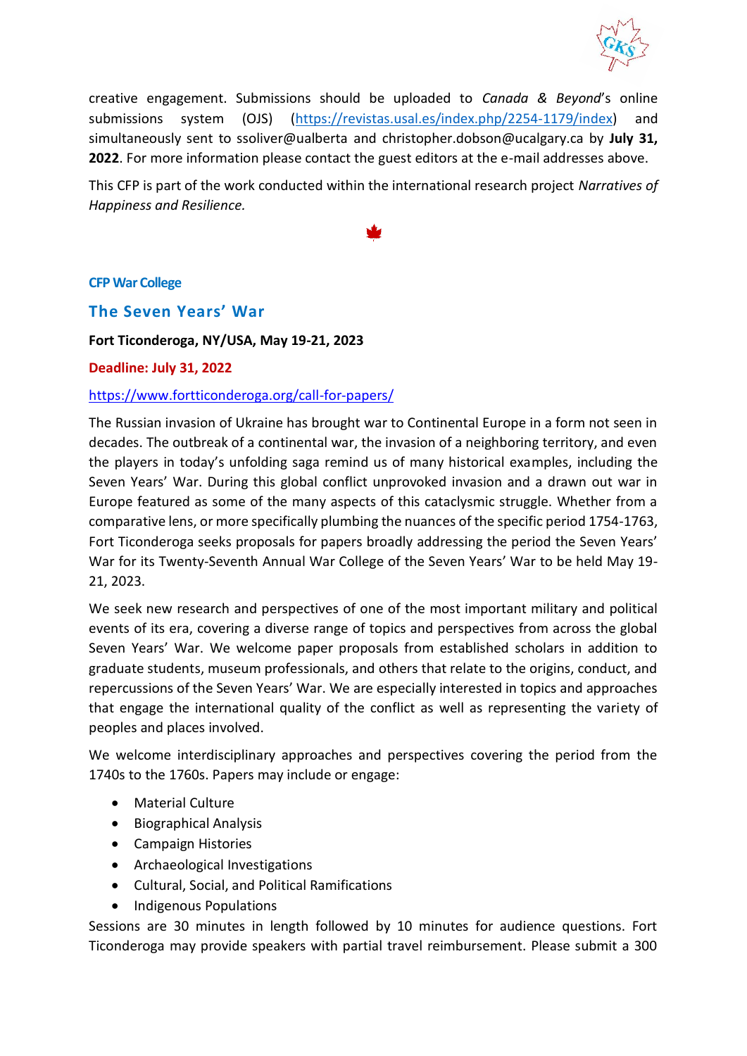creative engagement. Submissions should be uploaded to *Canada & Beyond*'s online submissions system (OJS) (https://revistas.usal.es/index.php/2254-1179/index) and simultaneously sent to ssoliver@ualberta and christopher.dobson@ucalgary.ca by **July 31, 2022**. For more information please contact the guest editors at the e-mail addresses above.

This CFP is part of the work conducted within the international research project *Narratives of Happiness and Resilience.*

### CFP War College

## The Seven Years' War

**Fort Ticonderoga, NY/USA, May 19-21, 2023**

**Deadline: July 31, 2022**

https://www.fortticonderoga.org/call-for-papers/

The Russian invasion of Ukraine has brought war to Continental Europe in a form not seen in decades. The outbreak of a continental war, the invasion of a neighboring territory, and even the players in today's unfolding saga remind us of many historical examples, including the Seven Years' War. During this global conflict unprovoked invasion and a drawn out war in Europe featured as some of the many aspects of this cataclysmic struggle. Whether from a comparative lens, or more specifically plumbing the nuances of the specific period 1754-1763, Fort Ticonderoga seeks proposals for papers broadly addressing the period the Seven Years' War for its Twenty-Seventh Annual War College of the Seven Years' War to be held May 19-21, 2023.

We seek new research and perspectives of one of the most important military and political events of its era, covering a diverse range of topics and perspectives from across the global Seven Years' War. We welcome paper proposals from established scholars in addition to graduate students, museum professionals, and others that relate to the origins, conduct, and repercussions of the Seven Years' War. We are especially interested in topics and approaches that engage the international quality of the conflict as well as representing the variety of peoples and places involved.

We welcome interdisciplinary approaches and perspectives covering the period from the 1740s to the 1760s. Papers may include or engage:

- Material Culture
- Biographical Analysis
- Campaign Histories
- Archaeological Investigations
- Cultural, Social, and Political Ramifications
- Indigenous Populations

Sessions are 30 minutes in length followed by 10 minutes for audience questions. Fort Ticonderoga may provide speakers with partial travel reimbursement. Please submit a 300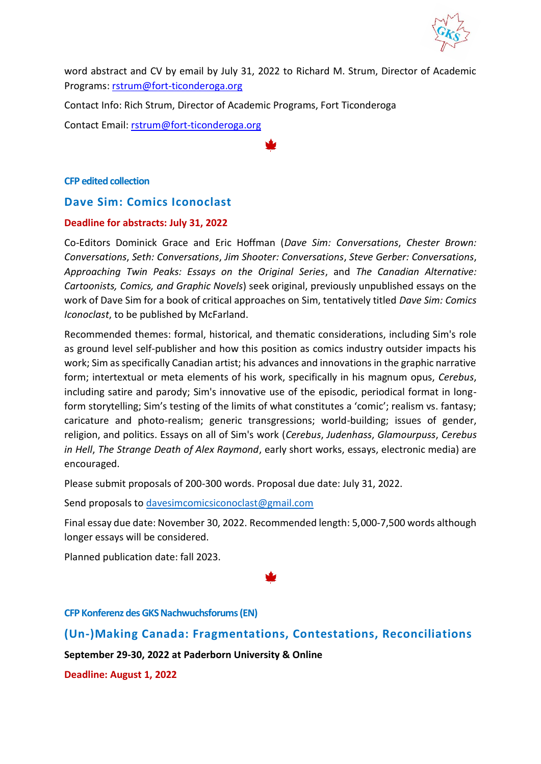word abstract and CV by email by July 31, 2022 to Richard M. Strum, Director of Academic Programs: rstrum@fort-ticonderoga.org

Contact Info: Rich Strum, Director of Academic Programs, Fort Ticonderoga

Contact Email: rstrum@fort-ticonderoga.org

#### CFP edited collection

## Dave Sim: Comics Iconoclast

**Deadline for abstracts: July 31, 2022**

Co-Editors Dominick Grace and Eric Hoffman (*Dave Sim: Conversations*, *Chester Brown: Conversations*, *Seth: Conversations*, *Jim Shooter: Conversations*, *Steve Gerber: Conversations*, *Approaching Twin Peaks: Essays on the Original Series*, and *The Canadian Alternative: Cartoonists, Comics, and Graphic Novels*) seek original, previously unpublished essays on the work of Dave Sim for a book of critical approaches on Sim, tentatively titled *Dave Sim: Comics Iconoclast*, to be published by McFarland.

Recommended themes: formal, historical, and thematic considerations, including Sim's role as ground level self-publisher and how this position as comics industry outsider impacts his work; Sim as specifically Canadian artist; his advances and innovations in the graphic narrative form; intertextual or meta elements of his work, specifically in his magnum opus, *Cerebus*, including satire and parody; Sim's innovative use of the episodic, periodical format in long-form storytelling; Sim's testing of the limits of what constitutes a 'comic'; realism vs. fantasy; caricature and photo-realism; generic transgressions; world-building; issues of gender, religion, and politics. Essays on all of Sim's work (*Cerebus*, *Judenhass*, *Glamourpuss*, *Cerebus in Hell*, *The Strange Death of Alex Raymond*, early short works, essays, electronic media) are encouraged.

Please submit proposals of 200-300 words. Proposal due date: July 31, 2022.

Send proposals to davesimcomicsiconoclast@gmail.com

Final essay due date: November 30, 2022. Recommended length: 5,000-7,500 words although longer essays will be considered.

Planned publication date: fall 2023.

#### CFP Konferenz des GKS Nachwuchsforums (EN)

## (Un-)Making Canada: Fragmentations, Contestations, Reconciliations

**September 29-30, 2022 at Paderborn University & Online**

**Deadline: August 1, 2022**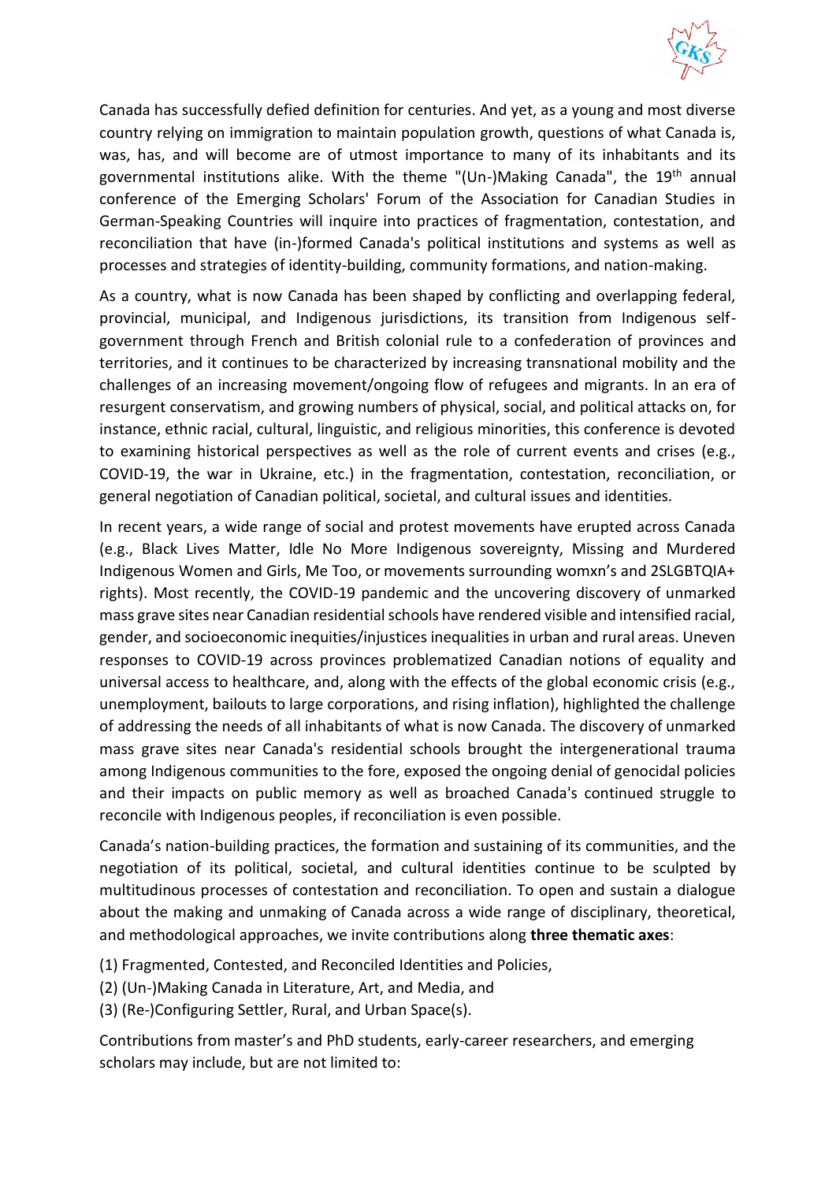Canada has successfully defied definition for centuries. And yet, as a young and most diverse country relying on immigration to maintain population growth, questions of what Canada is, was, has, and will become are of utmost importance to many of its inhabitants and its governmental institutions alike. With the theme "(Un-)Making Canada", the 19th annual conference of the Emerging Scholars' Forum of the Association for Canadian Studies in German-Speaking Countries will inquire into practices of fragmentation, contestation, and reconciliation that have (in-)formed Canada's political institutions and systems as well as processes and strategies of identity-building, community formations, and nation-making.

As a country, what is now Canada has been shaped by conflicting and overlapping federal, provincial, municipal, and Indigenous jurisdictions, its transition from Indigenous self-government through French and British colonial rule to a confederation of provinces and territories, and it continues to be characterized by increasing transnational mobility and the challenges of an increasing movement/ongoing flow of refugees and migrants. In an era of resurgent conservatism, and growing numbers of physical, social, and political attacks on, for instance, ethnic racial, cultural, linguistic, and religious minorities, this conference is devoted to examining historical perspectives as well as the role of current events and crises (e.g., COVID-19, the war in Ukraine, etc.) in the fragmentation, contestation, reconciliation, or general negotiation of Canadian political, societal, and cultural issues and identities.

In recent years, a wide range of social and protest movements have erupted across Canada (e.g., Black Lives Matter, Idle No More Indigenous sovereignty, Missing and Murdered Indigenous Women and Girls, Me Too, or movements surrounding womxn's and 2SLGBTQIA+ rights). Most recently, the COVID-19 pandemic and the uncovering discovery of unmarked mass grave sites near Canadian residential schools have rendered visible and intensified racial, gender, and socioeconomic inequities/injustices inequalities in urban and rural areas. Uneven responses to COVID-19 across provinces problematized Canadian notions of equality and universal access to healthcare, and, along with the effects of the global economic crisis (e.g., unemployment, bailouts to large corporations, and rising inflation), highlighted the challenge of addressing the needs of all inhabitants of what is now Canada. The discovery of unmarked mass grave sites near Canada's residential schools brought the intergenerational trauma among Indigenous communities to the fore, exposed the ongoing denial of genocidal policies and their impacts on public memory as well as broached Canada's continued struggle to reconcile with Indigenous peoples, if reconciliation is even possible.

Canada's nation-building practices, the formation and sustaining of its communities, and the negotiation of its political, societal, and cultural identities continue to be sculpted by multitudinous processes of contestation and reconciliation. To open and sustain a dialogue about the making and unmaking of Canada across a wide range of disciplinary, theoretical, and methodological approaches, we invite contributions along **three thematic axes**:

(1) Fragmented, Contested, and Reconciled Identities and Policies,
(2) (Un-)Making Canada in Literature, Art, and Media, and
(3) (Re-)Configuring Settler, Rural, and Urban Space(s).

Contributions from master's and PhD students, early-career researchers, and emerging scholars may include, but are not limited to: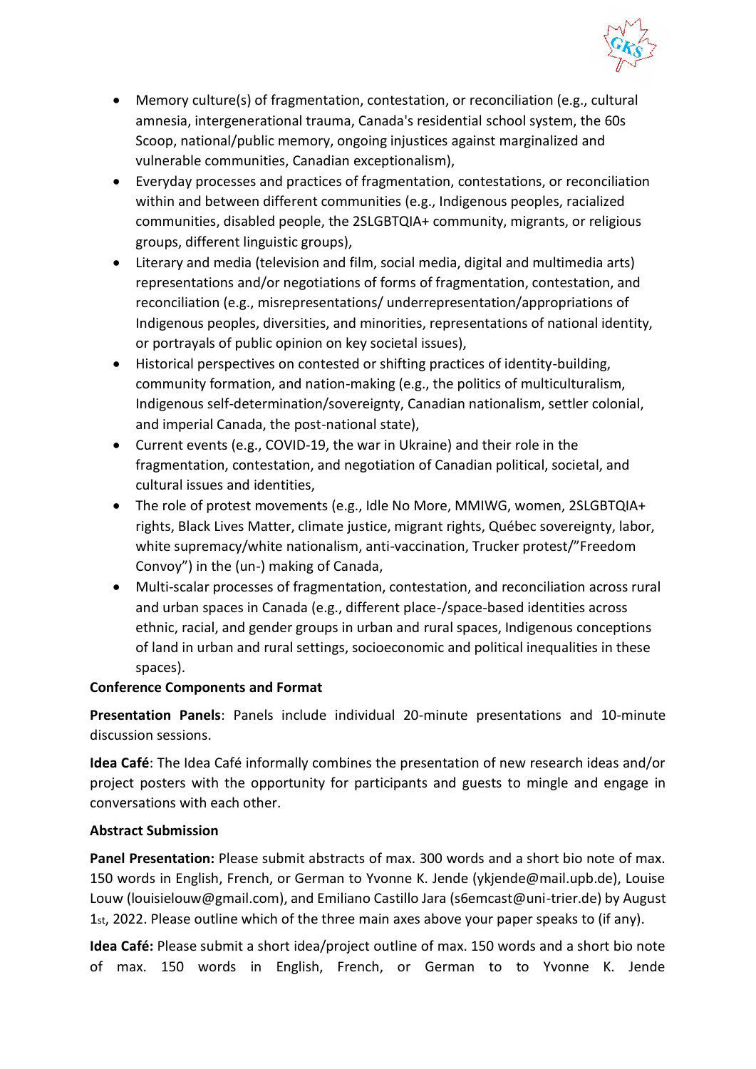- Memory culture(s) of fragmentation, contestation, or reconciliation (e.g., cultural amnesia, intergenerational trauma, Canada's residential school system, the 60s Scoop, national/public memory, ongoing injustices against marginalized and vulnerable communities, Canadian exceptionalism),
- Everyday processes and practices of fragmentation, contestations, or reconciliation within and between different communities (e.g., Indigenous peoples, racialized communities, disabled people, the 2SLGBTQIA+ community, migrants, or religious groups, different linguistic groups),
- Literary and media (television and film, social media, digital and multimedia arts) representations and/or negotiations of forms of fragmentation, contestation, and reconciliation (e.g., misrepresentations/ underrepresentation/appropriations of Indigenous peoples, diversities, and minorities, representations of national identity, or portrayals of public opinion on key societal issues),
- Historical perspectives on contested or shifting practices of identity-building, community formation, and nation-making (e.g., the politics of multiculturalism, Indigenous self-determination/sovereignty, Canadian nationalism, settler colonial, and imperial Canada, the post-national state),
- Current events (e.g., COVID-19, the war in Ukraine) and their role in the fragmentation, contestation, and negotiation of Canadian political, societal, and cultural issues and identities,
- The role of protest movements (e.g., Idle No More, MMIWG, women, 2SLGBTQIA+ rights, Black Lives Matter, climate justice, migrant rights, Québec sovereignty, labor, white supremacy/white nationalism, anti-vaccination, Trucker protest/"Freedom Convoy") in the (un-) making of Canada,
- Multi-scalar processes of fragmentation, contestation, and reconciliation across rural and urban spaces in Canada (e.g., different place-/space-based identities across ethnic, racial, and gender groups in urban and rural spaces, Indigenous conceptions of land in urban and rural settings, socioeconomic and political inequalities in these spaces).

**Conference Components and Format**

**Presentation Panels**: Panels include individual 20-minute presentations and 10-minute discussion sessions.

**Idea Café**: The Idea Café informally combines the presentation of new research ideas and/or project posters with the opportunity for participants and guests to mingle and engage in conversations with each other.

**Abstract Submission**

**Panel Presentation:** Please submit abstracts of max. 300 words and a short bio note of max. 150 words in English, French, or German to Yvonne K. Jende (ykjende@mail.upb.de), Louise Louw (louisielouw@gmail.com), and Emiliano Castillo Jara (s6emcast@uni-trier.de) by August 1st, 2022. Please outline which of the three main axes above your paper speaks to (if any).

**Idea Café:** Please submit a short idea/project outline of max. 150 words and a short bio note of max. 150 words in English, French, or German to to Yvonne K. Jende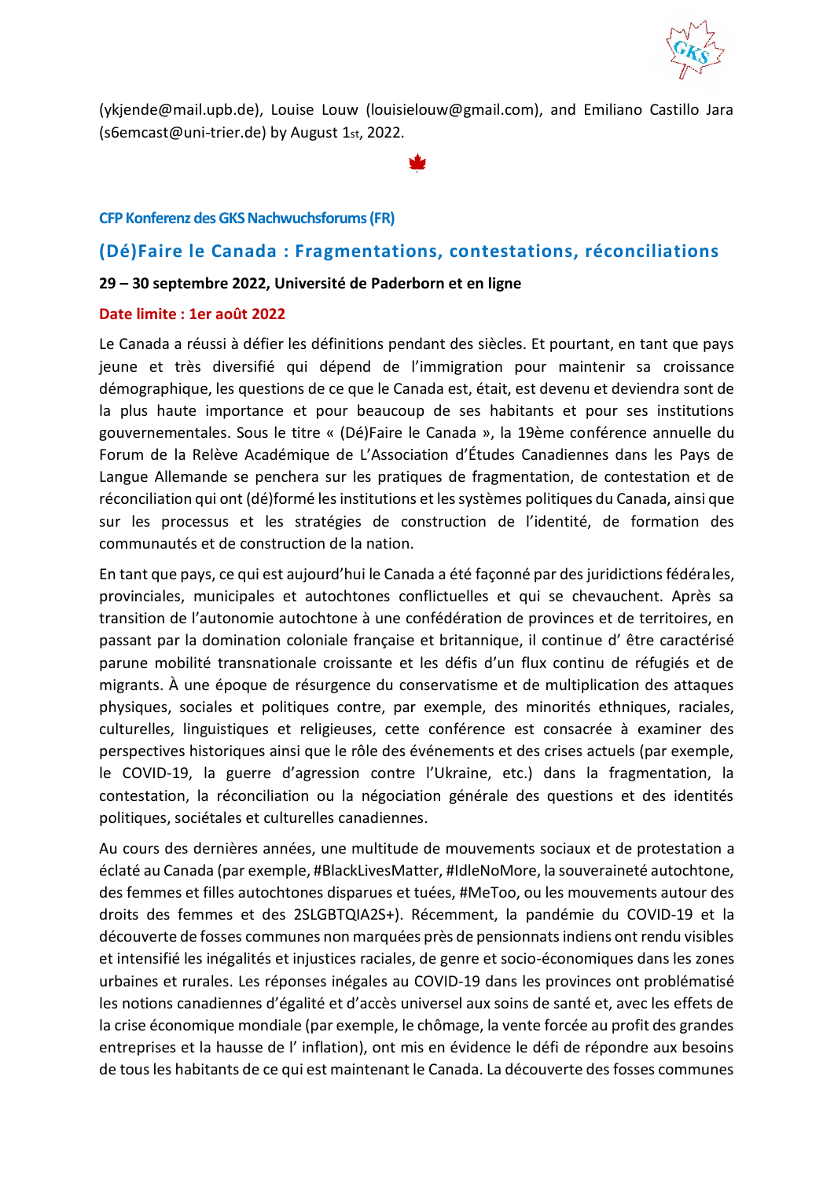(ykjende@mail.upb.de), Louise Louw (louisielouw@gmail.com), and Emiliano Castillo Jara (s6emcast@uni-trier.de) by August 1st, 2022.

### CFP Konferenz des GKS Nachwuchsforums (FR)

## (Dé)Faire le Canada : Fragmentations, contestations, réconciliations

**29 – 30 septembre 2022, Université de Paderborn et en ligne**

**Date limite : 1er août 2022**

Le Canada a réussi à défier les définitions pendant des siècles. Et pourtant, en tant que pays jeune et très diversifié qui dépend de l'immigration pour maintenir sa croissance démographique, les questions de ce que le Canada est, était, est devenu et deviendra sont de la plus haute importance et pour beaucoup de ses habitants et pour ses institutions gouvernementales. Sous le titre « (Dé)Faire le Canada », la 19ème conférence annuelle du Forum de la Relève Académique de L'Association d'Études Canadiennes dans les Pays de Langue Allemande se penchera sur les pratiques de fragmentation, de contestation et de réconciliation qui ont (dé)formé les institutions et les systèmes politiques du Canada, ainsi que sur les processus et les stratégies de construction de l'identité, de formation des communautés et de construction de la nation.

En tant que pays, ce qui est aujourd'hui le Canada a été façonné par des juridictions fédérales, provinciales, municipales et autochtones conflictuelles et qui se chevauchent. Après sa transition de l'autonomie autochtone à une confédération de provinces et de territoires, en passant par la domination coloniale française et britannique, il continue d' être caractérisé parune mobilité transnationale croissante et les défis d'un flux continu de réfugiés et de migrants. À une époque de résurgence du conservatisme et de multiplication des attaques physiques, sociales et politiques contre, par exemple, des minorités ethniques, raciales, culturelles, linguistiques et religieuses, cette conférence est consacrée à examiner des perspectives historiques ainsi que le rôle des événements et des crises actuels (par exemple, le COVID-19, la guerre d'agression contre l'Ukraine, etc.) dans la fragmentation, la contestation, la réconciliation ou la négociation générale des questions et des identités politiques, sociétales et culturelles canadiennes.

Au cours des dernières années, une multitude de mouvements sociaux et de protestation a éclaté au Canada (par exemple, #BlackLivesMatter, #IdleNoMore, la souveraineté autochtone, des femmes et filles autochtones disparues et tuées, #MeToo, ou les mouvements autour des droits des femmes et des 2SLGBTQIA2S+). Récemment, la pandémie du COVID-19 et la découverte de fosses communes non marquées près de pensionnats indiens ont rendu visibles et intensifié les inégalités et injustices raciales, de genre et socio-économiques dans les zones urbaines et rurales. Les réponses inégales au COVID-19 dans les provinces ont problématisé les notions canadiennes d'égalité et d'accès universel aux soins de santé et, avec les effets de la crise économique mondiale (par exemple, le chômage, la vente forcée au profit des grandes entreprises et la hausse de l' inflation), ont mis en évidence le défi de répondre aux besoins de tous les habitants de ce qui est maintenant le Canada. La découverte des fosses communes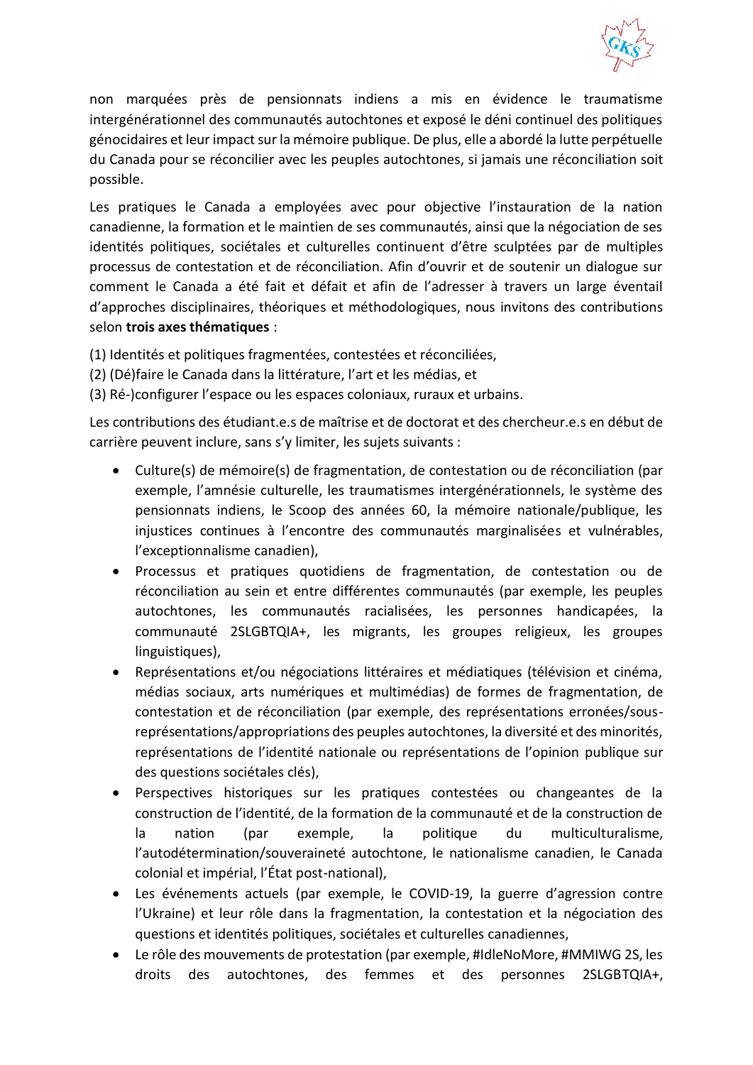non marquées près de pensionnats indiens a mis en évidence le traumatisme intergénérationnel des communautés autochtones et exposé le déni continuel des politiques génocidaires et leur impact sur la mémoire publique. De plus, elle a abordé la lutte perpétuelle du Canada pour se réconcilier avec les peuples autochtones, si jamais une réconciliation soit possible.

Les pratiques le Canada a employées avec pour objective l'instauration de la nation canadienne, la formation et le maintien de ses communautés, ainsi que la négociation de ses identités politiques, sociétales et culturelles continuent d'être sculptées par de multiples processus de contestation et de réconciliation. Afin d'ouvrir et de soutenir un dialogue sur comment le Canada a été fait et défait et afin de l'adresser à travers un large éventail d'approches disciplinaires, théoriques et méthodologiques, nous invitons des contributions selon **trois axes thématiques** :

(1) Identités et politiques fragmentées, contestées et réconciliées,
(2) (Dé)faire le Canada dans la littérature, l'art et les médias, et
(3) Ré-)configurer l'espace ou les espaces coloniaux, ruraux et urbains.

Les contributions des étudiant.e.s de maîtrise et de doctorat et des chercheur.e.s en début de carrière peuvent inclure, sans s'y limiter, les sujets suivants :

- Culture(s) de mémoire(s) de fragmentation, de contestation ou de réconciliation (par exemple, l'amnésie culturelle, les traumatismes intergénérationnels, le système des pensionnats indiens, le Scoop des années 60, la mémoire nationale/publique, les injustices continues à l'encontre des communautés marginalisées et vulnérables, l'exceptionnalisme canadien),
- Processus et pratiques quotidiens de fragmentation, de contestation ou de réconciliation au sein et entre différentes communautés (par exemple, les peuples autochtones, les communautés racialisées, les personnes handicapées, la communauté 2SLGBTQIA+, les migrants, les groupes religieux, les groupes linguistiques),
- Représentations et/ou négociations littéraires et médiatiques (télévision et cinéma, médias sociaux, arts numériques et multimédias) de formes de fragmentation, de contestation et de réconciliation (par exemple, des représentations erronées/sous-représentations/appropriations des peuples autochtones, la diversité et des minorités, représentations de l'identité nationale ou représentations de l'opinion publique sur des questions sociétales clés),
- Perspectives historiques sur les pratiques contestées ou changeantes de la construction de l'identité, de la formation de la communauté et de la construction de la nation (par exemple, la politique du multiculturalisme, l'autodétermination/souveraineté autochtone, le nationalisme canadien, le Canada colonial et impérial, l'État post-national),
- Les événements actuels (par exemple, le COVID-19, la guerre d'agression contre l'Ukraine) et leur rôle dans la fragmentation, la contestation et la négociation des questions et identités politiques, sociétales et culturelles canadiennes,
- Le rôle des mouvements de protestation (par exemple, #IdleNoMore, #MMIWG 2S, les droits des autochtones, des femmes et des personnes 2SLGBTQIA+,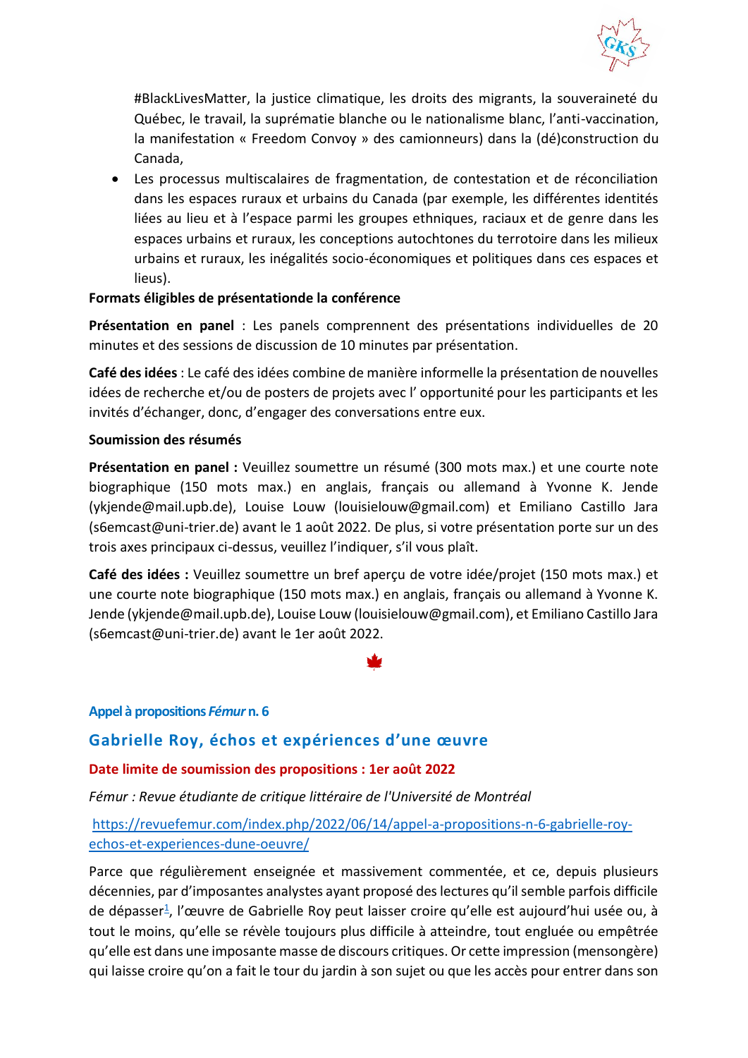#BlackLivesMatter, la justice climatique, les droits des migrants, la souveraineté du Québec, le travail, la suprématie blanche ou le nationalisme blanc, l'anti-vaccination, la manifestation « Freedom Convoy » des camionneurs) dans la (dé)construction du Canada,

- Les processus multiscalaires de fragmentation, de contestation et de réconciliation dans les espaces ruraux et urbains du Canada (par exemple, les différentes identités liées au lieu et à l'espace parmi les groupes ethniques, raciaux et de genre dans les espaces urbains et ruraux, les conceptions autochtones du terrotoire dans les milieux urbains et ruraux, les inégalités socio-économiques et politiques dans ces espaces et lieux).

**Formats éligibles de présentationde la conférence**

**Présentation en panel** : Les panels comprennent des présentations individuelles de 20 minutes et des sessions de discussion de 10 minutes par présentation.

**Café des idées** : Le café des idées combine de manière informelle la présentation de nouvelles idées de recherche et/ou de posters de projets avec l' opportunité pour les participants et les invités d'échanger, donc, d'engager des conversations entre eux.

**Soumission des résumés**

**Présentation en panel :** Veuillez soumettre un résumé (300 mots max.) et une courte note biographique (150 mots max.) en anglais, français ou allemand à Yvonne K. Jende (ykjende@mail.upb.de), Louise Louw (louisielouw@gmail.com) et Emiliano Castillo Jara (s6emcast@uni-trier.de) avant le 1 août 2022. De plus, si votre présentation porte sur un des trois axes principaux ci-dessus, veuillez l'indiquer, s'il vous plaît.

**Café des idées :** Veuillez soumettre un bref aperçu de votre idée/projet (150 mots max.) et une courte note biographique (150 mots max.) en anglais, français ou allemand à Yvonne K. Jende (ykjende@mail.upb.de), Louise Louw (louisielouw@gmail.com), et Emiliano Castillo Jara (s6emcast@uni-trier.de) avant le 1er août 2022.

**Appel à propositions *Fémur* n. 6**

## Gabrielle Roy, échos et expériences d'une œuvre

**Date limite de soumission des propositions : 1er août 2022**

*Fémur : Revue étudiante de critique littéraire de l'Université de Montréal*

https://revuefemur.com/index.php/2022/06/14/appel-a-propositions-n-6-gabrielle-roy-echos-et-experiences-dune-oeuvre/

Parce que régulièrement enseignée et massivement commentée, et ce, depuis plusieurs décennies, par d'imposantes analystes ayant proposé des lectures qu'il semble parfois difficile de dépasser[1], l'œuvre de Gabrielle Roy peut laisser croire qu'elle est aujourd'hui usée ou, à tout le moins, qu'elle se révèle toujours plus difficile à atteindre, tout engluée ou empêtrée qu'elle est dans une imposante masse de discours critiques. Or cette impression (mensongère) qui laisse croire qu'on a fait le tour du jardin à son sujet ou que les accès pour entrer dans son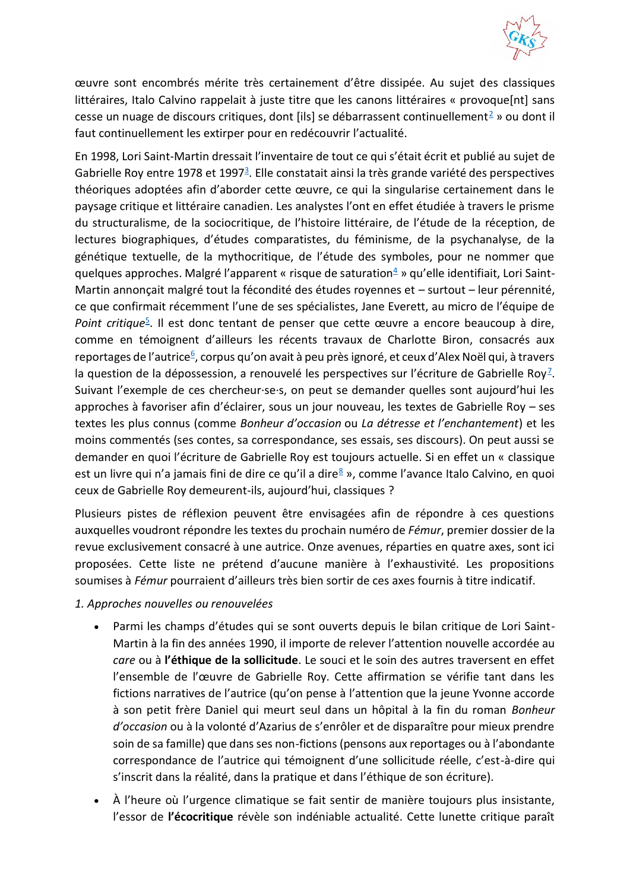œuvre sont encombrés mérite très certainement d'être dissipée. Au sujet des classiques littéraires, Italo Calvino rappelait à juste titre que les canons littéraires « provoque[nt] sans cesse un nuage de discours critiques, dont [ils] se débarrassent continuellement[2] » ou dont il faut continuellement les extirper pour en redécouvrir l'actualité.

En 1998, Lori Saint-Martin dressait l'inventaire de tout ce qui s'était écrit et publié au sujet de Gabrielle Roy entre 1978 et 1997[3]. Elle constatait ainsi la très grande variété des perspectives théoriques adoptées afin d'aborder cette œuvre, ce qui la singularise certainement dans le paysage critique et littéraire canadien. Les analystes l'ont en effet étudiée à travers le prisme du structuralisme, de la sociocritique, de l'histoire littéraire, de l'étude de la réception, de lectures biographiques, d'études comparatistes, du féminisme, de la psychanalyse, de la génétique textuelle, de la mythocritique, de l'étude des symboles, pour ne nommer que quelques approches. Malgré l'apparent « risque de saturation[4] » qu'elle identifiait, Lori Saint-Martin annonçait malgré tout la fécondité des études royennes et – surtout – leur pérennité, ce que confirmait récemment l'une de ses spécialistes, Jane Everett, au micro de l'équipe de *Point critique*[5]. Il est donc tentant de penser que cette œuvre a encore beaucoup à dire, comme en témoignent d'ailleurs les récents travaux de Charlotte Biron, consacrés aux reportages de l'autrice[6], corpus qu'on avait à peu près ignoré, et ceux d'Alex Noël qui, à travers la question de la dépossession, a renouvelé les perspectives sur l'écriture de Gabrielle Roy[7]. Suivant l'exemple de ces chercheur·se·s, on peut se demander quelles sont aujourd'hui les approches à favoriser afin d'éclairer, sous un jour nouveau, les textes de Gabrielle Roy – ses textes les plus connus (comme *Bonheur d'occasion* ou *La détresse et l'enchantement*) et les moins commentés (ses contes, sa correspondance, ses essais, ses discours). On peut aussi se demander en quoi l'écriture de Gabrielle Roy est toujours actuelle. Si en effet un « classique est un livre qui n'a jamais fini de dire ce qu'il a dire[8] », comme l'avance Italo Calvino, en quoi ceux de Gabrielle Roy demeurent-ils, aujourd'hui, classiques ?

Plusieurs pistes de réflexion peuvent être envisagées afin de répondre à ces questions auxquelles voudront répondre les textes du prochain numéro de *Fémur*, premier dossier de la revue exclusivement consacré à une autrice. Onze avenues, réparties en quatre axes, sont ici proposées. Cette liste ne prétend d'aucune manière à l'exhaustivité. Les propositions soumises à *Fémur* pourraient d'ailleurs très bien sortir de ces axes fournis à titre indicatif.

*1. Approches nouvelles ou renouvelées*

- Parmi les champs d'études qui se sont ouverts depuis le bilan critique de Lori Saint-Martin à la fin des années 1990, il importe de relever l'attention nouvelle accordée au *care* ou à **l'éthique de la sollicitude**. Le souci et le soin des autres traversent en effet l'ensemble de l'œuvre de Gabrielle Roy. Cette affirmation se vérifie tant dans les fictions narratives de l'autrice (qu'on pense à l'attention que la jeune Yvonne accorde à son petit frère Daniel qui meurt seul dans un hôpital à la fin du roman *Bonheur d'occasion* ou à la volonté d'Azarius de s'enrôler et de disparaître pour mieux prendre soin de sa famille) que dans ses non-fictions (pensons aux reportages ou à l'abondante correspondance de l'autrice qui témoignent d'une sollicitude réelle, c'est-à-dire qui s'inscrit dans la réalité, dans la pratique et dans l'éthique de son écriture).

- À l'heure où l'urgence climatique se fait sentir de manière toujours plus insistante, l'essor de **l'écocritique** révèle son indéniable actualité. Cette lunette critique paraît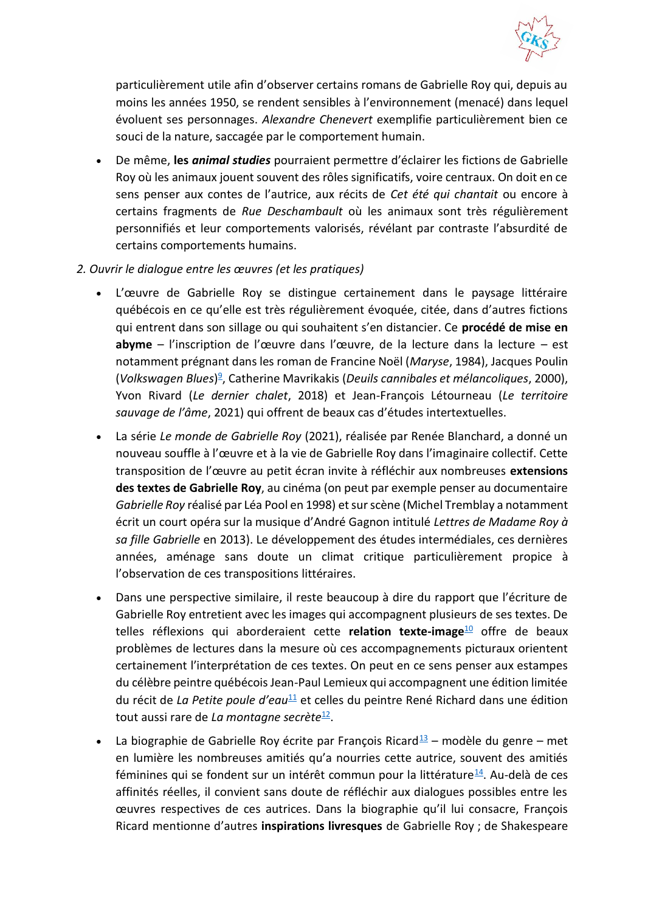particulièrement utile afin d'observer certains romans de Gabrielle Roy qui, depuis au moins les années 1950, se rendent sensibles à l'environnement (menacé) dans lequel évoluent ses personnages. *Alexandre Chenevert* exemplifie particulièrement bien ce souci de la nature, saccagée par le comportement humain.

- De même, **les *animal studies*** pourraient permettre d'éclairer les fictions de Gabrielle Roy où les animaux jouent souvent des rôles significatifs, voire centraux. On doit en ce sens penser aux contes de l'autrice, aux récits de *Cet été qui chantait* ou encore à certains fragments de *Rue Deschambault* où les animaux sont très régulièrement personnifiés et leur comportements valorisés, révélant par contraste l'absurdité de certains comportements humains.

*2. Ouvrir le dialogue entre les œuvres (et les pratiques)*

- L'œuvre de Gabrielle Roy se distingue certainement dans le paysage littéraire québécois en ce qu'elle est très régulièrement évoquée, citée, dans d'autres fictions qui entrent dans son sillage ou qui souhaitent s'en distancier. Ce **procédé de mise en abyme** – l'inscription de l'œuvre dans l'œuvre, de la lecture dans la lecture – est notamment prégnant dans les roman de Francine Noël (*Maryse*, 1984), Jacques Poulin (*Volkswagen Blues*)[9], Catherine Mavrikakis (*Deuils cannibales et mélancoliques*, 2000), Yvon Rivard (*Le dernier chalet*, 2018) et Jean-François Létourneau (*Le territoire sauvage de l'âme*, 2021) qui offrent de beaux cas d'études intertextuelles.

- La série *Le monde de Gabrielle Roy* (2021), réalisée par Renée Blanchard, a donné un nouveau souffle à l'œuvre et à la vie de Gabrielle Roy dans l'imaginaire collectif. Cette transposition de l'œuvre au petit écran invite à réfléchir aux nombreuses **extensions des textes de Gabrielle Roy**, au cinéma (on peut par exemple penser au documentaire *Gabrielle Roy* réalisé par Léa Pool en 1998) et sur scène (Michel Tremblay a notamment écrit un court opéra sur la musique d'André Gagnon intitulé *Lettres de Madame Roy à sa fille Gabrielle* en 2013). Le développement des études intermédiales, ces dernières années, aménage sans doute un climat critique particulièrement propice à l'observation de ces transpositions littéraires.

- Dans une perspective similaire, il reste beaucoup à dire du rapport que l'écriture de Gabrielle Roy entretient avec les images qui accompagnent plusieurs de ses textes. De telles réflexions qui aborderaient cette **relation texte-image**[10] offre de beaux problèmes de lectures dans la mesure où ces accompagnements picturaux orientent certainement l'interprétation de ces textes. On peut en ce sens penser aux estampes du célèbre peintre québécois Jean-Paul Lemieux qui accompagnent une édition limitée du récit de *La Petite poule d'eau*[11] et celles du peintre René Richard dans une édition tout aussi rare de *La montagne secrète*[12].

- La biographie de Gabrielle Roy écrite par François Ricard[13] – modèle du genre – met en lumière les nombreuses amitiés qu'a nourries cette autrice, souvent des amitiés féminines qui se fondent sur un intérêt commun pour la littérature[14]. Au-delà de ces affinités réelles, il convient sans doute de réfléchir aux dialogues possibles entre les œuvres respectives de ces autrices. Dans la biographie qu'il lui consacre, François Ricard mentionne d'autres **inspirations livresques** de Gabrielle Roy ; de Shakespeare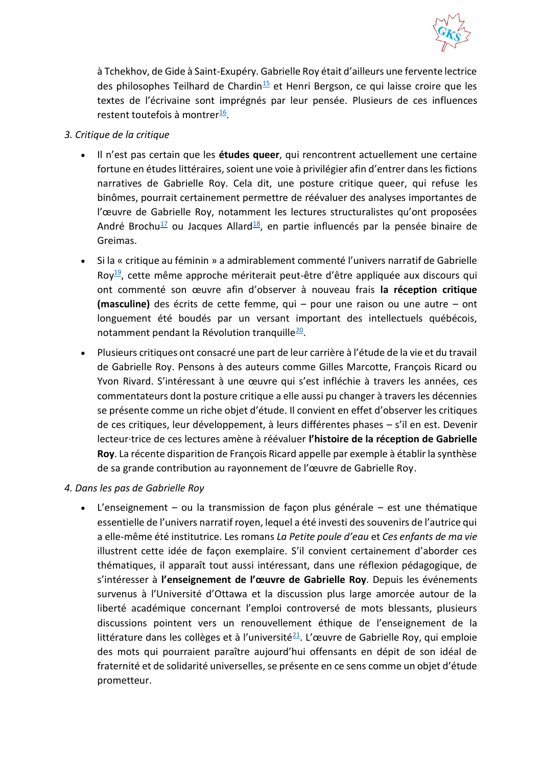à Tchekhov, de Gide à Saint-Exupéry. Gabrielle Roy était d'ailleurs une fervente lectrice des philosophes Teilhard de Chardin[15] et Henri Bergson, ce qui laisse croire que les textes de l'écrivaine sont imprégnés par leur pensée. Plusieurs de ces influences restent toutefois à montrer[16].

*3. Critique de la critique*

- Il n'est pas certain que les **études queer**, qui rencontrent actuellement une certaine fortune en études littéraires, soient une voie à privilégier afin d'entrer dans les fictions narratives de Gabrielle Roy. Cela dit, une posture critique queer, qui refuse les binômes, pourrait certainement permettre de réévaluer des analyses importantes de l'œuvre de Gabrielle Roy, notamment les lectures structuralistes qu'ont proposées André Brochu[17] ou Jacques Allard[18], en partie influencés par la pensée binaire de Greimas.

- Si la « critique au féminin » a admirablement commenté l'univers narratif de Gabrielle Roy[19], cette même approche mériterait peut-être d'être appliquée aux discours qui ont commenté son œuvre afin d'observer à nouveau frais **la réception critique (masculine)** des écrits de cette femme, qui – pour une raison ou une autre – ont longuement été boudés par un versant important des intellectuels québécois, notamment pendant la Révolution tranquille[20].

- Plusieurs critiques ont consacré une part de leur carrière à l'étude de la vie et du travail de Gabrielle Roy. Pensons à des auteurs comme Gilles Marcotte, François Ricard ou Yvon Rivard. S'intéressant à une œuvre qui s'est infléchie à travers les années, ces commentateurs dont la posture critique a elle aussi pu changer à travers les décennies se présente comme un riche objet d'étude. Il convient en effet d'observer les critiques de ces critiques, leur développement, à leurs différentes phases – s'il en est. Devenir lecteur·trice de ces lectures amène à réévaluer **l'histoire de la réception de Gabrielle Roy**. La récente disparition de François Ricard appelle par exemple à établir la synthèse de sa grande contribution au rayonnement de l'œuvre de Gabrielle Roy.

*4. Dans les pas de Gabrielle Roy*

- L'enseignement – ou la transmission de façon plus générale – est une thématique essentielle de l'univers narratif royen, lequel a été investi des souvenirs de l'autrice qui a elle-même été institutrice. Les romans *La Petite poule d'eau* et *Ces enfants de ma vie* illustrent cette idée de façon exemplaire. S'il convient certainement d'aborder ces thématiques, il apparaît tout aussi intéressant, dans une réflexion pédagogique, de s'intéresser à **l'enseignement de l'œuvre de Gabrielle Roy**. Depuis les événements survenus à l'Université d'Ottawa et la discussion plus large amorcée autour de la liberté académique concernant l'emploi controversé de mots blessants, plusieurs discussions pointent vers un renouvellement éthique de l'enseignement de la littérature dans les collèges et à l'université[21]. L'œuvre de Gabrielle Roy, qui emploie des mots qui pourraient paraître aujourd'hui offensants en dépit de son idéal de fraternité et de solidarité universelles, se présente en ce sens comme un objet d'étude prometteur.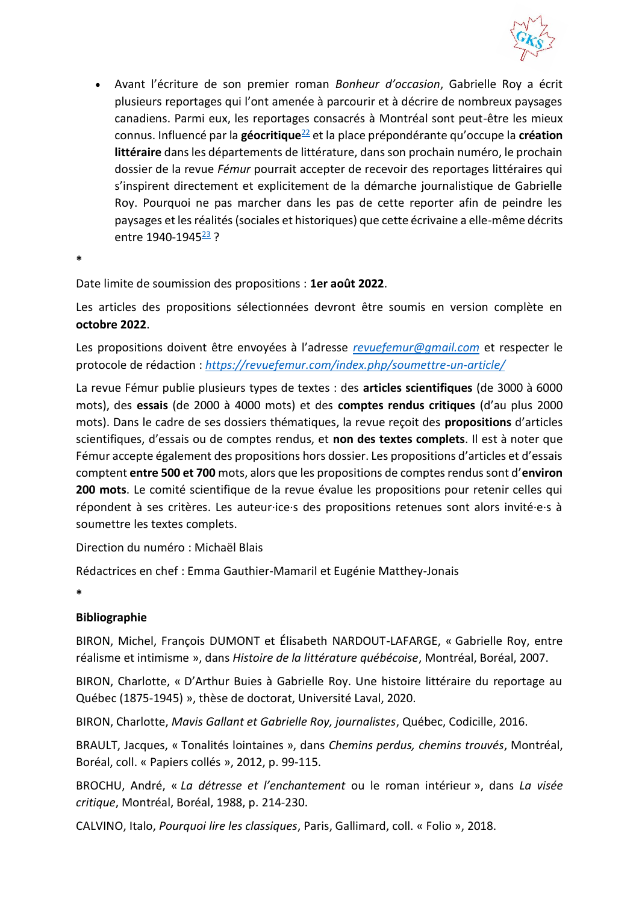- Avant l'écriture de son premier roman *Bonheur d'occasion*, Gabrielle Roy a écrit plusieurs reportages qui l'ont amenée à parcourir et à décrire de nombreux paysages canadiens. Parmi eux, les reportages consacrés à Montréal sont peut-être les mieux connus. Influencé par la **géocritique**[22] et la place prépondérante qu'occupe la **création littéraire** dans les départements de littérature, dans son prochain numéro, le prochain dossier de la revue *Fémur* pourrait accepter de recevoir des reportages littéraires qui s'inspirent directement et explicitement de la démarche journalistique de Gabrielle Roy. Pourquoi ne pas marcher dans les pas de cette reporter afin de peindre les paysages et les réalités (sociales et historiques) que cette écrivaine a elle-même décrits entre 1940-1945[23] ?

*

Date limite de soumission des propositions : **1er août 2022**.

Les articles des propositions sélectionnées devront être soumis en version complète en **octobre 2022**.

Les propositions doivent être envoyées à l'adresse *revuefemur@gmail.com* et respecter le protocole de rédaction : *https://revuefemur.com/index.php/soumettre-un-article/*

La revue Fémur publie plusieurs types de textes : des **articles scientifiques** (de 3000 à 6000 mots), des **essais** (de 2000 à 4000 mots) et des **comptes rendus critiques** (d'au plus 2000 mots). Dans le cadre de ses dossiers thématiques, la revue reçoit des **propositions** d'articles scientifiques, d'essais ou de comptes rendus, et **non des textes complets**. Il est à noter que Fémur accepte également des propositions hors dossier. Les propositions d'articles et d'essais comptent **entre 500 et 700** mots, alors que les propositions de comptes rendus sont d'**environ 200 mots**. Le comité scientifique de la revue évalue les propositions pour retenir celles qui répondent à ses critères. Les auteur·ice·s des propositions retenues sont alors invité·e·s à soumettre les textes complets.

Direction du numéro : Michaël Blais

Rédactrices en chef : Emma Gauthier-Mamaril et Eugénie Matthey-Jonais

*

**Bibliographie**

BIRON, Michel, François DUMONT et Élisabeth NARDOUT-LAFARGE, « Gabrielle Roy, entre réalisme et intimisme », dans *Histoire de la littérature québécoise*, Montréal, Boréal, 2007.

BIRON, Charlotte, « D'Arthur Buies à Gabrielle Roy. Une histoire littéraire du reportage au Québec (1875-1945) », thèse de doctorat, Université Laval, 2020.

BIRON, Charlotte, *Mavis Gallant et Gabrielle Roy, journalistes*, Québec, Codicille, 2016.

BRAULT, Jacques, « Tonalités lointaines », dans *Chemins perdus, chemins trouvés*, Montréal, Boréal, coll. « Papiers collés », 2012, p. 99-115.

BROCHU, André, « *La détresse et l'enchantement* ou le roman intérieur », dans *La visée critique*, Montréal, Boréal, 1988, p. 214-230.

CALVINO, Italo, *Pourquoi lire les classiques*, Paris, Gallimard, coll. « Folio », 2018.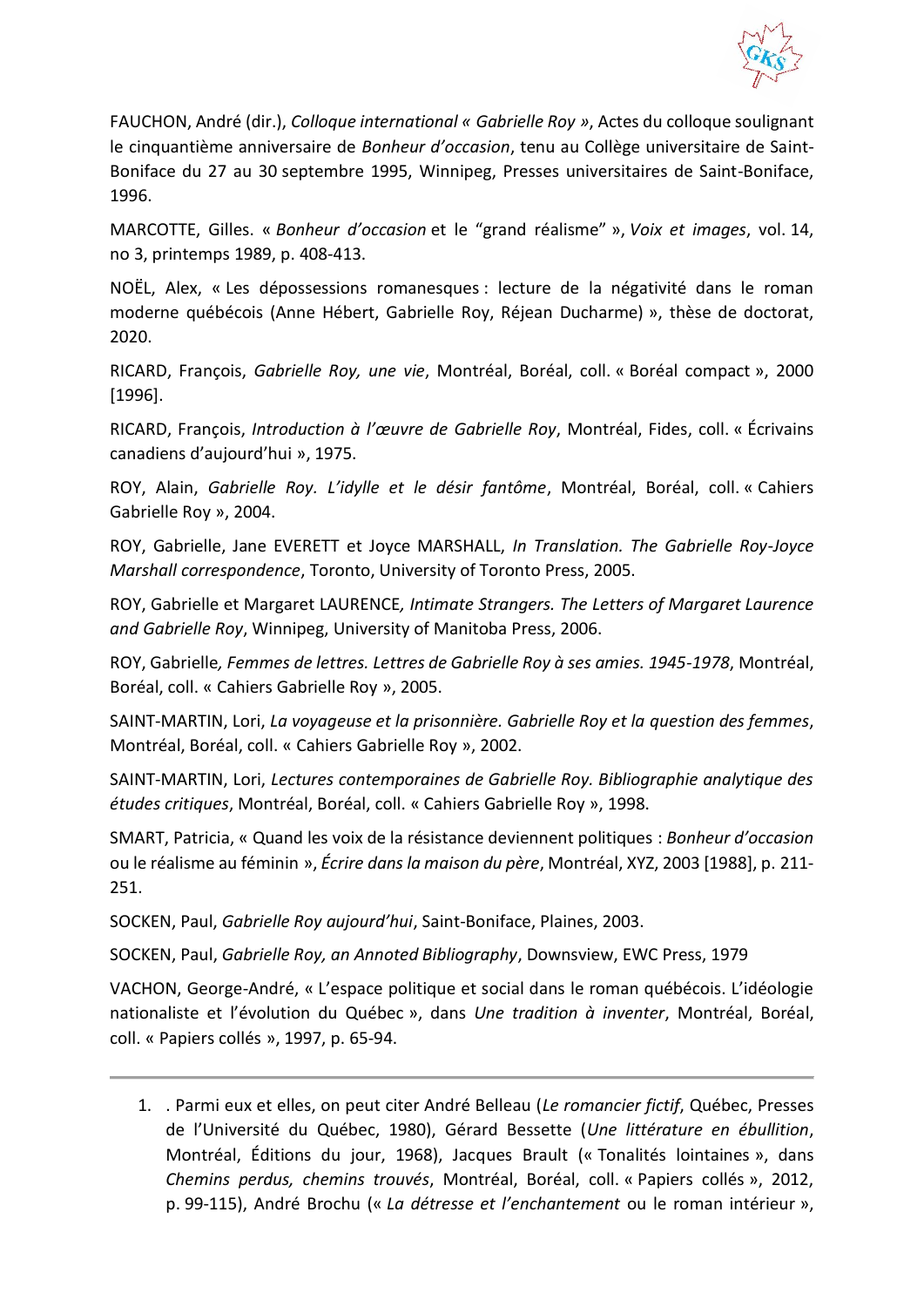FAUCHON, André (dir.), *Colloque international « Gabrielle Roy »*, Actes du colloque soulignant le cinquantième anniversaire de *Bonheur d'occasion*, tenu au Collège universitaire de Saint-Boniface du 27 au 30 septembre 1995, Winnipeg, Presses universitaires de Saint-Boniface, 1996.

MARCOTTE, Gilles. « *Bonheur d'occasion* et le "grand réalisme" », *Voix et images*, vol. 14, no 3, printemps 1989, p. 408-413.

NOËL, Alex, « Les dépossessions romanesques : lecture de la négativité dans le roman moderne québécois (Anne Hébert, Gabrielle Roy, Réjean Ducharme) », thèse de doctorat, 2020.

RICARD, François, *Gabrielle Roy, une vie*, Montréal, Boréal, coll. « Boréal compact », 2000 [1996].

RICARD, François, *Introduction à l'œuvre de Gabrielle Roy*, Montréal, Fides, coll. « Écrivains canadiens d'aujourd'hui », 1975.

ROY, Alain, *Gabrielle Roy. L'idylle et le désir fantôme*, Montréal, Boréal, coll. « Cahiers Gabrielle Roy », 2004.

ROY, Gabrielle, Jane EVERETT et Joyce MARSHALL, *In Translation. The Gabrielle Roy-Joyce Marshall correspondence*, Toronto, University of Toronto Press, 2005.

ROY, Gabrielle et Margaret LAURENCE, *Intimate Strangers. The Letters of Margaret Laurence and Gabrielle Roy*, Winnipeg, University of Manitoba Press, 2006.

ROY, Gabrielle, *Femmes de lettres. Lettres de Gabrielle Roy à ses amies. 1945-1978*, Montréal, Boréal, coll. « Cahiers Gabrielle Roy », 2005.

SAINT-MARTIN, Lori, *La voyageuse et la prisonnière. Gabrielle Roy et la question des femmes*, Montréal, Boréal, coll. « Cahiers Gabrielle Roy », 2002.

SAINT-MARTIN, Lori, *Lectures contemporaines de Gabrielle Roy. Bibliographie analytique des études critiques*, Montréal, Boréal, coll. « Cahiers Gabrielle Roy », 1998.

SMART, Patricia, « Quand les voix de la résistance deviennent politiques : *Bonheur d'occasion* ou le réalisme au féminin », *Écrire dans la maison du père*, Montréal, XYZ, 2003 [1988], p. 211-251.

SOCKEN, Paul, *Gabrielle Roy aujourd'hui*, Saint-Boniface, Plaines, 2003.

SOCKEN, Paul, *Gabrielle Roy, an Annotated Bibliography*, Downsview, EWC Press, 1979

VACHON, George-André, « L'espace politique et social dans le roman québécois. L'idéologie nationaliste et l'évolution du Québec », dans *Une tradition à inventer*, Montréal, Boréal, coll. « Papiers collés », 1997, p. 65-94.

---

1. . Parmi eux et elles, on peut citer André Belleau (*Le romancier fictif*, Québec, Presses de l'Université du Québec, 1980), Gérard Bessette (*Une littérature en ébullition*, Montréal, Éditions du jour, 1968), Jacques Brault (« Tonalités lointaines », dans *Chemins perdus, chemins trouvés*, Montréal, Boréal, coll. « Papiers collés », 2012, p. 99-115), André Brochu (« *La détresse et l'enchantement* ou le roman intérieur »,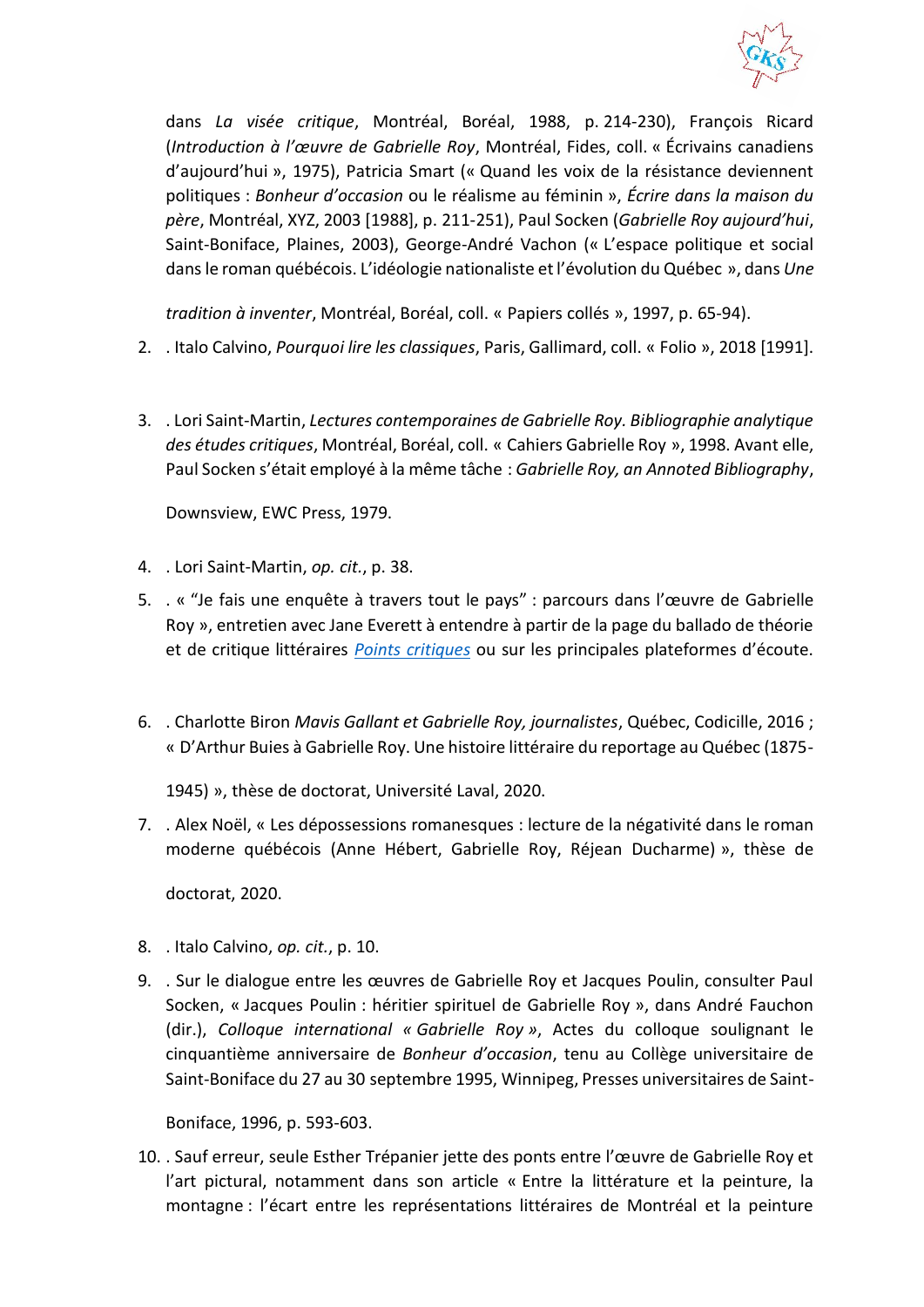dans *La visée critique*, Montréal, Boréal, 1988, p. 214-230), François Ricard (*Introduction à l'œuvre de Gabrielle Roy*, Montréal, Fides, coll. « Écrivains canadiens d'aujourd'hui », 1975), Patricia Smart (« Quand les voix de la résistance deviennent politiques : *Bonheur d'occasion* ou le réalisme au féminin », *Écrire dans la maison du père*, Montréal, XYZ, 2003 [1988], p. 211-251), Paul Socken (*Gabrielle Roy aujourd'hui*, Saint-Boniface, Plaines, 2003), George-André Vachon (« L'espace politique et social dans le roman québécois. L'idéologie nationaliste et l'évolution du Québec », dans *Une tradition à inventer*, Montréal, Boréal, coll. « Papiers collés », 1997, p. 65-94).

2. . Italo Calvino, *Pourquoi lire les classiques*, Paris, Gallimard, coll. « Folio », 2018 [1991].

3. . Lori Saint-Martin, *Lectures contemporaines de Gabrielle Roy. Bibliographie analytique des études critiques*, Montréal, Boréal, coll. « Cahiers Gabrielle Roy », 1998. Avant elle, Paul Socken s'était employé à la même tâche : *Gabrielle Roy, an Annoted Bibliography*, Downsview, EWC Press, 1979.

4. . Lori Saint-Martin, *op. cit.*, p. 38.

5. . « "Je fais une enquête à travers tout le pays" : parcours dans l'œuvre de Gabrielle Roy », entretien avec Jane Everett à entendre à partir de la page du ballado de théorie et de critique littéraires [Points critiques]() ou sur les principales plateformes d'écoute.

6. . Charlotte Biron *Mavis Gallant et Gabrielle Roy, journalistes*, Québec, Codicille, 2016 ; « D'Arthur Buies à Gabrielle Roy. Une histoire littéraire du reportage au Québec (1875-1945) », thèse de doctorat, Université Laval, 2020.

7. . Alex Noël, « Les dépossessions romanesques : lecture de la négativité dans le roman moderne québécois (Anne Hébert, Gabrielle Roy, Réjean Ducharme) », thèse de doctorat, 2020.

8. . Italo Calvino, *op. cit.*, p. 10.

9. . Sur le dialogue entre les œuvres de Gabrielle Roy et Jacques Poulin, consulter Paul Socken, « Jacques Poulin : héritier spirituel de Gabrielle Roy », dans André Fauchon (dir.), *Colloque international « Gabrielle Roy »*, Actes du colloque soulignant le cinquantième anniversaire de *Bonheur d'occasion*, tenu au Collège universitaire de Saint-Boniface du 27 au 30 septembre 1995, Winnipeg, Presses universitaires de Saint-Boniface, 1996, p. 593-603.

10. . Sauf erreur, seule Esther Trépanier jette des ponts entre l'œuvre de Gabrielle Roy et l'art pictural, notamment dans son article « Entre la littérature et la peinture, la montagne : l'écart entre les représentations littéraires de Montréal et la peinture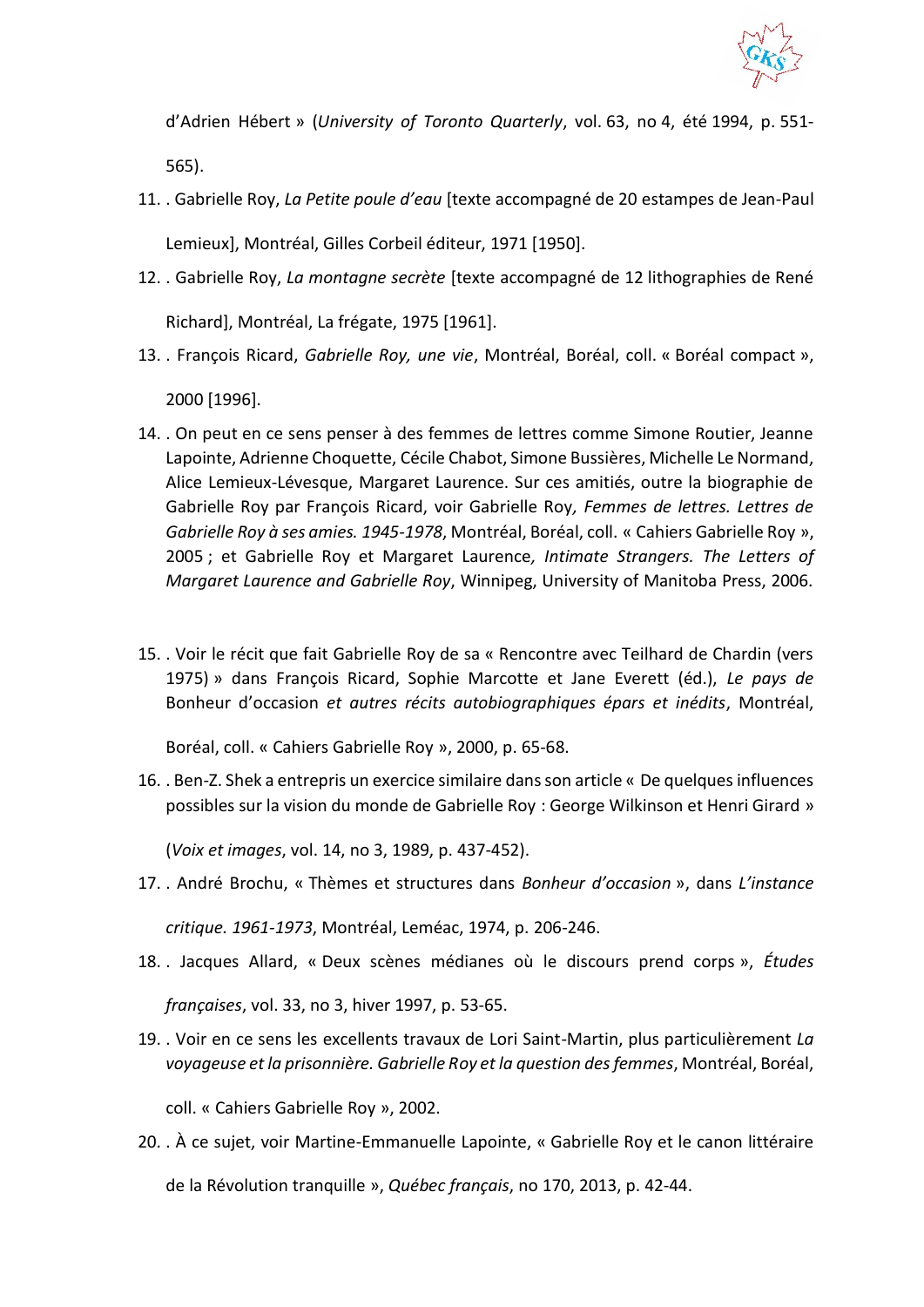d'Adrien Hébert » (*University of Toronto Quarterly*, vol. 63, no 4, été 1994, p. 551-565).

11. . Gabrielle Roy, *La Petite poule d'eau* [texte accompagné de 20 estampes de Jean-Paul Lemieux], Montréal, Gilles Corbeil éditeur, 1971 [1950].
12. . Gabrielle Roy, *La montagne secrète* [texte accompagné de 12 lithographies de René Richard], Montréal, La frégate, 1975 [1961].
13. . François Ricard, *Gabrielle Roy, une vie*, Montréal, Boréal, coll. « Boréal compact », 2000 [1996].
14. . On peut en ce sens penser à des femmes de lettres comme Simone Routier, Jeanne Lapointe, Adrienne Choquette, Cécile Chabot, Simone Bussières, Michelle Le Normand, Alice Lemieux-Lévesque, Margaret Laurence. Sur ces amitiés, outre la biographie de Gabrielle Roy par François Ricard, voir Gabrielle Roy, *Femmes de lettres. Lettres de Gabrielle Roy à ses amies. 1945-1978*, Montréal, Boréal, coll. « Cahiers Gabrielle Roy », 2005 ; et Gabrielle Roy et Margaret Laurence, *Intimate Strangers. The Letters of Margaret Laurence and Gabrielle Roy*, Winnipeg, University of Manitoba Press, 2006.
15. . Voir le récit que fait Gabrielle Roy de sa « Rencontre avec Teilhard de Chardin (vers 1975) » dans François Ricard, Sophie Marcotte et Jane Everett (éd.), *Le pays de* Bonheur d'occasion *et autres récits autobiographiques épars et inédits*, Montréal, Boréal, coll. « Cahiers Gabrielle Roy », 2000, p. 65-68.
16. . Ben-Z. Shek a entrepris un exercice similaire dans son article « De quelques influences possibles sur la vision du monde de Gabrielle Roy : George Wilkinson et Henri Girard » (*Voix et images*, vol. 14, no 3, 1989, p. 437-452).
17. . André Brochu, « Thèmes et structures dans *Bonheur d'occasion* », dans *L'instance critique. 1961-1973*, Montréal, Leméac, 1974, p. 206-246.
18. . Jacques Allard, « Deux scènes médianes où le discours prend corps », *Études françaises*, vol. 33, no 3, hiver 1997, p. 53-65.
19. . Voir en ce sens les excellents travaux de Lori Saint-Martin, plus particulièrement *La voyageuse et la prisonnière. Gabrielle Roy et la question des femmes*, Montréal, Boréal, coll. « Cahiers Gabrielle Roy », 2002.
20. . À ce sujet, voir Martine-Emmanuelle Lapointe, « Gabrielle Roy et le canon littéraire de la Révolution tranquille », *Québec français*, no 170, 2013, p. 42-44.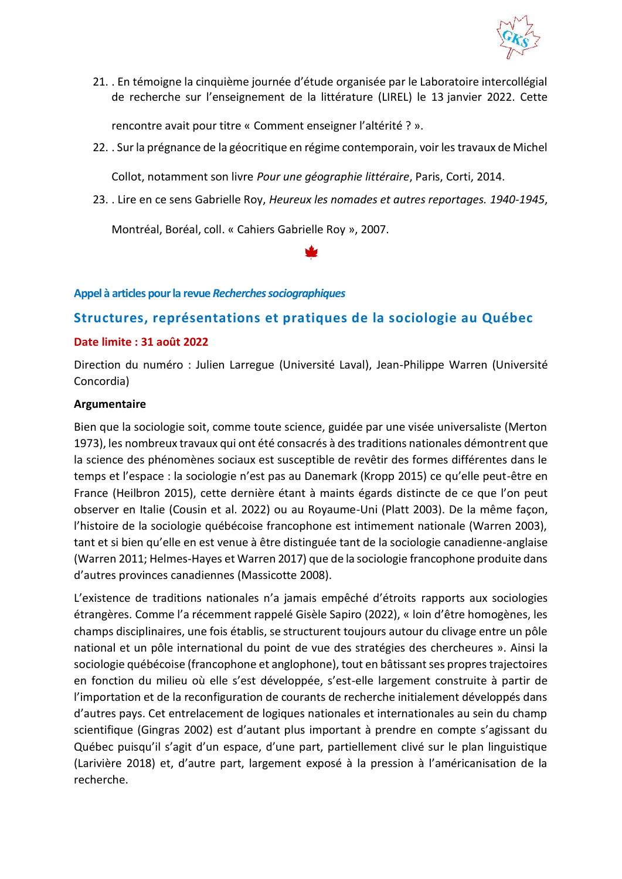21. . En témoigne la cinquième journée d'étude organisée par le Laboratoire intercollégial de recherche sur l'enseignement de la littérature (LIREL) le 13 janvier 2022. Cette rencontre avait pour titre « Comment enseigner l'altérité ? ».
22. . Sur la prégnance de la géocritique en régime contemporain, voir les travaux de Michel Collot, notamment son livre *Pour une géographie littéraire*, Paris, Corti, 2014.
23. . Lire en ce sens Gabrielle Roy, *Heureux les nomades et autres reportages. 1940-1945*, Montréal, Boréal, coll. « Cahiers Gabrielle Roy », 2007.

**Appel à articles pour la revue *Recherches sociographiques***

## Structures, représentations et pratiques de la sociologie au Québec

**Date limite : 31 août 2022**

Direction du numéro : Julien Larregue (Université Laval), Jean-Philippe Warren (Université Concordia)

**Argumentaire**

Bien que la sociologie soit, comme toute science, guidée par une visée universaliste (Merton 1973), les nombreux travaux qui ont été consacrés à des traditions nationales démontrent que la science des phénomènes sociaux est susceptible de revêtir des formes différentes dans le temps et l'espace : la sociologie n'est pas au Danemark (Kropp 2015) ce qu'elle peut-être en France (Heilbron 2015), cette dernière étant à maints égards distincte de ce que l'on peut observer en Italie (Cousin et al. 2022) ou au Royaume-Uni (Platt 2003). De la même façon, l'histoire de la sociologie québécoise francophone est intimement nationale (Warren 2003), tant et si bien qu'elle en est venue à être distinguée tant de la sociologie canadienne-anglaise (Warren 2011; Helmes-Hayes et Warren 2017) que de la sociologie francophone produite dans d'autres provinces canadiennes (Massicotte 2008).

L'existence de traditions nationales n'a jamais empêché d'étroits rapports aux sociologies étrangères. Comme l'a récemment rappelé Gisèle Sapiro (2022), « loin d'être homogènes, les champs disciplinaires, une fois établis, se structurent toujours autour du clivage entre un pôle national et un pôle international du point de vue des stratégies des chercheures ». Ainsi la sociologie québécoise (francophone et anglophone), tout en bâtissant ses propres trajectoires en fonction du milieu où elle s'est développée, s'est-elle largement construite à partir de l'importation et de la reconfiguration de courants de recherche initialement développés dans d'autres pays. Cet entrelacement de logiques nationales et internationales au sein du champ scientifique (Gingras 2002) est d'autant plus important à prendre en compte s'agissant du Québec puisqu'il s'agit d'un espace, d'une part, partiellement clivé sur le plan linguistique (Larivière 2018) et, d'autre part, largement exposé à la pression à l'américanisation de la recherche.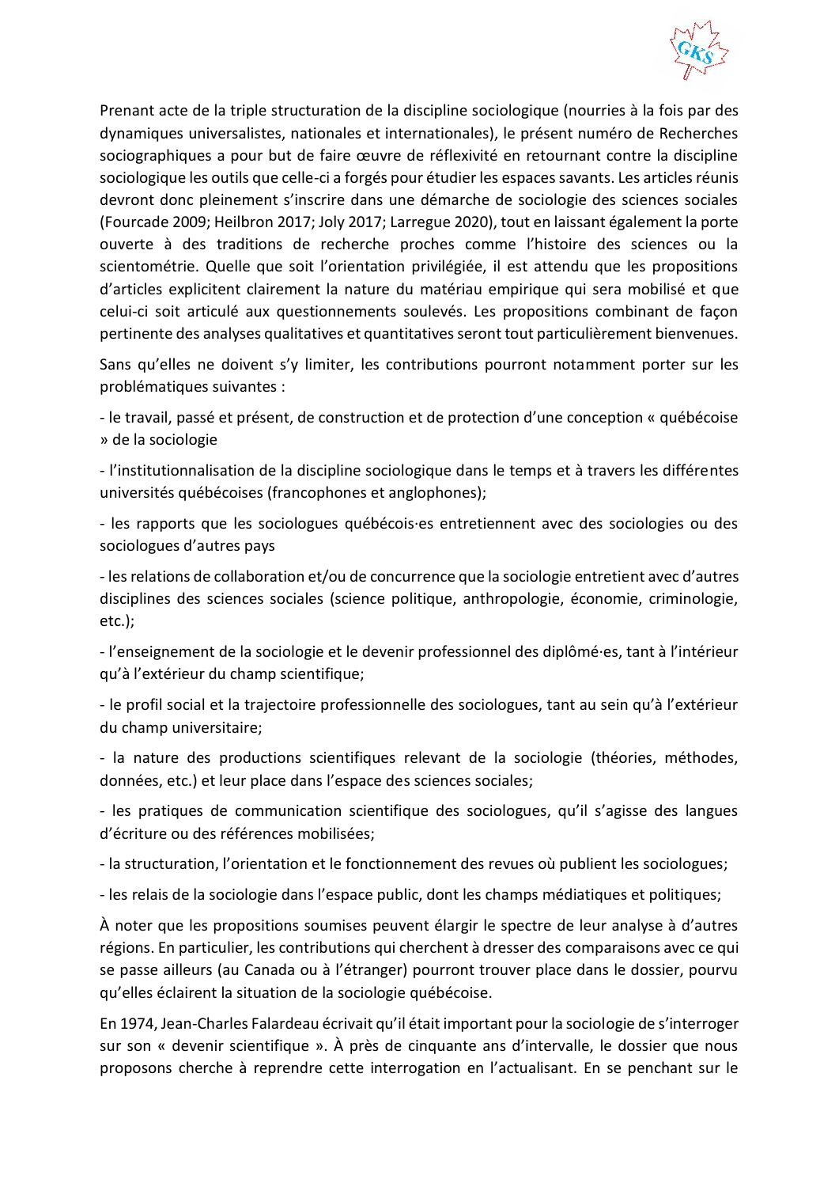Prenant acte de la triple structuration de la discipline sociologique (nourries à la fois par des dynamiques universalistes, nationales et internationales), le présent numéro de Recherches sociographiques a pour but de faire œuvre de réflexivité en retournant contre la discipline sociologique les outils que celle-ci a forgés pour étudier les espaces savants. Les articles réunis devront donc pleinement s'inscrire dans une démarche de sociologie des sciences sociales (Fourcade 2009; Heilbron 2017; Joly 2017; Larregue 2020), tout en laissant également la porte ouverte à des traditions de recherche proches comme l'histoire des sciences ou la scientométrie. Quelle que soit l'orientation privilégiée, il est attendu que les propositions d'articles explicitent clairement la nature du matériau empirique qui sera mobilisé et que celui-ci soit articulé aux questionnements soulevés. Les propositions combinant de façon pertinente des analyses qualitatives et quantitatives seront tout particulièrement bienvenues.

Sans qu'elles ne doivent s'y limiter, les contributions pourront notamment porter sur les problématiques suivantes :

- le travail, passé et présent, de construction et de protection d'une conception « québécoise » de la sociologie
- l'institutionnalisation de la discipline sociologique dans le temps et à travers les différentes universités québécoises (francophones et anglophones);
- les rapports que les sociologues québécois·es entretiennent avec des sociologies ou des sociologues d'autres pays
- les relations de collaboration et/ou de concurrence que la sociologie entretient avec d'autres disciplines des sciences sociales (science politique, anthropologie, économie, criminologie, etc.);
- l'enseignement de la sociologie et le devenir professionnel des diplômé·es, tant à l'intérieur qu'à l'extérieur du champ scientifique;
- le profil social et la trajectoire professionnelle des sociologues, tant au sein qu'à l'extérieur du champ universitaire;
- la nature des productions scientifiques relevant de la sociologie (théories, méthodes, données, etc.) et leur place dans l'espace des sciences sociales;
- les pratiques de communication scientifique des sociologues, qu'il s'agisse des langues d'écriture ou des références mobilisées;
- la structuration, l'orientation et le fonctionnement des revues où publient les sociologues;
- les relais de la sociologie dans l'espace public, dont les champs médiatiques et politiques;

À noter que les propositions soumises peuvent élargir le spectre de leur analyse à d'autres régions. En particulier, les contributions qui cherchent à dresser des comparaisons avec ce qui se passe ailleurs (au Canada ou à l'étranger) pourront trouver place dans le dossier, pourvu qu'elles éclairent la situation de la sociologie québécoise.

En 1974, Jean-Charles Falardeau écrivait qu'il était important pour la sociologie de s'interroger sur son « devenir scientifique ». À près de cinquante ans d'intervalle, le dossier que nous proposons cherche à reprendre cette interrogation en l'actualisant. En se penchant sur le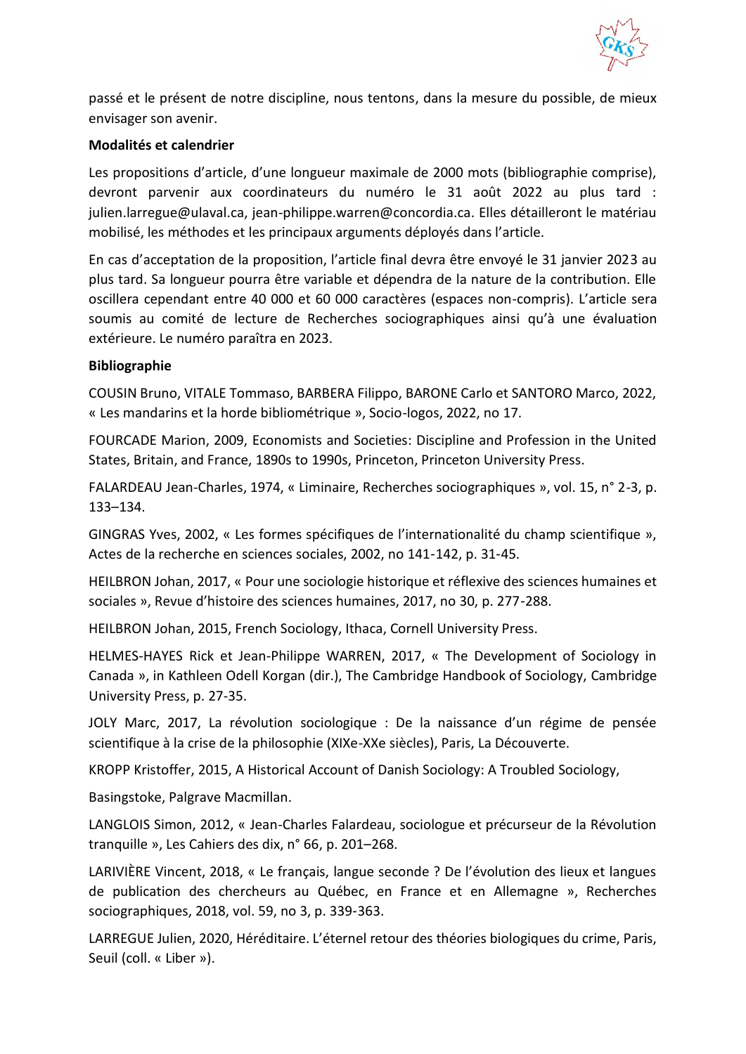passé et le présent de notre discipline, nous tentons, dans la mesure du possible, de mieux envisager son avenir.

**Modalités et calendrier**

Les propositions d'article, d'une longueur maximale de 2000 mots (bibliographie comprise), devront parvenir aux coordinateurs du numéro le 31 août 2022 au plus tard : julien.larregue@ulaval.ca, jean-philippe.warren@concordia.ca. Elles détailleront le matériau mobilisé, les méthodes et les principaux arguments déployés dans l'article.

En cas d'acceptation de la proposition, l'article final devra être envoyé le 31 janvier 2023 au plus tard. Sa longueur pourra être variable et dépendra de la nature de la contribution. Elle oscillera cependant entre 40 000 et 60 000 caractères (espaces non-compris). L'article sera soumis au comité de lecture de Recherches sociographiques ainsi qu'à une évaluation extérieure. Le numéro paraîtra en 2023.

**Bibliographie**

COUSIN Bruno, VITALE Tommaso, BARBERA Filippo, BARONE Carlo et SANTORO Marco, 2022, « Les mandarins et la horde bibliométrique », Socio-logos, 2022, no 17.

FOURCADE Marion, 2009, Economists and Societies: Discipline and Profession in the United States, Britain, and France, 1890s to 1990s, Princeton, Princeton University Press.

FALARDEAU Jean-Charles, 1974, « Liminaire, Recherches sociographiques », vol. 15, n° 2-3, p. 133–134.

GINGRAS Yves, 2002, « Les formes spécifiques de l'internationalité du champ scientifique », Actes de la recherche en sciences sociales, 2002, no 141-142, p. 31-45.

HEILBRON Johan, 2017, « Pour une sociologie historique et réflexive des sciences humaines et sociales », Revue d'histoire des sciences humaines, 2017, no 30, p. 277-288.

HEILBRON Johan, 2015, French Sociology, Ithaca, Cornell University Press.

HELMES-HAYES Rick et Jean-Philippe WARREN, 2017, « The Development of Sociology in Canada », in Kathleen Odell Korgan (dir.), The Cambridge Handbook of Sociology, Cambridge University Press, p. 27-35.

JOLY Marc, 2017, La révolution sociologique : De la naissance d'un régime de pensée scientifique à la crise de la philosophie (XIXe-XXe siècles), Paris, La Découverte.

KROPP Kristoffer, 2015, A Historical Account of Danish Sociology: A Troubled Sociology,

Basingstoke, Palgrave Macmillan.

LANGLOIS Simon, 2012, « Jean-Charles Falardeau, sociologue et précurseur de la Révolution tranquille », Les Cahiers des dix, n° 66, p. 201–268.

LARIVIÈRE Vincent, 2018, « Le français, langue seconde ? De l'évolution des lieux et langues de publication des chercheurs au Québec, en France et en Allemagne », Recherches sociographiques, 2018, vol. 59, no 3, p. 339-363.

LARREGUE Julien, 2020, Héréditaire. L'éternel retour des théories biologiques du crime, Paris, Seuil (coll. « Liber »).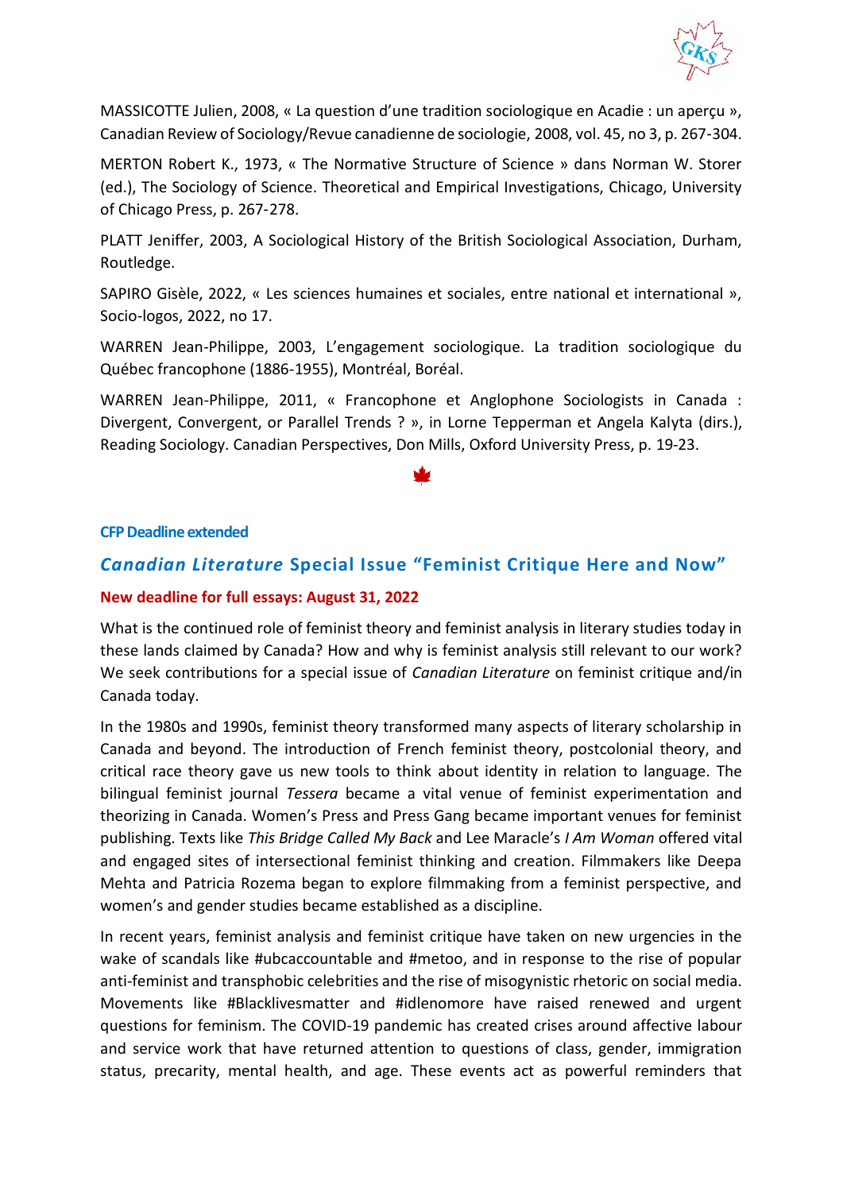MASSICOTTE Julien, 2008, « La question d'une tradition sociologique en Acadie : un aperçu », Canadian Review of Sociology/Revue canadienne de sociologie, 2008, vol. 45, no 3, p. 267-304.

MERTON Robert K., 1973, « The Normative Structure of Science » dans Norman W. Storer (ed.), The Sociology of Science. Theoretical and Empirical Investigations, Chicago, University of Chicago Press, p. 267-278.

PLATT Jeniffer, 2003, A Sociological History of the British Sociological Association, Durham, Routledge.

SAPIRO Gisèle, 2022, « Les sciences humaines et sociales, entre national et international », Socio-logos, 2022, no 17.

WARREN Jean-Philippe, 2003, L'engagement sociologique. La tradition sociologique du Québec francophone (1886-1955), Montréal, Boréal.

WARREN Jean-Philippe, 2011, « Francophone et Anglophone Sociologists in Canada : Divergent, Convergent, or Parallel Trends ? », in Lorne Tepperman et Angela Kalyta (dirs.), Reading Sociology. Canadian Perspectives, Don Mills, Oxford University Press, p. 19-23.

**CFP Deadline extended**

## *Canadian Literature* Special Issue "Feminist Critique Here and Now"

**New deadline for full essays: August 31, 2022**

What is the continued role of feminist theory and feminist analysis in literary studies today in these lands claimed by Canada? How and why is feminist analysis still relevant to our work? We seek contributions for a special issue of *Canadian Literature* on feminist critique and/in Canada today.

In the 1980s and 1990s, feminist theory transformed many aspects of literary scholarship in Canada and beyond. The introduction of French feminist theory, postcolonial theory, and critical race theory gave us new tools to think about identity in relation to language. The bilingual feminist journal *Tessera* became a vital venue of feminist experimentation and theorizing in Canada. Women's Press and Press Gang became important venues for feminist publishing. Texts like *This Bridge Called My Back* and Lee Maracle's *I Am Woman* offered vital and engaged sites of intersectional feminist thinking and creation. Filmmakers like Deepa Mehta and Patricia Rozema began to explore filmmaking from a feminist perspective, and women's and gender studies became established as a discipline.

In recent years, feminist analysis and feminist critique have taken on new urgencies in the wake of scandals like #ubcaccountable and #metoo, and in response to the rise of popular anti-feminist and transphobic celebrities and the rise of misogynistic rhetoric on social media. Movements like #Blacklivesmatter and #idlenomore have raised renewed and urgent questions for feminism. The COVID-19 pandemic has created crises around affective labour and service work that have returned attention to questions of class, gender, immigration status, precarity, mental health, and age. These events act as powerful reminders that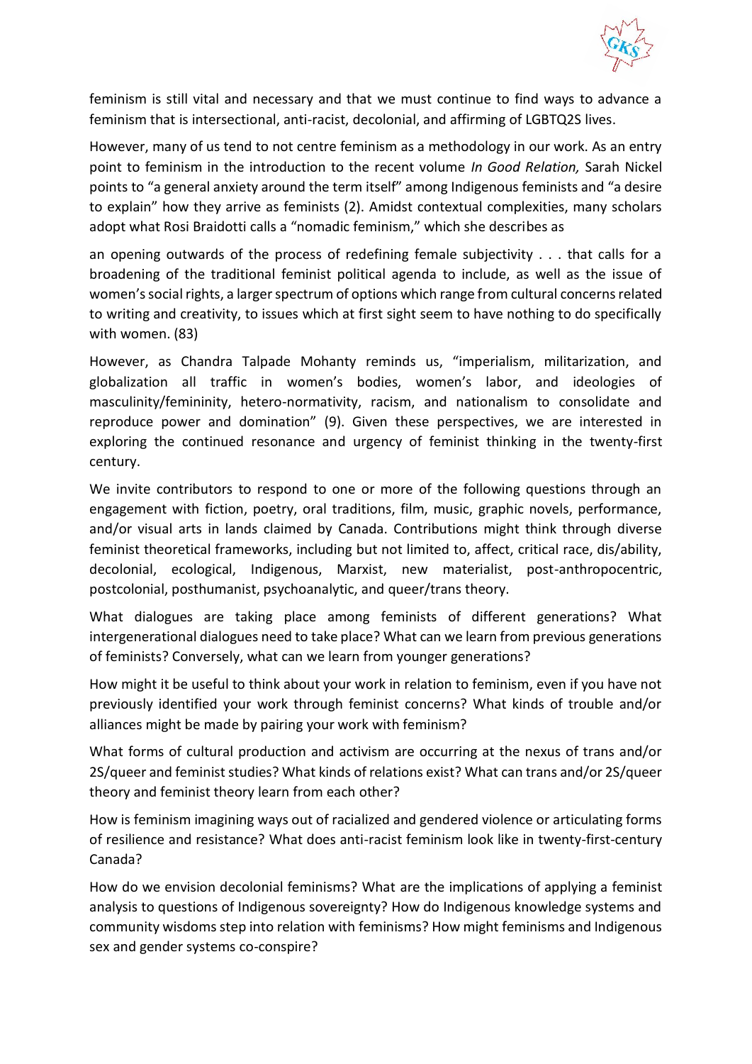feminism is still vital and necessary and that we must continue to find ways to advance a feminism that is intersectional, anti-racist, decolonial, and affirming of LGBTQ2S lives.

However, many of us tend to not centre feminism as a methodology in our work. As an entry point to feminism in the introduction to the recent volume *In Good Relation,* Sarah Nickel points to "a general anxiety around the term itself" among Indigenous feminists and "a desire to explain" how they arrive as feminists (2). Amidst contextual complexities, many scholars adopt what Rosi Braidotti calls a "nomadic feminism," which she describes as

> an opening outwards of the process of redefining female subjectivity . . . that calls for a broadening of the traditional feminist political agenda to include, as well as the issue of women's social rights, a larger spectrum of options which range from cultural concerns related to writing and creativity, to issues which at first sight seem to have nothing to do specifically with women. (83)

However, as Chandra Talpade Mohanty reminds us, "imperialism, militarization, and globalization all traffic in women's bodies, women's labor, and ideologies of masculinity/femininity, hetero-normativity, racism, and nationalism to consolidate and reproduce power and domination" (9). Given these perspectives, we are interested in exploring the continued resonance and urgency of feminist thinking in the twenty-first century.

We invite contributors to respond to one or more of the following questions through an engagement with fiction, poetry, oral traditions, film, music, graphic novels, performance, and/or visual arts in lands claimed by Canada. Contributions might think through diverse feminist theoretical frameworks, including but not limited to, affect, critical race, dis/ability, decolonial, ecological, Indigenous, Marxist, new materialist, post-anthropocentric, postcolonial, posthumanist, psychoanalytic, and queer/trans theory.

What dialogues are taking place among feminists of different generations? What intergenerational dialogues need to take place? What can we learn from previous generations of feminists? Conversely, what can we learn from younger generations?

How might it be useful to think about your work in relation to feminism, even if you have not previously identified your work through feminist concerns? What kinds of trouble and/or alliances might be made by pairing your work with feminism?

What forms of cultural production and activism are occurring at the nexus of trans and/or 2S/queer and feminist studies? What kinds of relations exist? What can trans and/or 2S/queer theory and feminist theory learn from each other?

How is feminism imagining ways out of racialized and gendered violence or articulating forms of resilience and resistance? What does anti-racist feminism look like in twenty-first-century Canada?

How do we envision decolonial feminisms? What are the implications of applying a feminist analysis to questions of Indigenous sovereignty? How do Indigenous knowledge systems and community wisdoms step into relation with feminisms? How might feminisms and Indigenous sex and gender systems co-conspire?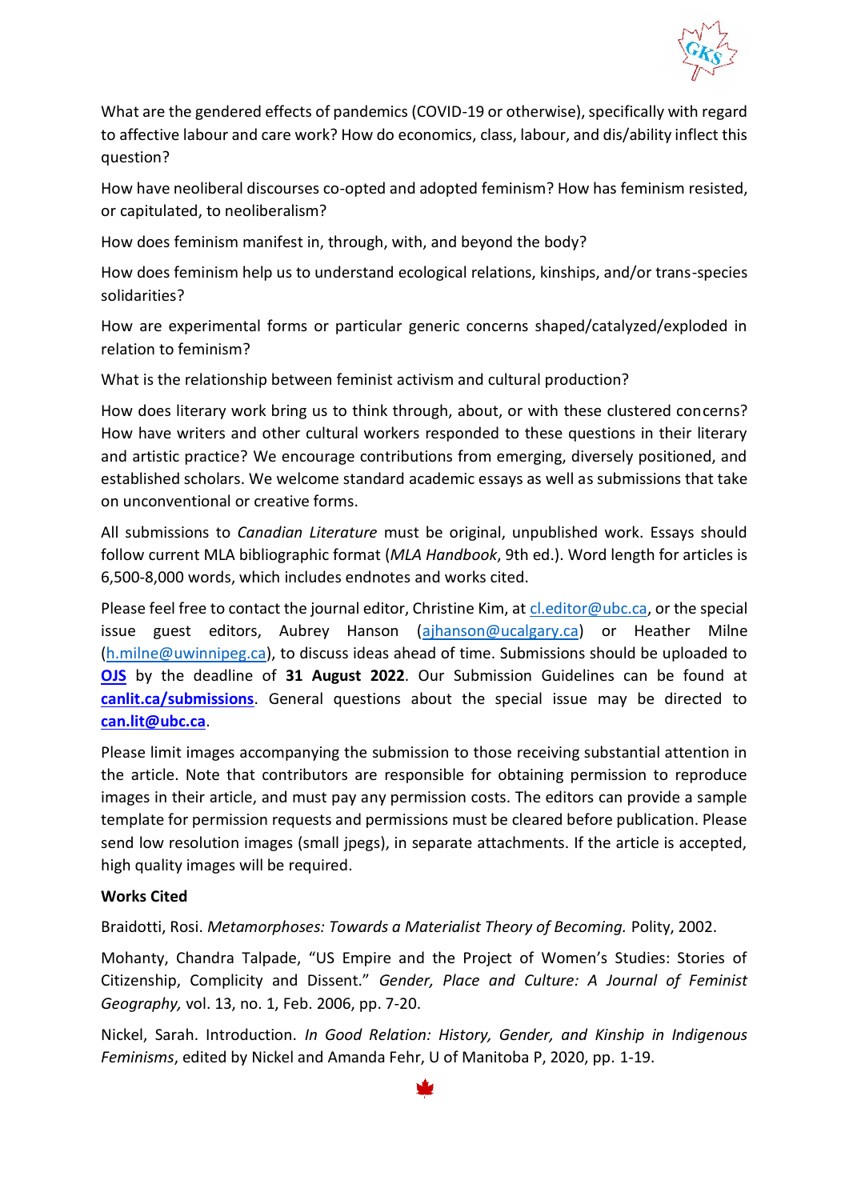What are the gendered effects of pandemics (COVID-19 or otherwise), specifically with regard to affective labour and care work? How do economics, class, labour, and dis/ability inflect this question?

How have neoliberal discourses co-opted and adopted feminism? How has feminism resisted, or capitulated, to neoliberalism?

How does feminism manifest in, through, with, and beyond the body?

How does feminism help us to understand ecological relations, kinships, and/or trans-species solidarities?

How are experimental forms or particular generic concerns shaped/catalyzed/exploded in relation to feminism?

What is the relationship between feminist activism and cultural production?

How does literary work bring us to think through, about, or with these clustered concerns? How have writers and other cultural workers responded to these questions in their literary and artistic practice? We encourage contributions from emerging, diversely positioned, and established scholars. We welcome standard academic essays as well as submissions that take on unconventional or creative forms.

All submissions to *Canadian Literature* must be original, unpublished work. Essays should follow current MLA bibliographic format (*MLA Handbook*, 9th ed.). Word length for articles is 6,500-8,000 words, which includes endnotes and works cited.

Please feel free to contact the journal editor, Christine Kim, at cl.editor@ubc.ca, or the special issue guest editors, Aubrey Hanson (ajhanson@ucalgary.ca) or Heather Milne (h.milne@uwinnipeg.ca), to discuss ideas ahead of time. Submissions should be uploaded to **OJS** by the deadline of **31 August 2022**. Our Submission Guidelines can be found at **canlit.ca/submissions**. General questions about the special issue may be directed to **can.lit@ubc.ca**.

Please limit images accompanying the submission to those receiving substantial attention in the article. Note that contributors are responsible for obtaining permission to reproduce images in their article, and must pay any permission costs. The editors can provide a sample template for permission requests and permissions must be cleared before publication. Please send low resolution images (small jpegs), in separate attachments. If the article is accepted, high quality images will be required.

**Works Cited**

Braidotti, Rosi. *Metamorphoses: Towards a Materialist Theory of Becoming.* Polity, 2002.

Mohanty, Chandra Talpade, "US Empire and the Project of Women's Studies: Stories of Citizenship, Complicity and Dissent." *Gender, Place and Culture: A Journal of Feminist Geography,* vol. 13, no. 1, Feb. 2006, pp. 7-20.

Nickel, Sarah. Introduction. *In Good Relation: History, Gender, and Kinship in Indigenous Feminisms*, edited by Nickel and Amanda Fehr, U of Manitoba P, 2020, pp. 1-19.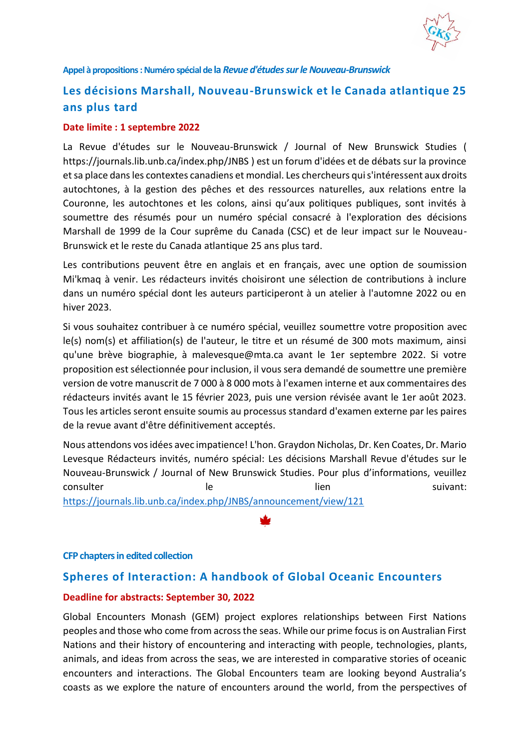**Appel à propositions : Numéro spécial de la *Revue d'études sur le Nouveau-Brunswick***

## Les décisions Marshall, Nouveau-Brunswick et le Canada atlantique 25 ans plus tard

**Date limite : 1 septembre 2022**

La Revue d'études sur le Nouveau-Brunswick / Journal of New Brunswick Studies ( https://journals.lib.unb.ca/index.php/JNBS ) est un forum d'idées et de débats sur la province et sa place dans les contextes canadiens et mondial. Les chercheurs qui s'intéressent aux droits autochtones, à la gestion des pêches et des ressources naturelles, aux relations entre la Couronne, les autochtones et les colons, ainsi qu'aux politiques publiques, sont invités à soumettre des résumés pour un numéro spécial consacré à l'exploration des décisions Marshall de 1999 de la Cour suprême du Canada (CSC) et de leur impact sur le Nouveau-Brunswick et le reste du Canada atlantique 25 ans plus tard.

Les contributions peuvent être en anglais et en français, avec une option de soumission Mi'kmaq à venir. Les rédacteurs invités choisiront une sélection de contributions à inclure dans un numéro spécial dont les auteurs participeront à un atelier à l'automne 2022 ou en hiver 2023.

Si vous souhaitez contribuer à ce numéro spécial, veuillez soumettre votre proposition avec le(s) nom(s) et affiliation(s) de l'auteur, le titre et un résumé de 300 mots maximum, ainsi qu'une brève biographie, à malevesque@mta.ca avant le 1er septembre 2022. Si votre proposition est sélectionnée pour inclusion, il vous sera demandé de soumettre une première version de votre manuscrit de 7 000 à 8 000 mots à l'examen interne et aux commentaires des rédacteurs invités avant le 15 février 2023, puis une version révisée avant le 1er août 2023. Tous les articles seront ensuite soumis au processus standard d'examen externe par les paires de la revue avant d'être définitivement acceptés.

Nous attendons vos idées avec impatience! L'hon. Graydon Nicholas, Dr. Ken Coates, Dr. Mario Levesque Rédacteurs invités, numéro spécial: Les décisions Marshall Revue d'études sur le Nouveau-Brunswick / Journal of New Brunswick Studies. Pour plus d'informations, veuillez consulter le lien suivant: https://journals.lib.unb.ca/index.php/JNBS/announcement/view/121

**CFP chapters in edited collection**

## Spheres of Interaction: A handbook of Global Oceanic Encounters

**Deadline for abstracts: September 30, 2022**

Global Encounters Monash (GEM) project explores relationships between First Nations peoples and those who come from across the seas. While our prime focus is on Australian First Nations and their history of encountering and interacting with people, technologies, plants, animals, and ideas from across the seas, we are interested in comparative stories of oceanic encounters and interactions. The Global Encounters team are looking beyond Australia's coasts as we explore the nature of encounters around the world, from the perspectives of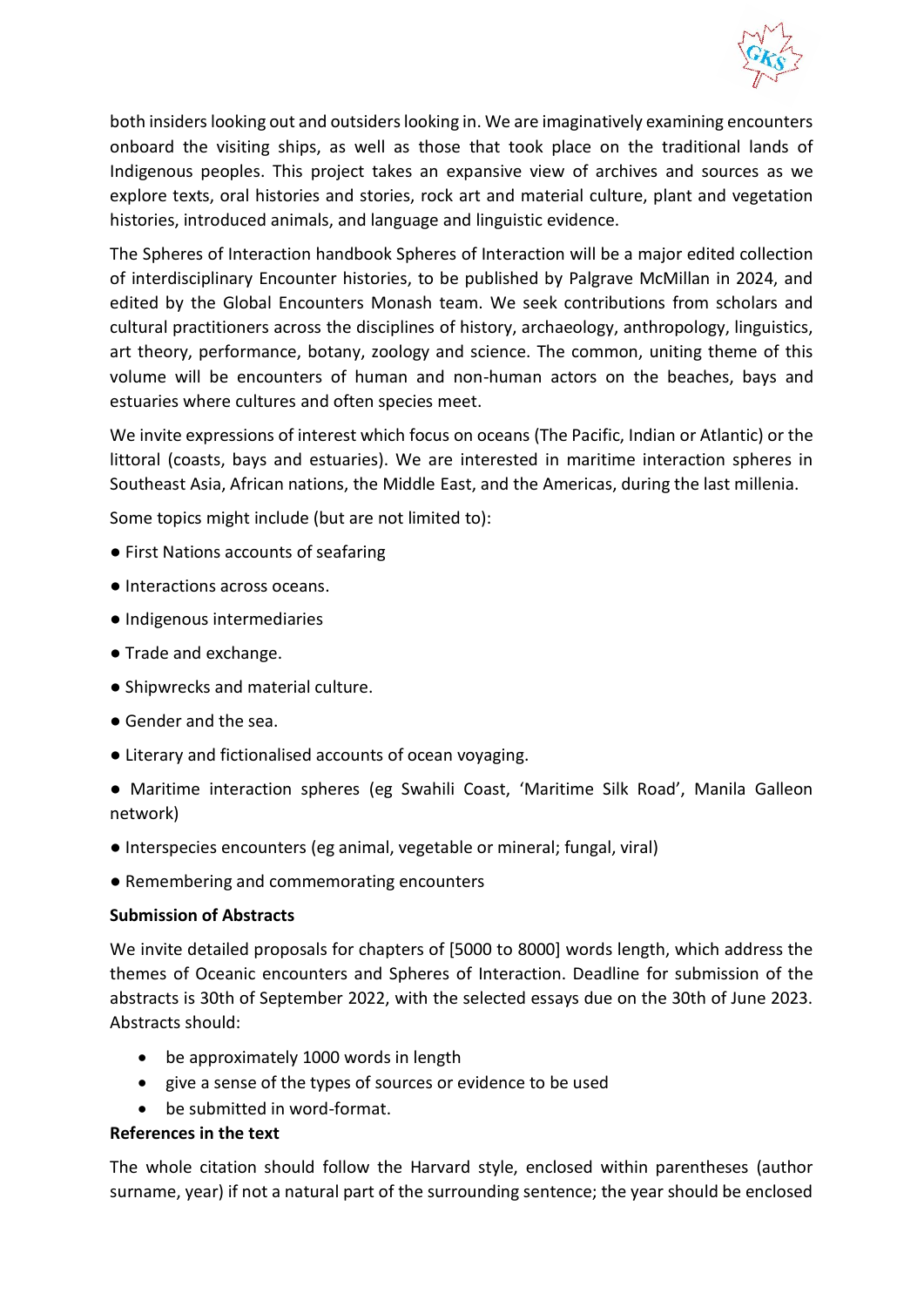both insiders looking out and outsiders looking in. We are imaginatively examining encounters onboard the visiting ships, as well as those that took place on the traditional lands of Indigenous peoples. This project takes an expansive view of archives and sources as we explore texts, oral histories and stories, rock art and material culture, plant and vegetation histories, introduced animals, and language and linguistic evidence.

The Spheres of Interaction handbook Spheres of Interaction will be a major edited collection of interdisciplinary Encounter histories, to be published by Palgrave McMillan in 2024, and edited by the Global Encounters Monash team. We seek contributions from scholars and cultural practitioners across the disciplines of history, archaeology, anthropology, linguistics, art theory, performance, botany, zoology and science. The common, uniting theme of this volume will be encounters of human and non-human actors on the beaches, bays and estuaries where cultures and often species meet.

We invite expressions of interest which focus on oceans (The Pacific, Indian or Atlantic) or the littoral (coasts, bays and estuaries). We are interested in maritime interaction spheres in Southeast Asia, African nations, the Middle East, and the Americas, during the last millenia.

Some topics might include (but are not limited to):

- First Nations accounts of seafaring
- Interactions across oceans.
- Indigenous intermediaries
- Trade and exchange.
- Shipwrecks and material culture.
- Gender and the sea.
- Literary and fictionalised accounts of ocean voyaging.
- Maritime interaction spheres (eg Swahili Coast, 'Maritime Silk Road', Manila Galleon network)
- Interspecies encounters (eg animal, vegetable or mineral; fungal, viral)
- Remembering and commemorating encounters

**Submission of Abstracts**

We invite detailed proposals for chapters of [5000 to 8000] words length, which address the themes of Oceanic encounters and Spheres of Interaction. Deadline for submission of the abstracts is 30th of September 2022, with the selected essays due on the 30th of June 2023. Abstracts should:

- be approximately 1000 words in length
- give a sense of the types of sources or evidence to be used
- be submitted in word-format.

**References in the text**

The whole citation should follow the Harvard style, enclosed within parentheses (author surname, year) if not a natural part of the surrounding sentence; the year should be enclosed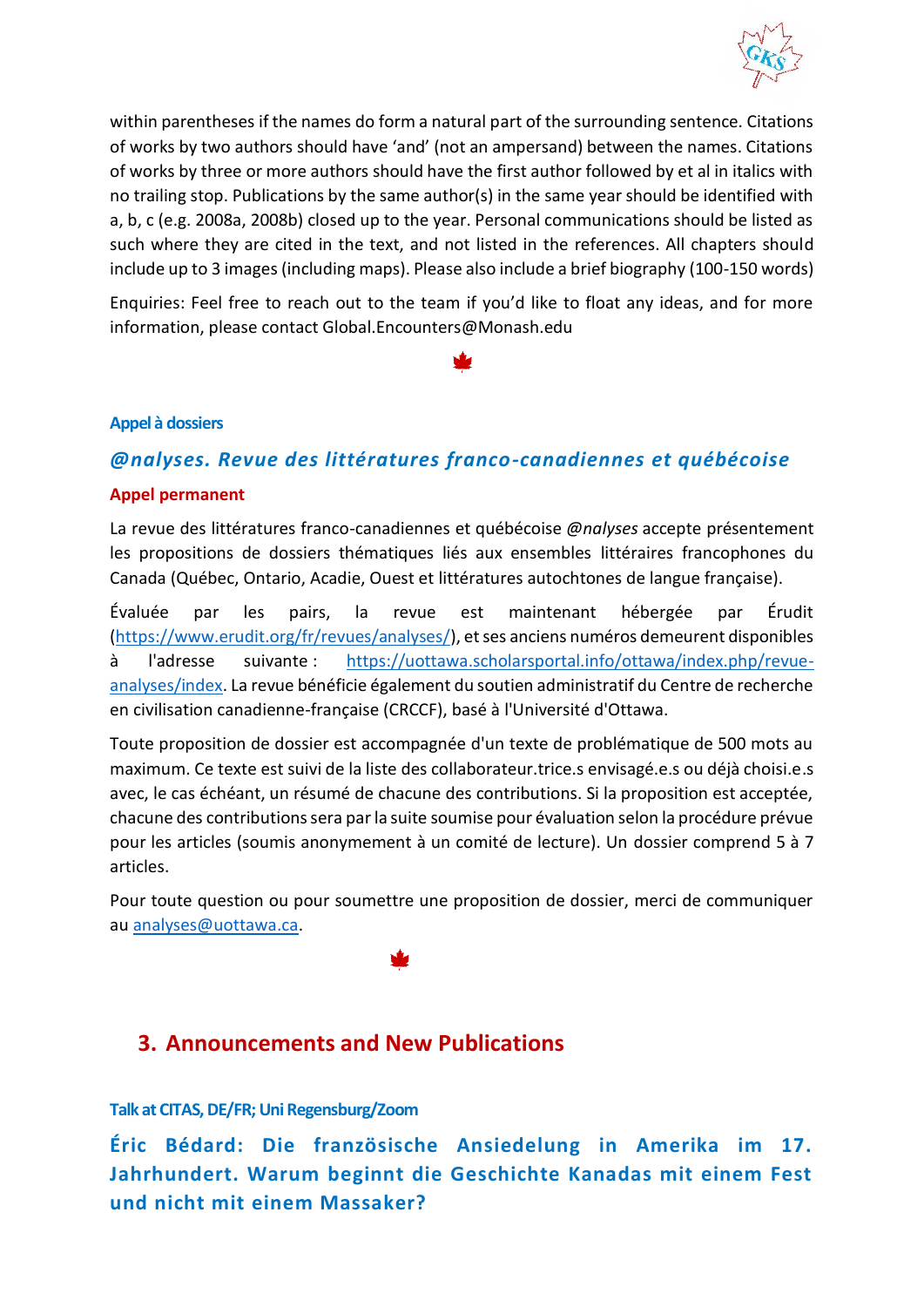within parentheses if the names do form a natural part of the surrounding sentence. Citations of works by two authors should have 'and' (not an ampersand) between the names. Citations of works by three or more authors should have the first author followed by et al in italics with no trailing stop. Publications by the same author(s) in the same year should be identified with a, b, c (e.g. 2008a, 2008b) closed up to the year. Personal communications should be listed as such where they are cited in the text, and not listed in the references. All chapters should include up to 3 images (including maps). Please also include a brief biography (100-150 words)

Enquiries: Feel free to reach out to the team if you'd like to float any ideas, and for more information, please contact Global.Encounters@Monash.edu

#### Appel à dossiers

### *@nalyses. Revue des littératures franco-canadiennes et québécoise*

**Appel permanent**

La revue des littératures franco-canadiennes et québécoise *@nalyses* accepte présentement les propositions de dossiers thématiques liés aux ensembles littéraires francophones du Canada (Québec, Ontario, Acadie, Ouest et littératures autochtones de langue française).

Évaluée par les pairs, la revue est maintenant hébergée par Érudit (https://www.erudit.org/fr/revues/analyses/), et ses anciens numéros demeurent disponibles à l'adresse suivante : https://uottawa.scholarsportal.info/ottawa/index.php/revue-analyses/index. La revue bénéficie également du soutien administratif du Centre de recherche en civilisation canadienne-française (CRCCF), basé à l'Université d'Ottawa.

Toute proposition de dossier est accompagnée d'un texte de problématique de 500 mots au maximum. Ce texte est suivi de la liste des collaborateur.trice.s envisagé.e.s ou déjà choisi.e.s avec, le cas échéant, un résumé de chacune des contributions. Si la proposition est acceptée, chacune des contributions sera par la suite soumise pour évaluation selon la procédure prévue pour les articles (soumis anonymement à un comité de lecture). Un dossier comprend 5 à 7 articles.

Pour toute question ou pour soumettre une proposition de dossier, merci de communiquer au analyses@uottawa.ca.

## 3. Announcements and New Publications

#### Talk at CITAS, DE/FR; Uni Regensburg/Zoom

### Éric Bédard: Die französische Ansiedelung in Amerika im 17. Jahrhundert. Warum beginnt die Geschichte Kanadas mit einem Fest und nicht mit einem Massaker?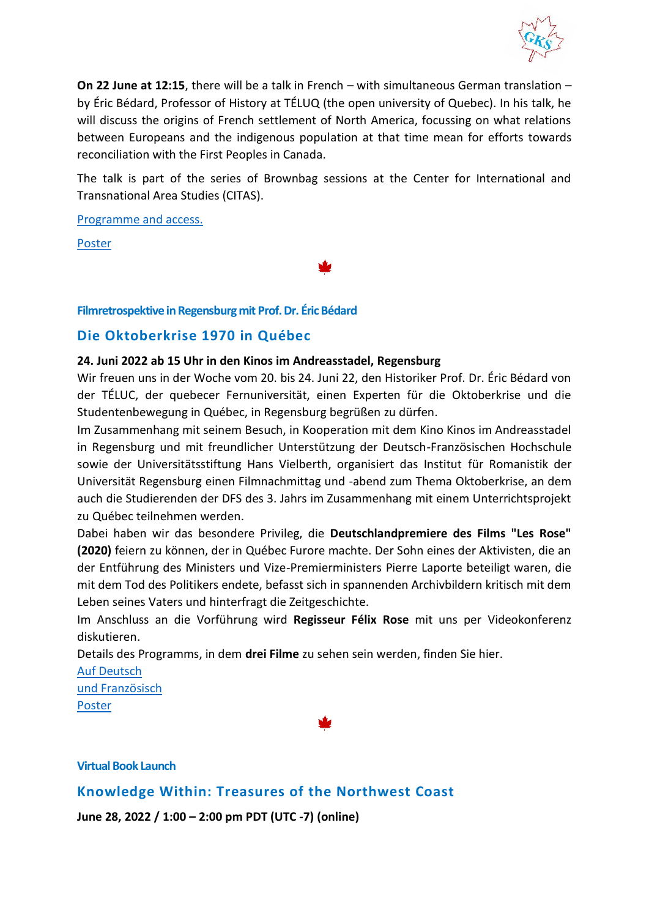**On 22 June at 12:15**, there will be a talk in French – with simultaneous German translation – by Éric Bédard, Professor of History at TÉLUQ (the open university of Quebec). In his talk, he will discuss the origins of French settlement of North America, focussing on what relations between Europeans and the indigenous population at that time mean for efforts towards reconciliation with the First Peoples in Canada.

The talk is part of the series of Brownbag sessions at the Center for International and Transnational Area Studies (CITAS).

Programme and access.

Poster

#### Filmretrospektive in Regensburg mit Prof. Dr. Éric Bédard

## Die Oktoberkrise 1970 in Québec

**24. Juni 2022 ab 15 Uhr in den Kinos im Andreasstadel, Regensburg**

Wir freuen uns in der Woche vom 20. bis 24. Juni 22, den Historiker Prof. Dr. Éric Bédard von der TÉLUC, der quebecer Fernuniversität, einen Experten für die Oktoberkrise und die Studentenbewegung in Québec, in Regensburg begrüßen zu dürfen.

Im Zusammenhang mit seinem Besuch, in Kooperation mit dem Kino Kinos im Andreasstadel in Regensburg und mit freundlicher Unterstützung der Deutsch-Französischen Hochschule sowie der Universitätsstiftung Hans Vielberth, organisiert das Institut für Romanistik der Universität Regensburg einen Filmnachmittag und -abend zum Thema Oktoberkrise, an dem auch die Studierenden der DFS des 3. Jahrs im Zusammenhang mit einem Unterrichtsprojekt zu Québec teilnehmen werden.

Dabei haben wir das besondere Privileg, die **Deutschlandpremiere des Films "Les Rose" (2020)** feiern zu können, der in Québec Furore machte. Der Sohn eines der Aktivisten, die an der Entführung des Ministers und Vize-Premierministers Pierre Laporte beteiligt waren, die mit dem Tod des Politikers endete, befasst sich in spannenden Archivbildern kritisch mit dem Leben seines Vaters und hinterfragt die Zeitgeschichte.

Im Anschluss an die Vorführung wird **Regisseur Félix Rose** mit uns per Videokonferenz diskutieren.

Details des Programms, in dem **drei Filme** zu sehen sein werden, finden Sie hier.

Auf Deutsch

und Französisch

Poster

#### Virtual Book Launch

## Knowledge Within: Treasures of the Northwest Coast

**June 28, 2022 / 1:00 – 2:00 pm PDT (UTC -7) (online)**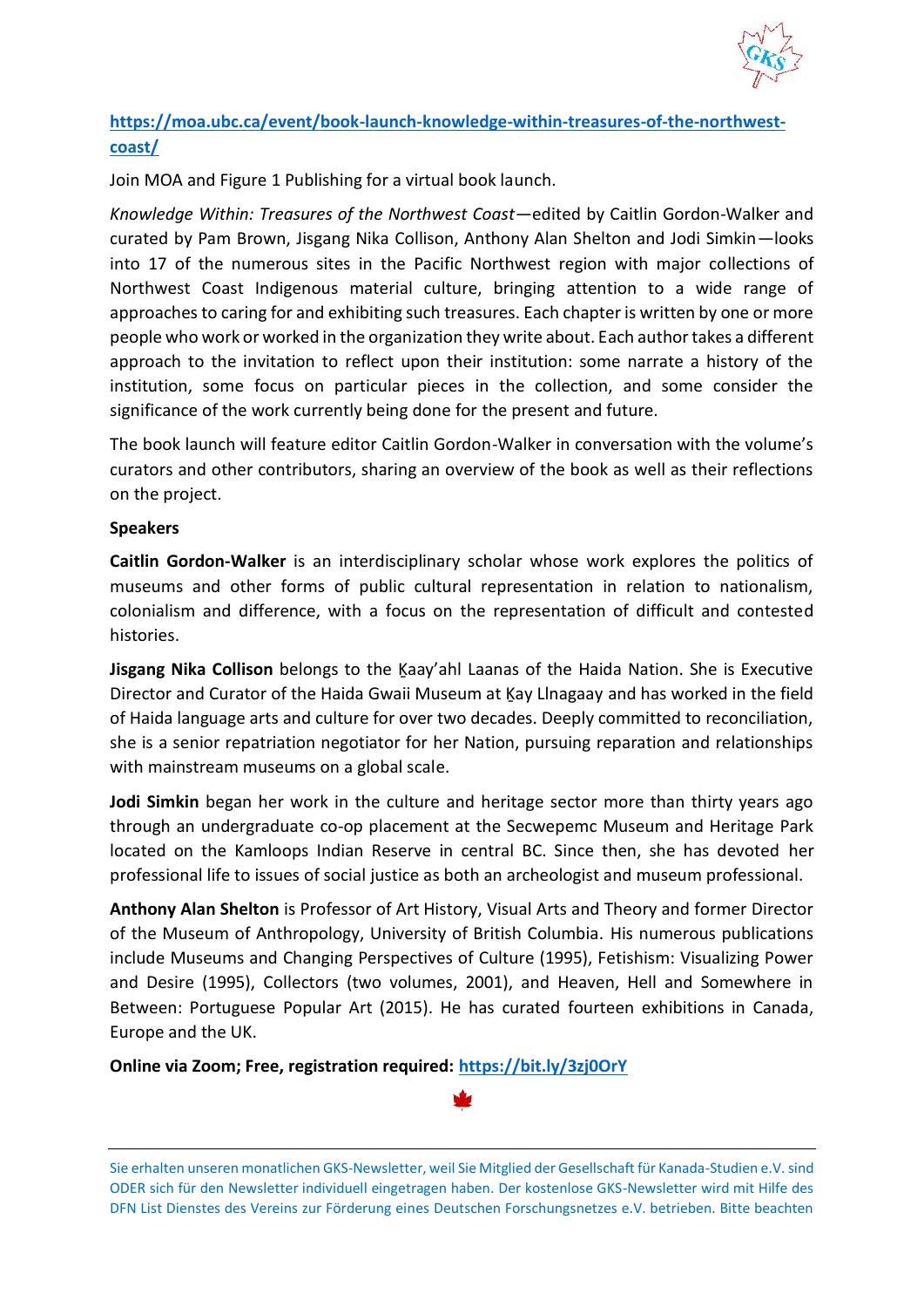[https://moa.ubc.ca/event/book-launch-knowledge-within-treasures-of-the-northwest-coast/](https://moa.ubc.ca/event/book-launch-knowledge-within-treasures-of-the-northwest-coast/)

Join MOA and Figure 1 Publishing for a virtual book launch.

*Knowledge Within: Treasures of the Northwest Coast*—edited by Caitlin Gordon-Walker and curated by Pam Brown, Jisgang Nika Collison, Anthony Alan Shelton and Jodi Simkin—looks into 17 of the numerous sites in the Pacific Northwest region with major collections of Northwest Coast Indigenous material culture, bringing attention to a wide range of approaches to caring for and exhibiting such treasures. Each chapter is written by one or more people who work or worked in the organization they write about. Each author takes a different approach to the invitation to reflect upon their institution: some narrate a history of the institution, some focus on particular pieces in the collection, and some consider the significance of the work currently being done for the present and future.

The book launch will feature editor Caitlin Gordon-Walker in conversation with the volume's curators and other contributors, sharing an overview of the book as well as their reflections on the project.

**Speakers**

**Caitlin Gordon-Walker** is an interdisciplinary scholar whose work explores the politics of museums and other forms of public cultural representation in relation to nationalism, colonialism and difference, with a focus on the representation of difficult and contested histories.

**Jisgang Nika Collison** belongs to the K̲aay'ahl Laanas of the Haida Nation. She is Executive Director and Curator of the Haida Gwaii Museum at K̲ay Llnagaay and has worked in the field of Haida language arts and culture for over two decades. Deeply committed to reconciliation, she is a senior repatriation negotiator for her Nation, pursuing reparation and relationships with mainstream museums on a global scale.

**Jodi Simkin** began her work in the culture and heritage sector more than thirty years ago through an undergraduate co-op placement at the Secwepemc Museum and Heritage Park located on the Kamloops Indian Reserve in central BC. Since then, she has devoted her professional life to issues of social justice as both an archeologist and museum professional.

**Anthony Alan Shelton** is Professor of Art History, Visual Arts and Theory and former Director of the Museum of Anthropology, University of British Columbia. His numerous publications include Museums and Changing Perspectives of Culture (1995), Fetishism: Visualizing Power and Desire (1995), Collectors (two volumes, 2001), and Heaven, Hell and Somewhere in Between: Portuguese Popular Art (2015). He has curated fourteen exhibitions in Canada, Europe and the UK.

**Online via Zoom; Free, registration required: [https://bit.ly/3zj0OrY](https://bit.ly/3zj0OrY)**

Sie erhalten unseren monatlichen GKS-Newsletter, weil Sie Mitglied der Gesellschaft für Kanada-Studien e.V. sind ODER sich für den Newsletter individuell eingetragen haben. Der kostenlose GKS-Newsletter wird mit Hilfe des DFN List Dienstes des Vereins zur Förderung eines Deutschen Forschungsnetzes e.V. betrieben. Bitte beachten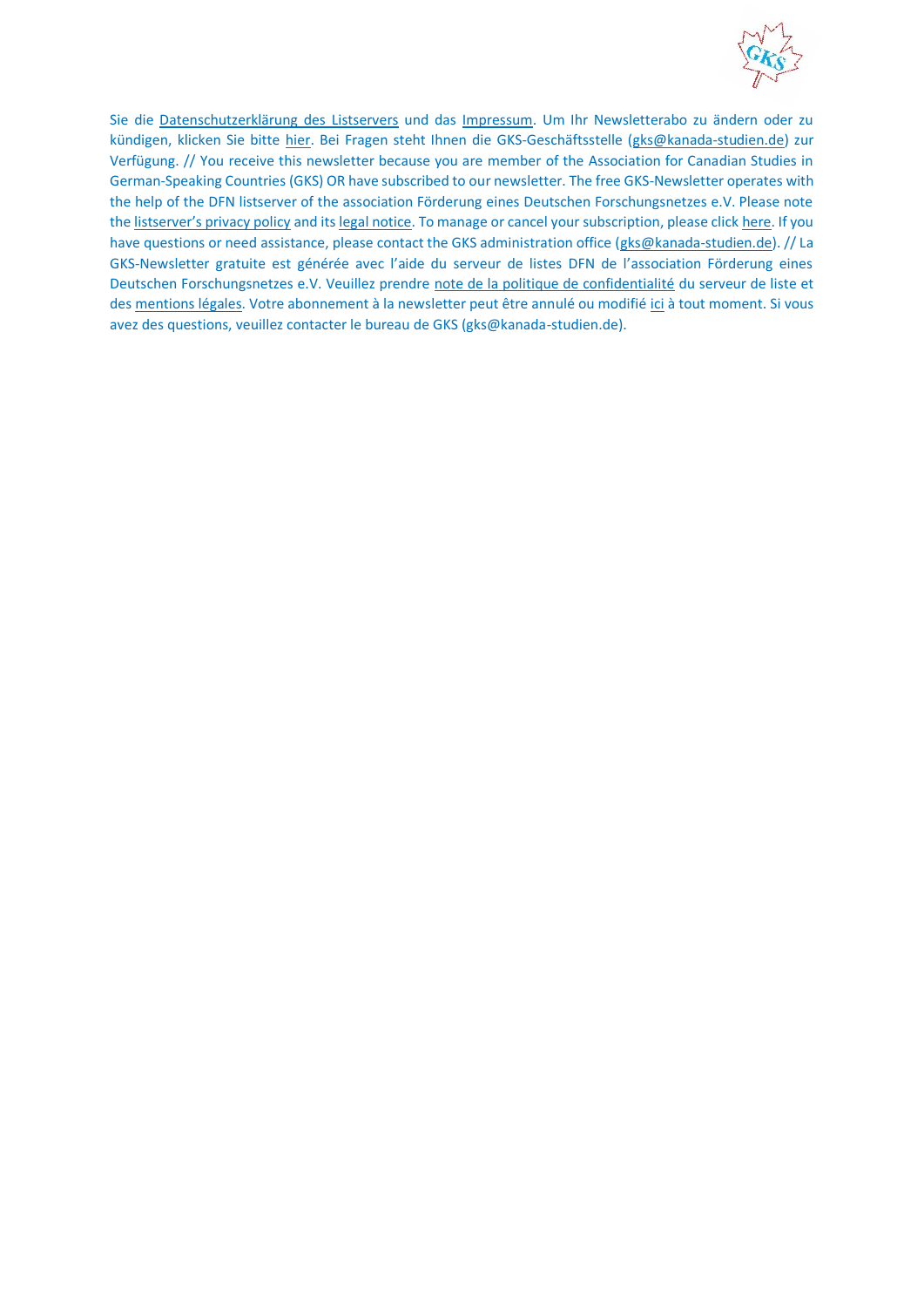Sie die Datenschutzerklärung des Listservers und das Impressum. Um Ihr Newsletterabo zu ändern oder zu kündigen, klicken Sie bitte hier. Bei Fragen steht Ihnen die GKS-Geschäftsstelle (gks@kanada-studien.de) zur Verfügung. // You receive this newsletter because you are member of the Association for Canadian Studies in German-Speaking Countries (GKS) OR have subscribed to our newsletter. The free GKS-Newsletter operates with the help of the DFN listserver of the association Förderung eines Deutschen Forschungsnetzes e.V. Please note the listserver's privacy policy and its legal notice. To manage or cancel your subscription, please click here. If you have questions or need assistance, please contact the GKS administration office (gks@kanada-studien.de). // La GKS-Newsletter gratuite est générée avec l'aide du serveur de listes DFN de l'association Förderung eines Deutschen Forschungsnetzes e.V. Veuillez prendre note de la politique de confidentialité du serveur de liste et des mentions légales. Votre abonnement à la newsletter peut être annulé ou modifié ici à tout moment. Si vous avez des questions, veuillez contacter le bureau de GKS (gks@kanada-studien.de).